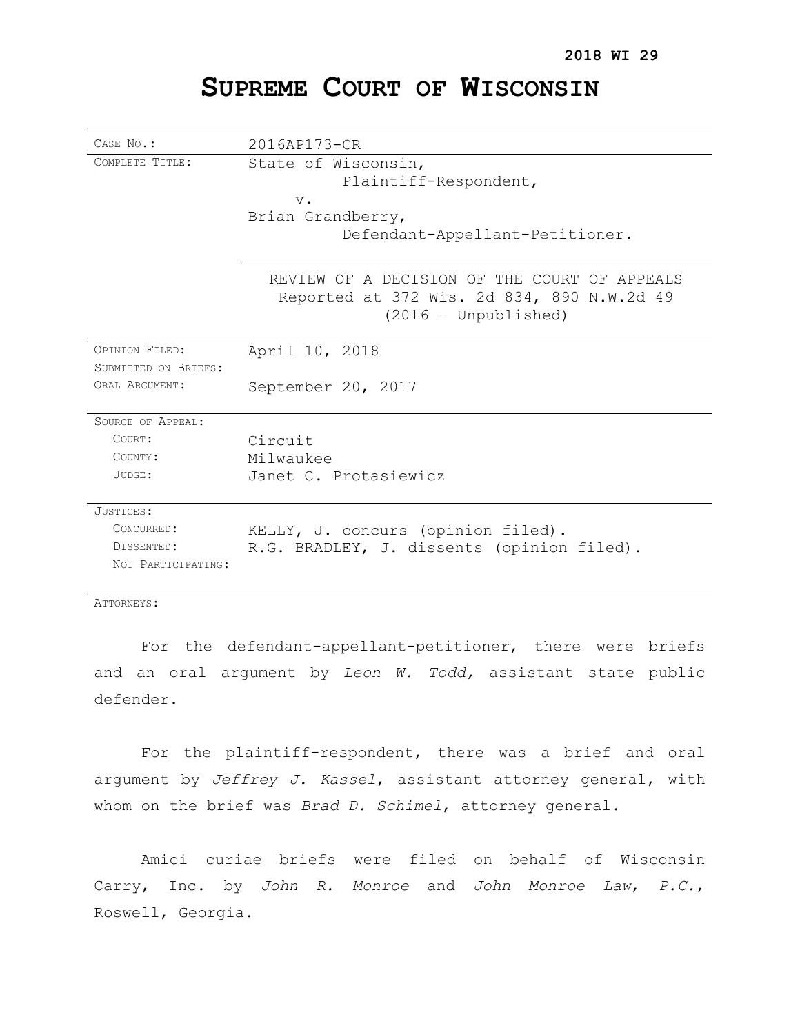**2018 WI 29**

# SUPREME COURT OF WISCONSIN

| | |
|---|---|
| CASE NO.: | 2016AP173-CR |
| COMPLETE TITLE: | State of Wisconsin,<br>Plaintiff-Respondent,<br>v.<br>Brian Grandberry,<br>Defendant-Appellant-Petitioner. |
| | REVIEW OF A DECISION OF THE COURT OF APPEALS<br>Reported at 372 Wis. 2d 834, 890 N.W.2d 49<br>(2016 – Unpublished) |
| OPINION FILED: | April 10, 2018 |
| SUBMITTED ON BRIEFS: | |
| ORAL ARGUMENT: | September 20, 2017 |
| SOURCE OF APPEAL: | |
| COURT: | Circuit |
| COUNTY: | Milwaukee |
| JUDGE: | Janet C. Protasiewicz |
| JUSTICES: | |
| CONCURRED: | KELLY, J. concurs (opinion filed). |
| DISSENTED: | R.G. BRADLEY, J. dissents (opinion filed). |
| NOT PARTICIPATING: | |

ATTORNEYS:

For the defendant-appellant-petitioner, there were briefs and an oral argument by *Leon W. Todd,* assistant state public defender.

For the plaintiff-respondent, there was a brief and oral argument by *Jeffrey J. Kassel*, assistant attorney general, with whom on the brief was *Brad D. Schimel*, attorney general.

Amici curiae briefs were filed on behalf of Wisconsin Carry, Inc. by *John R. Monroe* and *John Monroe Law*, *P.C.*, Roswell, Georgia.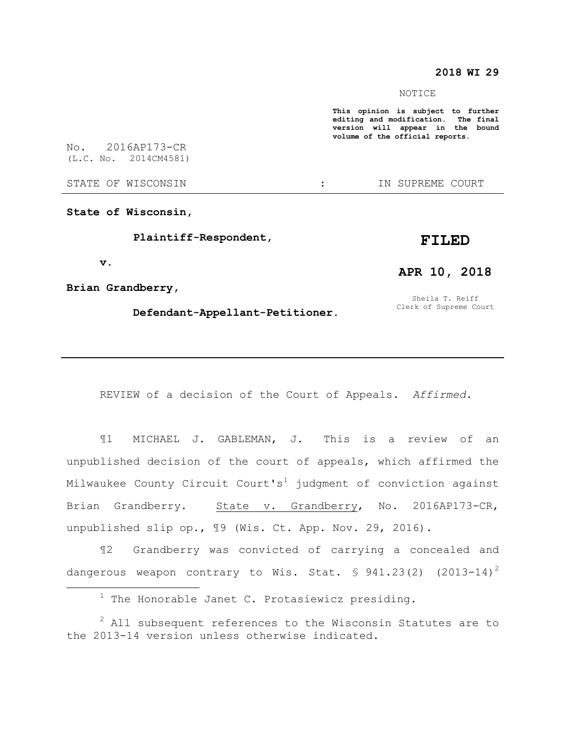**2018 WI 29**

NOTICE

**This opinion is subject to further editing and modification. The final version will appear in the bound volume of the official reports.**

No. 2016AP173-CR
(L.C. No. 2014CM4581)

STATE OF WISCONSIN : IN SUPREME COURT

---

**State of Wisconsin,**

**Plaintiff-Respondent,**

**v.**

**Brian Grandberry,**

**Defendant-Appellant-Petitioner.**

**FILED**

**APR 10, 2018**

Sheila T. Reiff
Clerk of Supreme Court

---

REVIEW of a decision of the Court of Appeals. *Affirmed.*

¶1 MICHAEL J. GABLEMAN, J. This is a review of an unpublished decision of the court of appeals, which affirmed the Milwaukee County Circuit Court's[1] judgment of conviction against Brian Grandberry. State v. Grandberry, No. 2016AP173-CR, unpublished slip op., ¶9 (Wis. Ct. App. Nov. 29, 2016).

¶2 Grandberry was convicted of carrying a concealed and dangerous weapon contrary to Wis. Stat. § 941.23(2) (2013-14)[2]

---

[1] The Honorable Janet C. Protasiewicz presiding.

[2] All subsequent references to the Wisconsin Statutes are to the 2013-14 version unless otherwise indicated.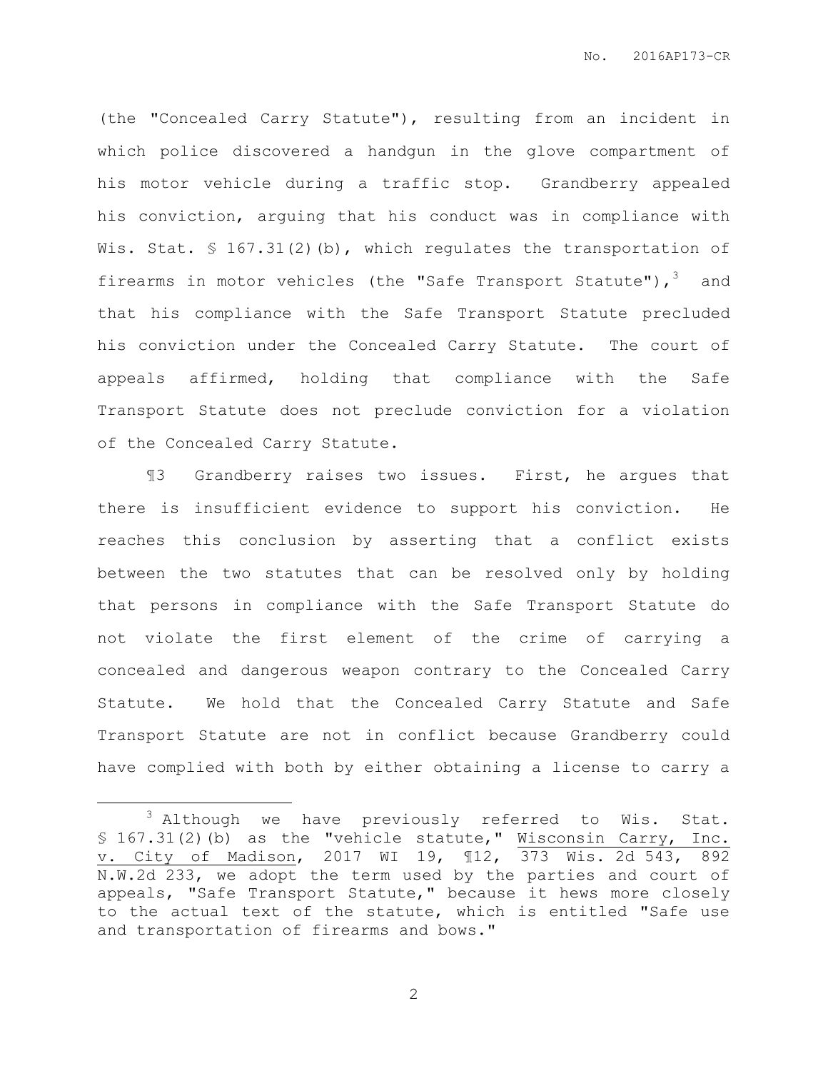(the "Concealed Carry Statute"), resulting from an incident in which police discovered a handgun in the glove compartment of his motor vehicle during a traffic stop. Grandberry appealed his conviction, arguing that his conduct was in compliance with Wis. Stat. § 167.31(2)(b), which regulates the transportation of firearms in motor vehicles (the "Safe Transport Statute"),[3] and that his compliance with the Safe Transport Statute precluded his conviction under the Concealed Carry Statute. The court of appeals affirmed, holding that compliance with the Safe Transport Statute does not preclude conviction for a violation of the Concealed Carry Statute.

¶3 Grandberry raises two issues. First, he argues that there is insufficient evidence to support his conviction. He reaches this conclusion by asserting that a conflict exists between the two statutes that can be resolved only by holding that persons in compliance with the Safe Transport Statute do not violate the first element of the crime of carrying a concealed and dangerous weapon contrary to the Concealed Carry Statute. We hold that the Concealed Carry Statute and Safe Transport Statute are not in conflict because Grandberry could have complied with both by either obtaining a license to carry a

---

[3] Although we have previously referred to Wis. Stat. § 167.31(2)(b) as the "vehicle statute," Wisconsin Carry, Inc. v. City of Madison, 2017 WI 19, ¶12, 373 Wis. 2d 543, 892 N.W.2d 233, we adopt the term used by the parties and court of appeals, "Safe Transport Statute," because it hews more closely to the actual text of the statute, which is entitled "Safe use and transportation of firearms and bows."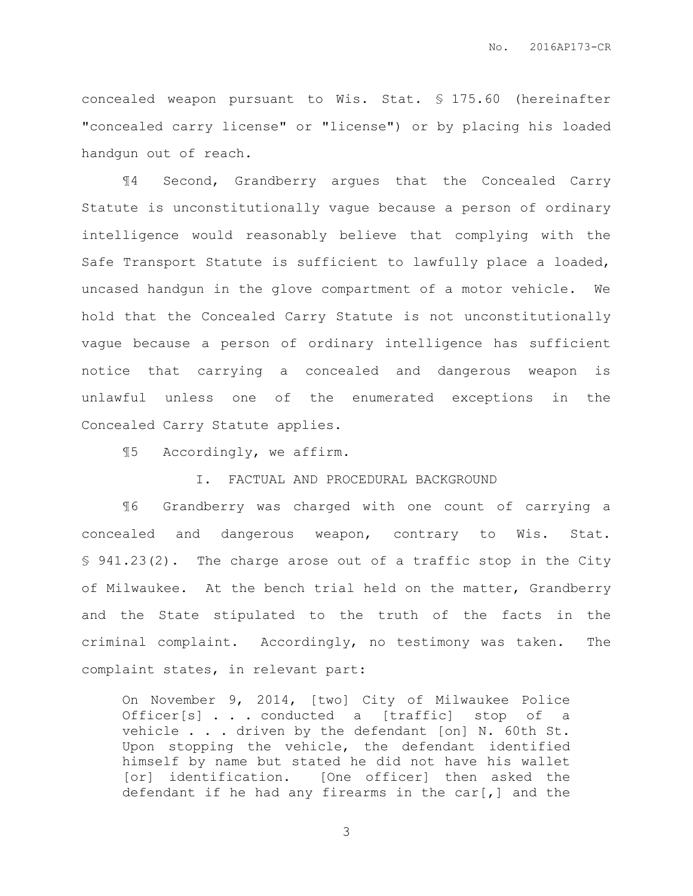concealed weapon pursuant to Wis. Stat. § 175.60 (hereinafter "concealed carry license" or "license") or by placing his loaded handgun out of reach.

¶4 Second, Grandberry argues that the Concealed Carry Statute is unconstitutionally vague because a person of ordinary intelligence would reasonably believe that complying with the Safe Transport Statute is sufficient to lawfully place a loaded, uncased handgun in the glove compartment of a motor vehicle. We hold that the Concealed Carry Statute is not unconstitutionally vague because a person of ordinary intelligence has sufficient notice that carrying a concealed and dangerous weapon is unlawful unless one of the enumerated exceptions in the Concealed Carry Statute applies.

¶5 Accordingly, we affirm.

## I. FACTUAL AND PROCEDURAL BACKGROUND

¶6 Grandberry was charged with one count of carrying a concealed and dangerous weapon, contrary to Wis. Stat. § 941.23(2). The charge arose out of a traffic stop in the City of Milwaukee. At the bench trial held on the matter, Grandberry and the State stipulated to the truth of the facts in the criminal complaint. Accordingly, no testimony was taken. The complaint states, in relevant part:

> On November 9, 2014, [two] City of Milwaukee Police Officer[s] . . . conducted a [traffic] stop of a vehicle . . . driven by the defendant [on] N. 60th St. Upon stopping the vehicle, the defendant identified himself by name but stated he did not have his wallet [or] identification. [One officer] then asked the defendant if he had any firearms in the car[,] and the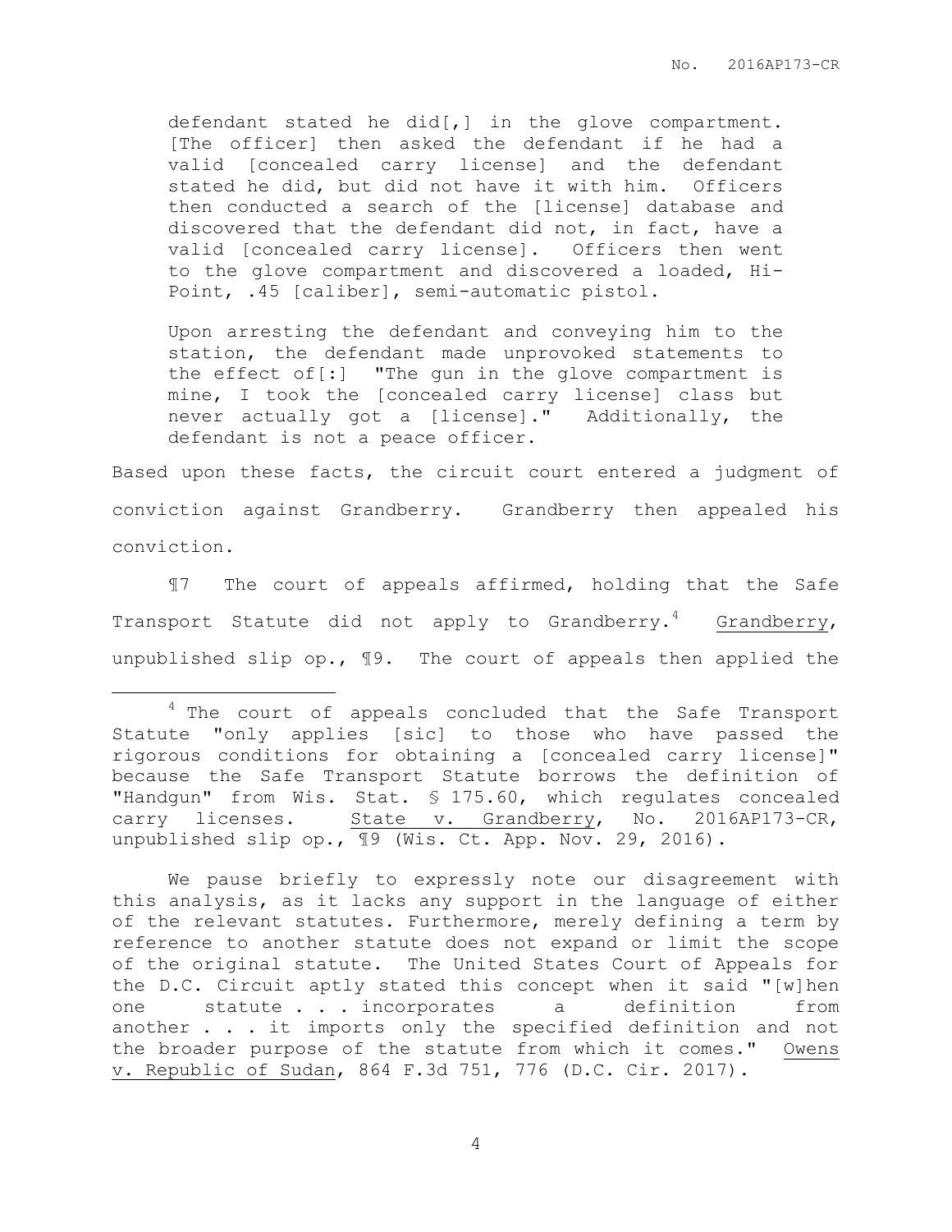> defendant stated he did[,] in the glove compartment. [The officer] then asked the defendant if he had a valid [concealed carry license] and the defendant stated he did, but did not have it with him. Officers then conducted a search of the [license] database and discovered that the defendant did not, in fact, have a valid [concealed carry license]. Officers then went to the glove compartment and discovered a loaded, Hi-Point, .45 [caliber], semi-automatic pistol.
>
> Upon arresting the defendant and conveying him to the station, the defendant made unprovoked statements to the effect of[:] "The gun in the glove compartment is mine, I took the [concealed carry license] class but never actually got a [license]." Additionally, the defendant is not a peace officer.

Based upon these facts, the circuit court entered a judgment of conviction against Grandberry. Grandberry then appealed his conviction.

¶7 The court of appeals affirmed, holding that the Safe Transport Statute did not apply to Grandberry.[4] Grandberry, unpublished slip op., ¶9. The court of appeals then applied the

---

[4] The court of appeals concluded that the Safe Transport Statute "only applies [sic] to those who have passed the rigorous conditions for obtaining a [concealed carry license]" because the Safe Transport Statute borrows the definition of "Handgun" from Wis. Stat. § 175.60, which regulates concealed carry licenses. State v. Grandberry, No. 2016AP173-CR, unpublished slip op., ¶9 (Wis. Ct. App. Nov. 29, 2016).

We pause briefly to expressly note our disagreement with this analysis, as it lacks any support in the language of either of the relevant statutes. Furthermore, merely defining a term by reference to another statute does not expand or limit the scope of the original statute. The United States Court of Appeals for the D.C. Circuit aptly stated this concept when it said "[w]hen one statute . . . incorporates a definition from another . . . it imports only the specified definition and not the broader purpose of the statute from which it comes." Owens v. Republic of Sudan, 864 F.3d 751, 776 (D.C. Cir. 2017).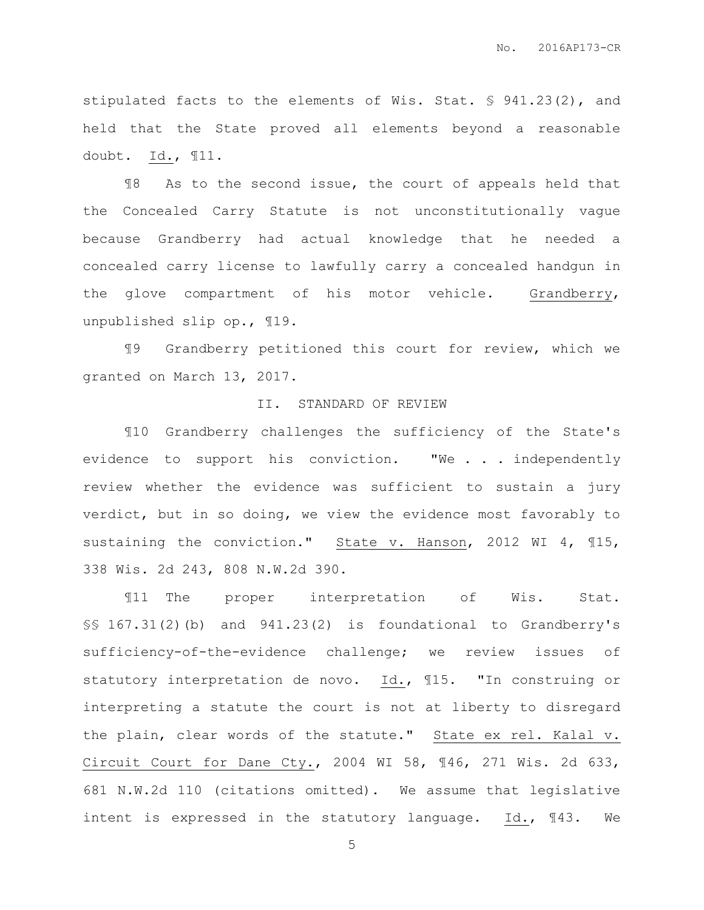stipulated facts to the elements of Wis. Stat. § 941.23(2), and held that the State proved all elements beyond a reasonable doubt. Id., ¶11.

¶8 As to the second issue, the court of appeals held that the Concealed Carry Statute is not unconstitutionally vague because Grandberry had actual knowledge that he needed a concealed carry license to lawfully carry a concealed handgun in the glove compartment of his motor vehicle. Grandberry, unpublished slip op., ¶19.

¶9 Grandberry petitioned this court for review, which we granted on March 13, 2017.

## II. STANDARD OF REVIEW

¶10 Grandberry challenges the sufficiency of the State's evidence to support his conviction. "We . . . independently review whether the evidence was sufficient to sustain a jury verdict, but in so doing, we view the evidence most favorably to sustaining the conviction." State v. Hanson, 2012 WI 4, ¶15, 338 Wis. 2d 243, 808 N.W.2d 390.

¶11 The proper interpretation of Wis. Stat. §§ 167.31(2)(b) and 941.23(2) is foundational to Grandberry's sufficiency-of-the-evidence challenge; we review issues of statutory interpretation de novo. Id., ¶15. "In construing or interpreting a statute the court is not at liberty to disregard the plain, clear words of the statute." State ex rel. Kalal v. Circuit Court for Dane Cty., 2004 WI 58, ¶46, 271 Wis. 2d 633, 681 N.W.2d 110 (citations omitted). We assume that legislative intent is expressed in the statutory language. Id., ¶43. We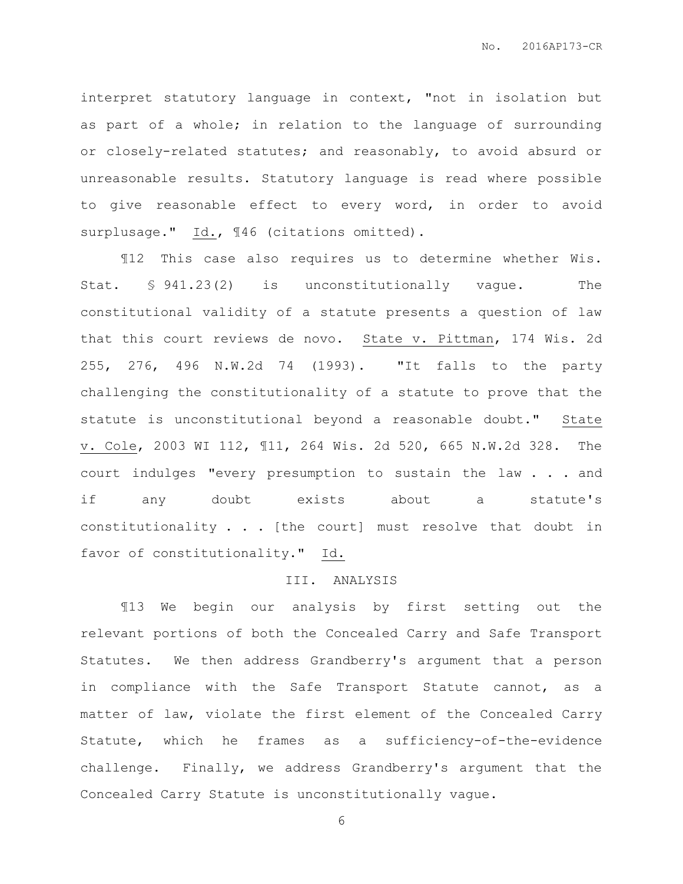interpret statutory language in context, "not in isolation but as part of a whole; in relation to the language of surrounding or closely-related statutes; and reasonably, to avoid absurd or unreasonable results. Statutory language is read where possible to give reasonable effect to every word, in order to avoid surplusage." Id., ¶46 (citations omitted).

¶12 This case also requires us to determine whether Wis. Stat. § 941.23(2) is unconstitutionally vague. The constitutional validity of a statute presents a question of law that this court reviews de novo. State v. Pittman, 174 Wis. 2d 255, 276, 496 N.W.2d 74 (1993). "It falls to the party challenging the constitutionality of a statute to prove that the statute is unconstitutional beyond a reasonable doubt." State v. Cole, 2003 WI 112, ¶11, 264 Wis. 2d 520, 665 N.W.2d 328. The court indulges "every presumption to sustain the law . . . and if any doubt exists about a statute's constitutionality . . . [the court] must resolve that doubt in favor of constitutionality." Id.

## III. ANALYSIS

¶13 We begin our analysis by first setting out the relevant portions of both the Concealed Carry and Safe Transport Statutes. We then address Grandberry's argument that a person in compliance with the Safe Transport Statute cannot, as a matter of law, violate the first element of the Concealed Carry Statute, which he frames as a sufficiency-of-the-evidence challenge. Finally, we address Grandberry's argument that the Concealed Carry Statute is unconstitutionally vague.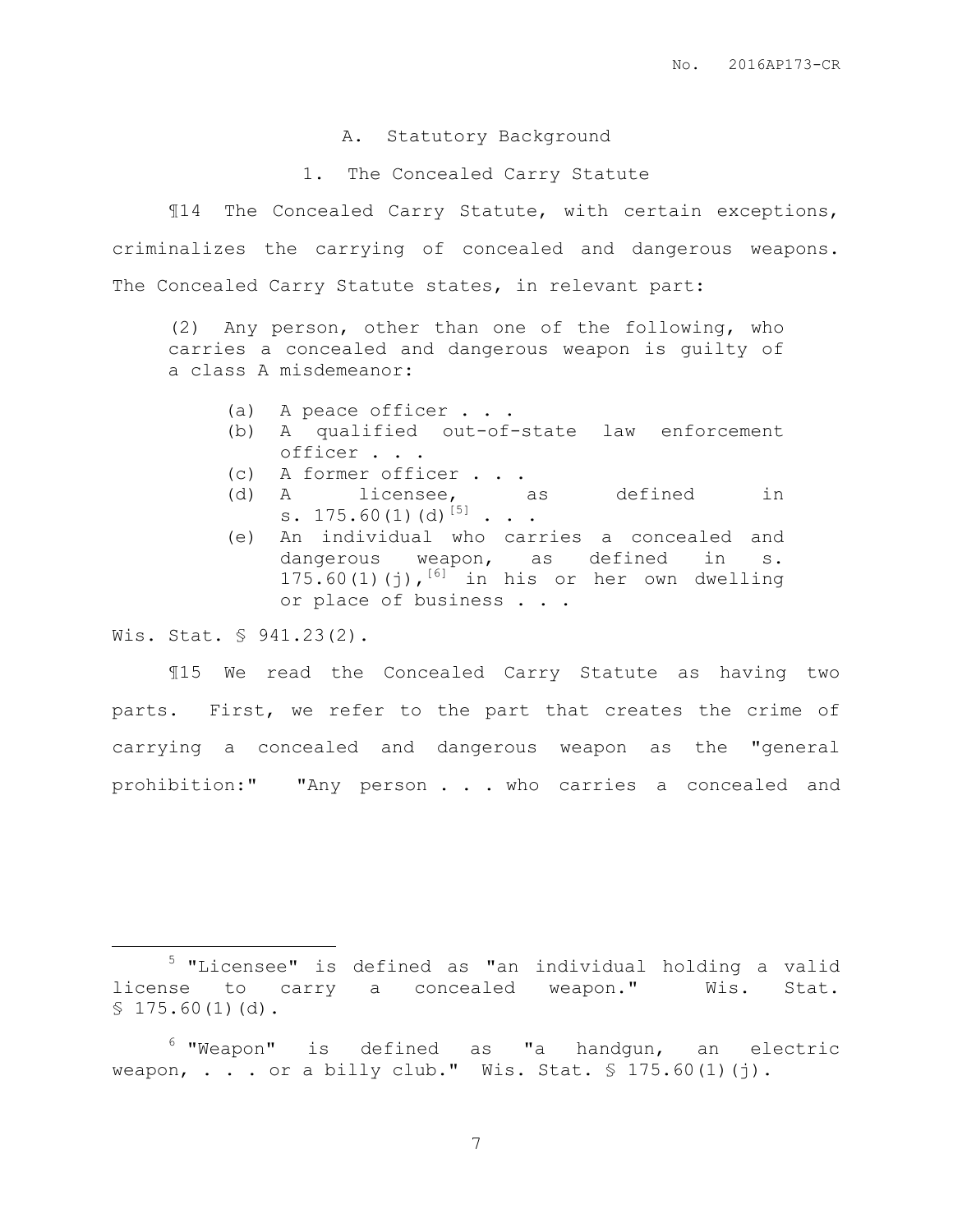### A. Statutory Background

#### 1. The Concealed Carry Statute

¶14 The Concealed Carry Statute, with certain exceptions, criminalizes the carrying of concealed and dangerous weapons. The Concealed Carry Statute states, in relevant part:

> (2) Any person, other than one of the following, who carries a concealed and dangerous weapon is guilty of a class A misdemeanor:
>
> (a) A peace officer . . .
> (b) A qualified out-of-state law enforcement officer . . .
> (c) A former officer . . .
> (d) A licensee, as defined in s. 175.60(1)(d)[5] . . .
> (e) An individual who carries a concealed and dangerous weapon, as defined in s. 175.60(1)(j),[6] in his or her own dwelling or place of business . . .

Wis. Stat. § 941.23(2).

¶15 We read the Concealed Carry Statute as having two parts. First, we refer to the part that creates the crime of carrying a concealed and dangerous weapon as the "general prohibition:" "Any person . . . who carries a concealed and

---

[5] "Licensee" is defined as "an individual holding a valid license to carry a concealed weapon." Wis. Stat. § 175.60(1)(d).

[6] "Weapon" is defined as "a handgun, an electric weapon, . . . or a billy club." Wis. Stat. § 175.60(1)(j).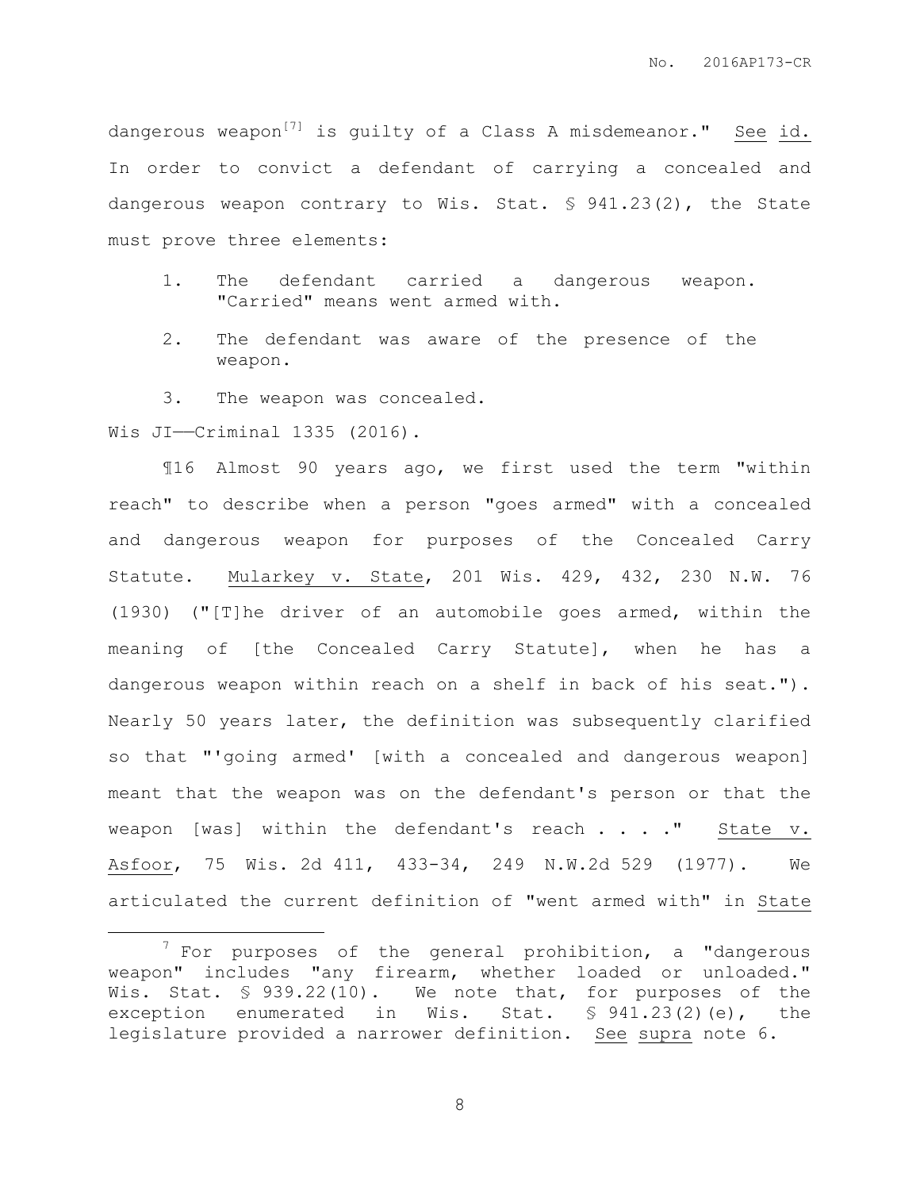dangerous weapon[7] is guilty of a Class A misdemeanor." See id. In order to convict a defendant of carrying a concealed and dangerous weapon contrary to Wis. Stat. § 941.23(2), the State must prove three elements:

1. The defendant carried a dangerous weapon. "Carried" means went armed with.
2. The defendant was aware of the presence of the weapon.
3. The weapon was concealed.

Wis JI——Criminal 1335 (2016).

¶16 Almost 90 years ago, we first used the term "within reach" to describe when a person "goes armed" with a concealed and dangerous weapon for purposes of the Concealed Carry Statute. Mularkey v. State, 201 Wis. 429, 432, 230 N.W. 76 (1930) ("[T]he driver of an automobile goes armed, within the meaning of [the Concealed Carry Statute], when he has a dangerous weapon within reach on a shelf in back of his seat."). Nearly 50 years later, the definition was subsequently clarified so that "'going armed' [with a concealed and dangerous weapon] meant that the weapon was on the defendant's person or that the weapon [was] within the defendant's reach . . . ." State v. Asfoor, 75 Wis. 2d 411, 433-34, 249 N.W.2d 529 (1977). We articulated the current definition of "went armed with" in State

---

[7] For purposes of the general prohibition, a "dangerous weapon" includes "any firearm, whether loaded or unloaded." Wis. Stat. § 939.22(10). We note that, for purposes of the exception enumerated in Wis. Stat. § 941.23(2)(e), the legislature provided a narrower definition. See supra note 6.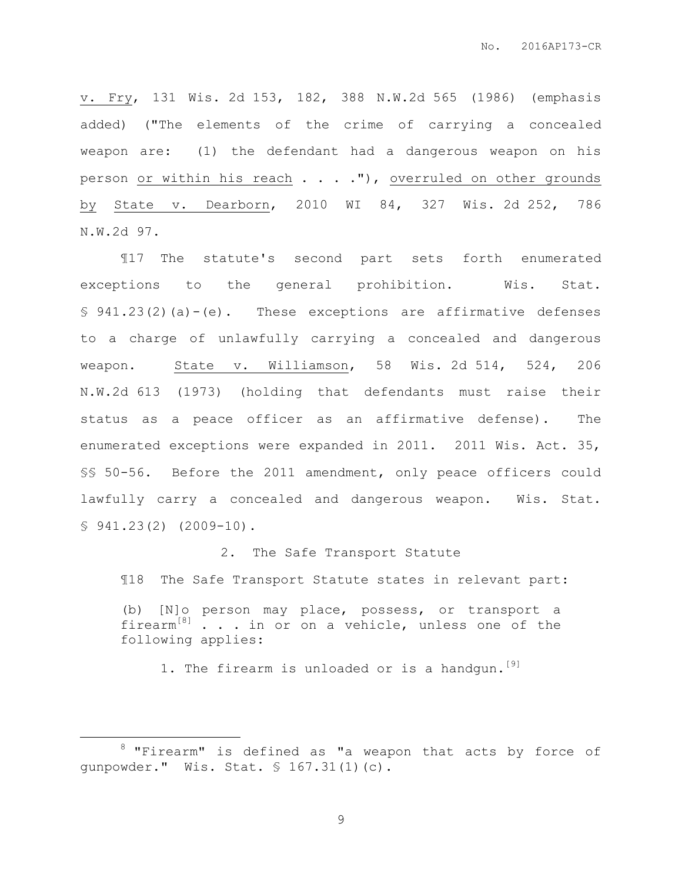v. Fry, 131 Wis. 2d 153, 182, 388 N.W.2d 565 (1986) (emphasis added) ("The elements of the crime of carrying a concealed weapon are: (1) the defendant had a dangerous weapon on his person or within his reach . . . ."), overruled on other grounds by State v. Dearborn, 2010 WI 84, 327 Wis. 2d 252, 786 N.W.2d 97.

¶17 The statute's second part sets forth enumerated exceptions to the general prohibition. Wis. Stat. § 941.23(2)(a)-(e). These exceptions are affirmative defenses to a charge of unlawfully carrying a concealed and dangerous weapon. State v. Williamson, 58 Wis. 2d 514, 524, 206 N.W.2d 613 (1973) (holding that defendants must raise their status as a peace officer as an affirmative defense). The enumerated exceptions were expanded in 2011. 2011 Wis. Act. 35, §§ 50-56. Before the 2011 amendment, only peace officers could lawfully carry a concealed and dangerous weapon. Wis. Stat. § 941.23(2) (2009-10).

2. The Safe Transport Statute

¶18 The Safe Transport Statute states in relevant part:

> (b) [N]o person may place, possess, or transport a firearm[8] . . . in or on a vehicle, unless one of the following applies:
>
> 1. The firearm is unloaded or is a handgun.[9]

---

[8] "Firearm" is defined as "a weapon that acts by force of gunpowder." Wis. Stat. § 167.31(1)(c).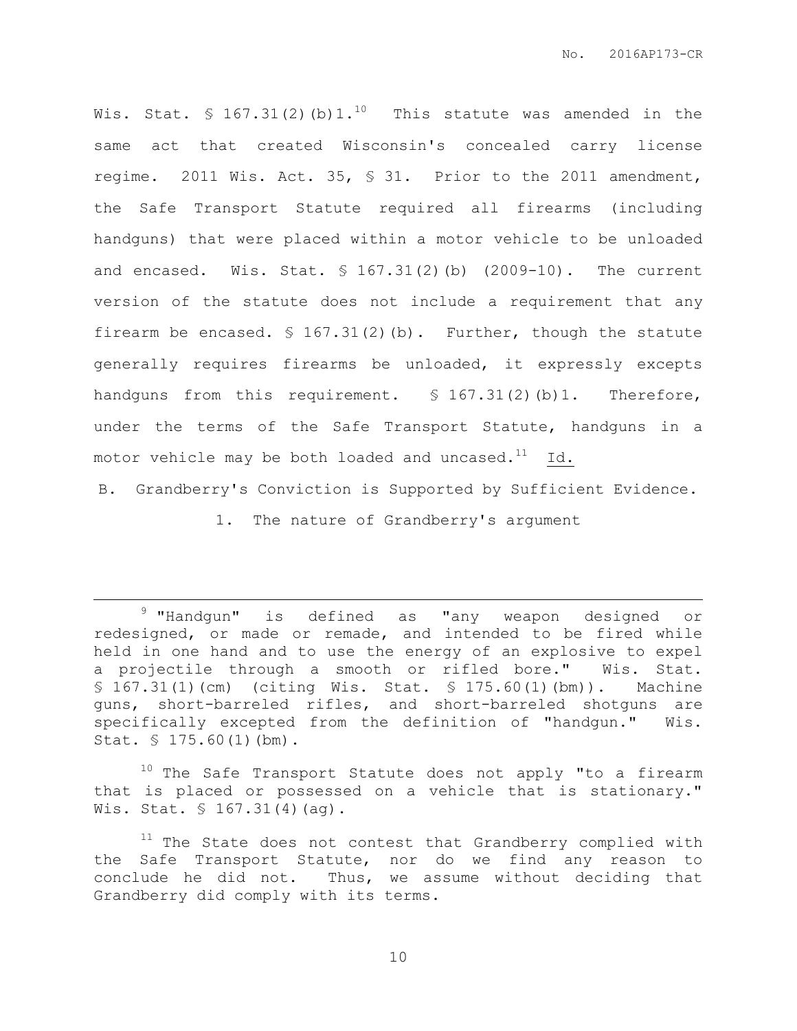Wis. Stat. § 167.31(2)(b)1.[10] This statute was amended in the same act that created Wisconsin's concealed carry license regime. 2011 Wis. Act. 35, § 31. Prior to the 2011 amendment, the Safe Transport Statute required all firearms (including handguns) that were placed within a motor vehicle to be unloaded and encased. Wis. Stat. § 167.31(2)(b) (2009-10). The current version of the statute does not include a requirement that any firearm be encased. § 167.31(2)(b). Further, though the statute generally requires firearms be unloaded, it expressly excepts handguns from this requirement. § 167.31(2)(b)1. Therefore, under the terms of the Safe Transport Statute, handguns in a motor vehicle may be both loaded and uncased.[11] Id.

### B. Grandberry's Conviction is Supported by Sufficient Evidence.

#### 1. The nature of Grandberry's argument

---

[9] "Handgun" is defined as "any weapon designed or redesigned, or made or remade, and intended to be fired while held in one hand and to use the energy of an explosive to expel a projectile through a smooth or rifled bore." Wis. Stat. § 167.31(1)(cm) (citing Wis. Stat. § 175.60(1)(bm)). Machine guns, short-barreled rifles, and short-barreled shotguns are specifically excepted from the definition of "handgun." Wis. Stat. § 175.60(1)(bm).

[10] The Safe Transport Statute does not apply "to a firearm that is placed or possessed on a vehicle that is stationary." Wis. Stat. § 167.31(4)(ag).

[11] The State does not contest that Grandberry complied with the Safe Transport Statute, nor do we find any reason to conclude he did not. Thus, we assume without deciding that Grandberry did comply with its terms.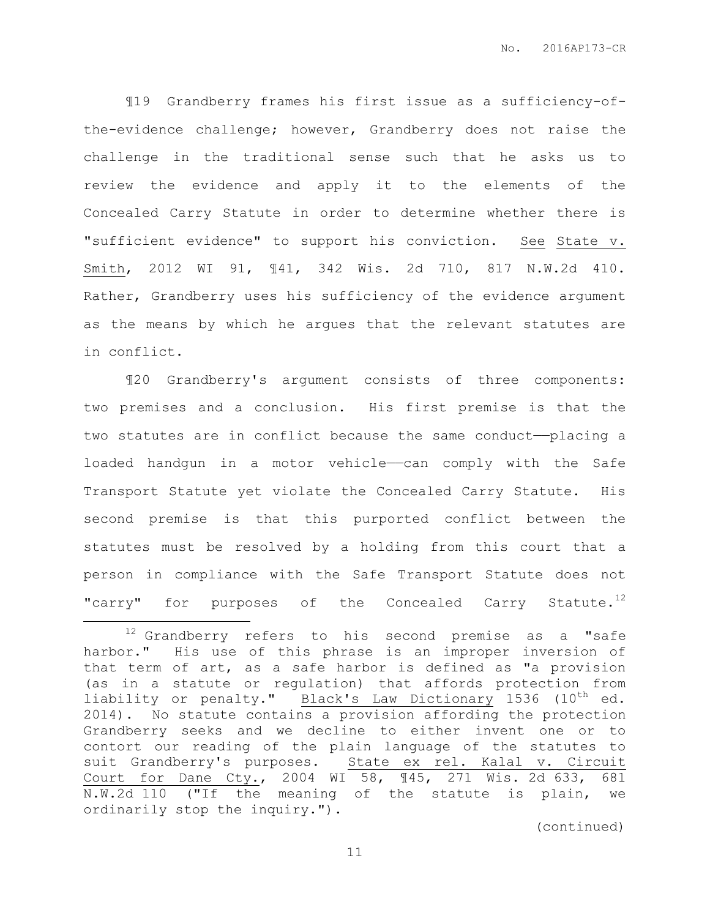¶19 Grandberry frames his first issue as a sufficiency-of-the-evidence challenge; however, Grandberry does not raise the challenge in the traditional sense such that he asks us to review the evidence and apply it to the elements of the Concealed Carry Statute in order to determine whether there is "sufficient evidence" to support his conviction. See State v. Smith, 2012 WI 91, ¶41, 342 Wis. 2d 710, 817 N.W.2d 410. Rather, Grandberry uses his sufficiency of the evidence argument as the means by which he argues that the relevant statutes are in conflict.

¶20 Grandberry's argument consists of three components: two premises and a conclusion. His first premise is that the two statutes are in conflict because the same conduct——placing a loaded handgun in a motor vehicle——can comply with the Safe Transport Statute yet violate the Concealed Carry Statute. His second premise is that this purported conflict between the statutes must be resolved by a holding from this court that a person in compliance with the Safe Transport Statute does not "carry" for purposes of the Concealed Carry Statute.[12]

---

[12] Grandberry refers to his second premise as a "safe harbor." His use of this phrase is an improper inversion of that term of art, as a safe harbor is defined as "a provision (as in a statute or regulation) that affords protection from liability or penalty." Black's Law Dictionary 1536 (10th ed. 2014). No statute contains a provision affording the protection Grandberry seeks and we decline to either invent one or to contort our reading of the plain language of the statutes to suit Grandberry's purposes. State ex rel. Kalal v. Circuit Court for Dane Cty., 2004 WI 58, ¶45, 271 Wis. 2d 633, 681 N.W.2d 110 ("If the meaning of the statute is plain, we ordinarily stop the inquiry.").

(continued)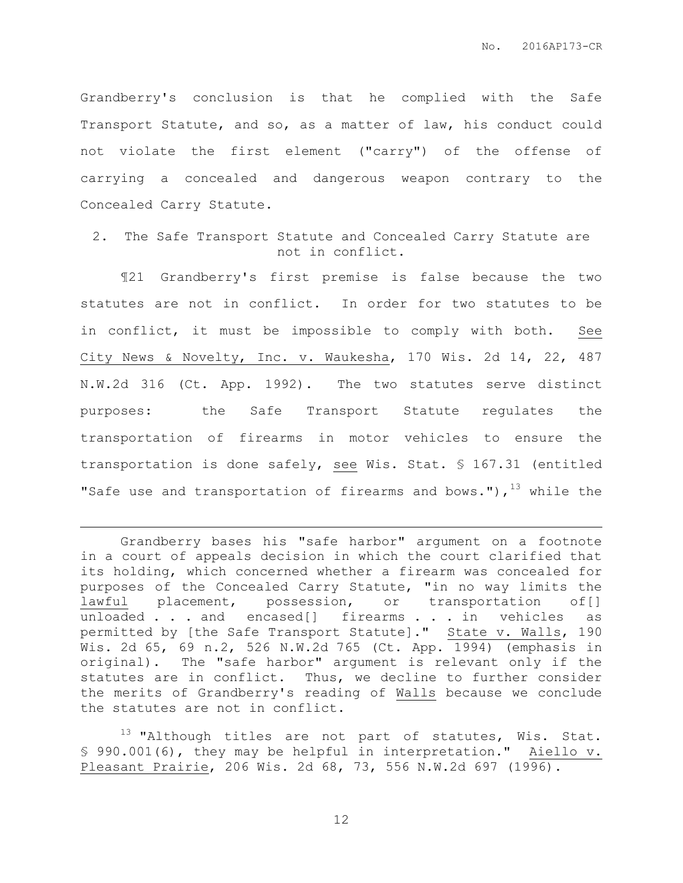Grandberry's conclusion is that he complied with the Safe Transport Statute, and so, as a matter of law, his conduct could not violate the first element ("carry") of the offense of carrying a concealed and dangerous weapon contrary to the Concealed Carry Statute.

## 2. The Safe Transport Statute and Concealed Carry Statute are not in conflict.

¶21 Grandberry's first premise is false because the two statutes are not in conflict. In order for two statutes to be in conflict, it must be impossible to comply with both. See City News & Novelty, Inc. v. Waukesha, 170 Wis. 2d 14, 22, 487 N.W.2d 316 (Ct. App. 1992). The two statutes serve distinct purposes: the Safe Transport Statute regulates the transportation of firearms in motor vehicles to ensure the transportation is done safely, see Wis. Stat. § 167.31 (entitled "Safe use and transportation of firearms and bows."),[13] while the

---

Grandberry bases his "safe harbor" argument on a footnote in a court of appeals decision in which the court clarified that its holding, which concerned whether a firearm was concealed for purposes of the Concealed Carry Statute, "in no way limits the *lawful* placement, possession, or transportation of[] unloaded . . . and encased[] firearms . . . in vehicles as permitted by [the Safe Transport Statute]." State v. Walls, 190 Wis. 2d 65, 69 n.2, 526 N.W.2d 765 (Ct. App. 1994) (emphasis in original). The "safe harbor" argument is relevant only if the statutes are in conflict. Thus, we decline to further consider the merits of Grandberry's reading of Walls because we conclude the statutes are not in conflict.

[13] "Although titles are not part of statutes, Wis. Stat. § 990.001(6), they may be helpful in interpretation." Aiello v. Pleasant Prairie, 206 Wis. 2d 68, 73, 556 N.W.2d 697 (1996).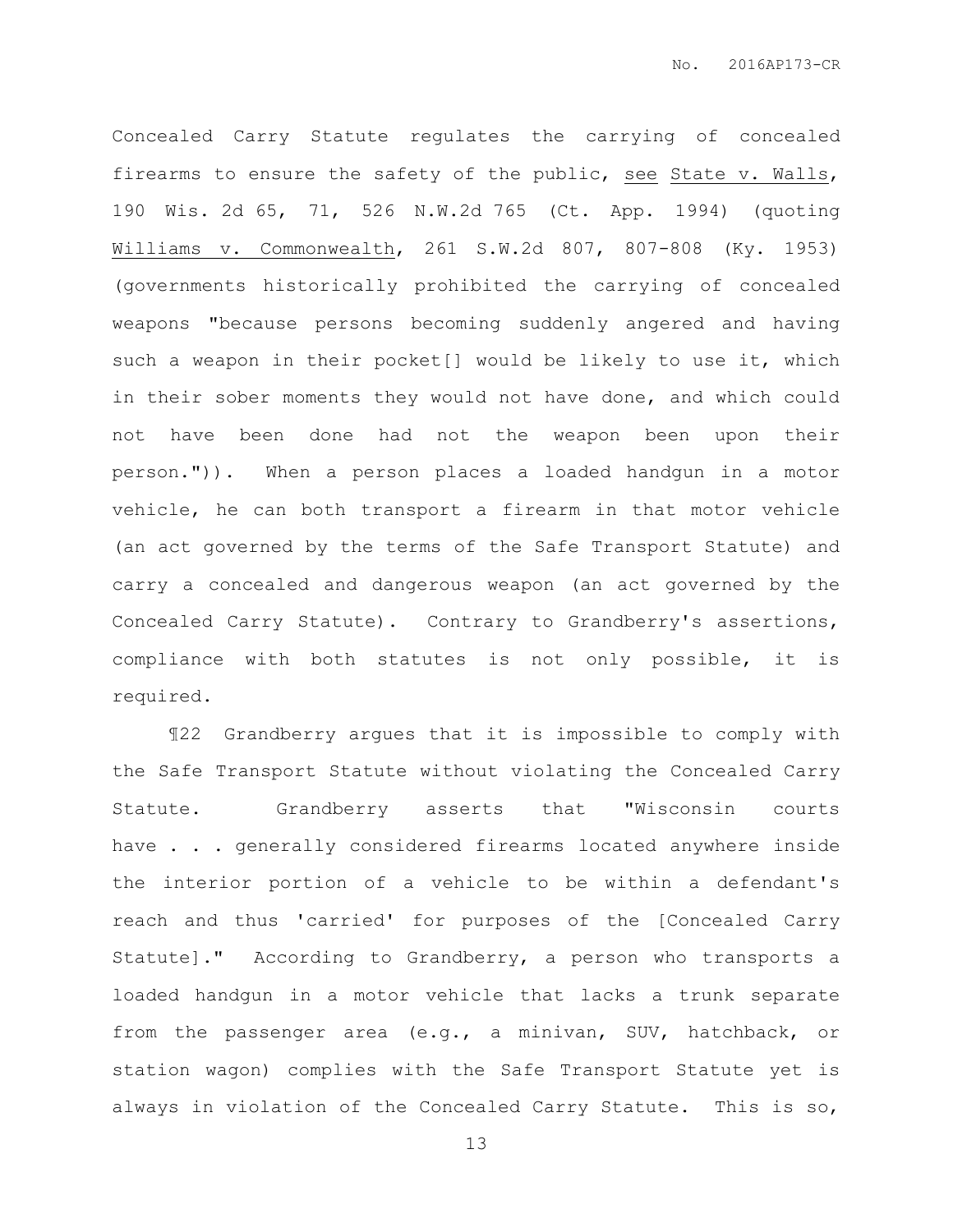Concealed Carry Statute regulates the carrying of concealed firearms to ensure the safety of the public, see State v. Walls, 190 Wis. 2d 65, 71, 526 N.W.2d 765 (Ct. App. 1994) (quoting Williams v. Commonwealth, 261 S.W.2d 807, 807-808 (Ky. 1953) (governments historically prohibited the carrying of concealed weapons "because persons becoming suddenly angered and having such a weapon in their pocket[] would be likely to use it, which in their sober moments they would not have done, and which could not have been done had not the weapon been upon their person.")). When a person places a loaded handgun in a motor vehicle, he can both transport a firearm in that motor vehicle (an act governed by the terms of the Safe Transport Statute) and carry a concealed and dangerous weapon (an act governed by the Concealed Carry Statute). Contrary to Grandberry's assertions, compliance with both statutes is not only possible, it is required.

¶22 Grandberry argues that it is impossible to comply with the Safe Transport Statute without violating the Concealed Carry Statute. Grandberry asserts that "Wisconsin courts have . . . generally considered firearms located anywhere inside the interior portion of a vehicle to be within a defendant's reach and thus 'carried' for purposes of the [Concealed Carry Statute]." According to Grandberry, a person who transports a loaded handgun in a motor vehicle that lacks a trunk separate from the passenger area (e.g., a minivan, SUV, hatchback, or station wagon) complies with the Safe Transport Statute yet is always in violation of the Concealed Carry Statute. This is so,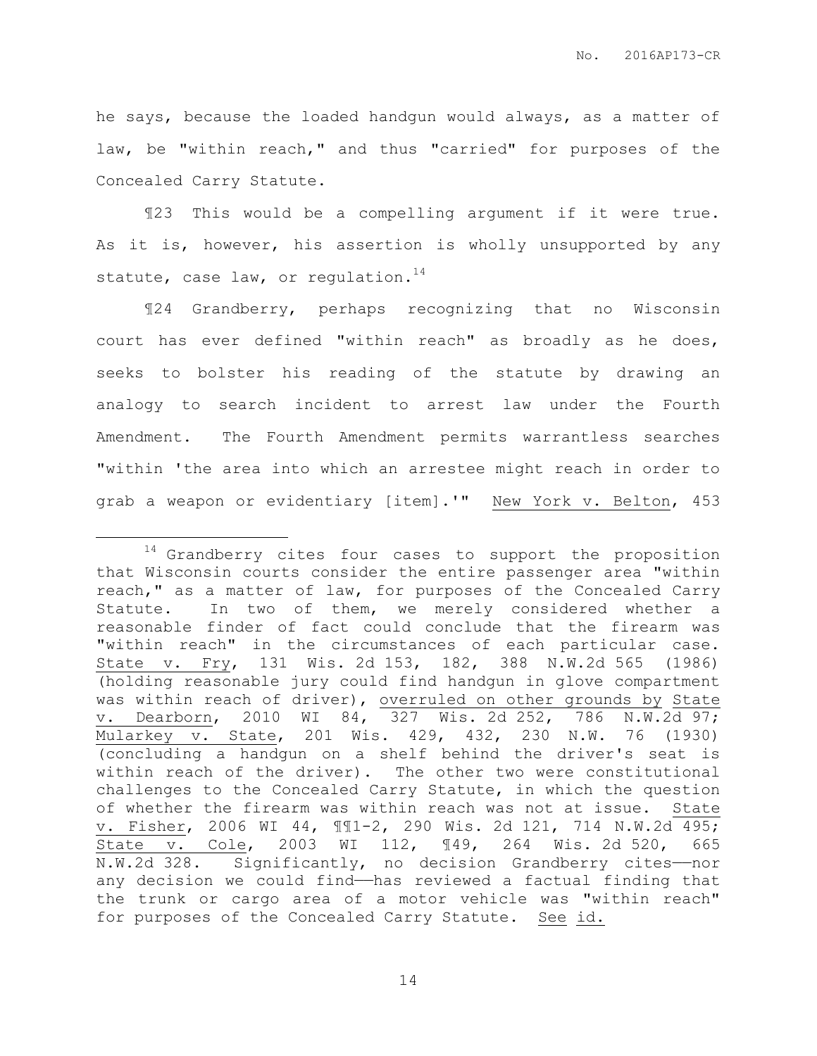he says, because the loaded handgun would always, as a matter of law, be "within reach," and thus "carried" for purposes of the Concealed Carry Statute.

¶23 This would be a compelling argument if it were true. As it is, however, his assertion is wholly unsupported by any statute, case law, or regulation.[14]

¶24 Grandberry, perhaps recognizing that no Wisconsin court has ever defined "within reach" as broadly as he does, seeks to bolster his reading of the statute by drawing an analogy to search incident to arrest law under the Fourth Amendment. The Fourth Amendment permits warrantless searches "within 'the area into which an arrestee might reach in order to grab a weapon or evidentiary [item].'" <u>New York v. Belton</u>, 453

---

[14] Grandberry cites four cases to support the proposition that Wisconsin courts consider the entire passenger area "within reach," as a matter of law, for purposes of the Concealed Carry Statute. In two of them, we merely considered whether a reasonable finder of fact could conclude that the firearm was "within reach" in the circumstances of each particular case. <u>State v. Fry</u>, 131 Wis. 2d 153, 182, 388 N.W.2d 565 (1986) (holding reasonable jury could find handgun in glove compartment was within reach of driver), <u>overruled on other grounds by</u> <u>State v. Dearborn</u>, 2010 WI 84, 327 Wis. 2d 252, 786 N.W.2d 97; <u>Mularkey v. State</u>, 201 Wis. 429, 432, 230 N.W. 76 (1930) (concluding a handgun on a shelf behind the driver's seat is within reach of the driver). The other two were constitutional challenges to the Concealed Carry Statute, in which the question of whether the firearm was within reach was not at issue. <u>State v. Fisher</u>, 2006 WI 44, ¶¶1-2, 290 Wis. 2d 121, 714 N.W.2d 495; <u>State v. Cole</u>, 2003 WI 112, ¶49, 264 Wis. 2d 520, 665 N.W.2d 328. Significantly, no decision Grandberry cites——nor any decision we could find——has reviewed a factual finding that the trunk or cargo area of a motor vehicle was "within reach" for purposes of the Concealed Carry Statute. <u>See</u> <u>id.</u>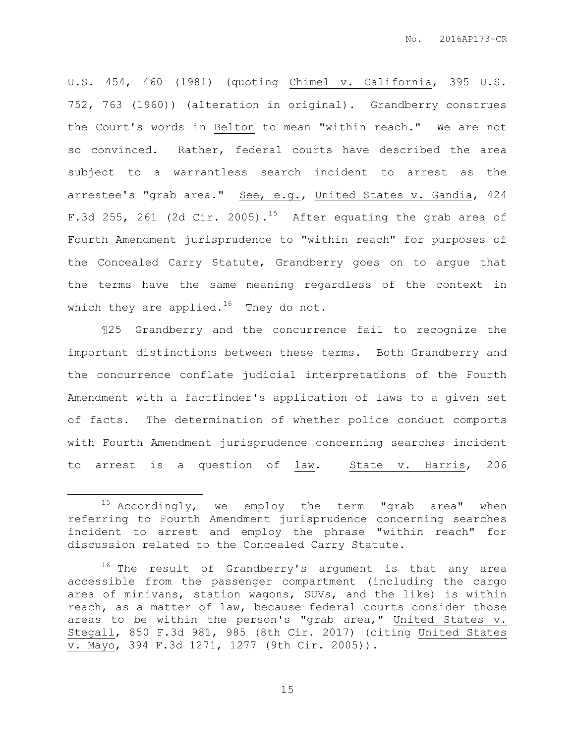U.S. 454, 460 (1981) (quoting Chimel v. California, 395 U.S. 752, 763 (1960)) (alteration in original). Grandberry construes the Court's words in Belton to mean "within reach." We are not so convinced. Rather, federal courts have described the area subject to a warrantless search incident to arrest as the arrestee's "grab area." See, e.g., United States v. Gandia, 424 F.3d 255, 261 (2d Cir. 2005).[15] After equating the grab area of Fourth Amendment jurisprudence to "within reach" for purposes of the Concealed Carry Statute, Grandberry goes on to argue that the terms have the same meaning regardless of the context in which they are applied.[16] They do not.

¶25 Grandberry and the concurrence fail to recognize the important distinctions between these terms. Both Grandberry and the concurrence conflate judicial interpretations of the Fourth Amendment with a factfinder's application of laws to a given set of facts. The determination of whether police conduct comports with Fourth Amendment jurisprudence concerning searches incident to arrest is a question of law. State v. Harris, 206

---

[15] Accordingly, we employ the term "grab area" when referring to Fourth Amendment jurisprudence concerning searches incident to arrest and employ the phrase "within reach" for discussion related to the Concealed Carry Statute.

[16] The result of Grandberry's argument is that any area accessible from the passenger compartment (including the cargo area of minivans, station wagons, SUVs, and the like) is within reach, as a matter of law, because federal courts consider those areas to be within the person's "grab area," United States v. Stegall, 850 F.3d 981, 985 (8th Cir. 2017) (citing United States v. Mayo, 394 F.3d 1271, 1277 (9th Cir. 2005)).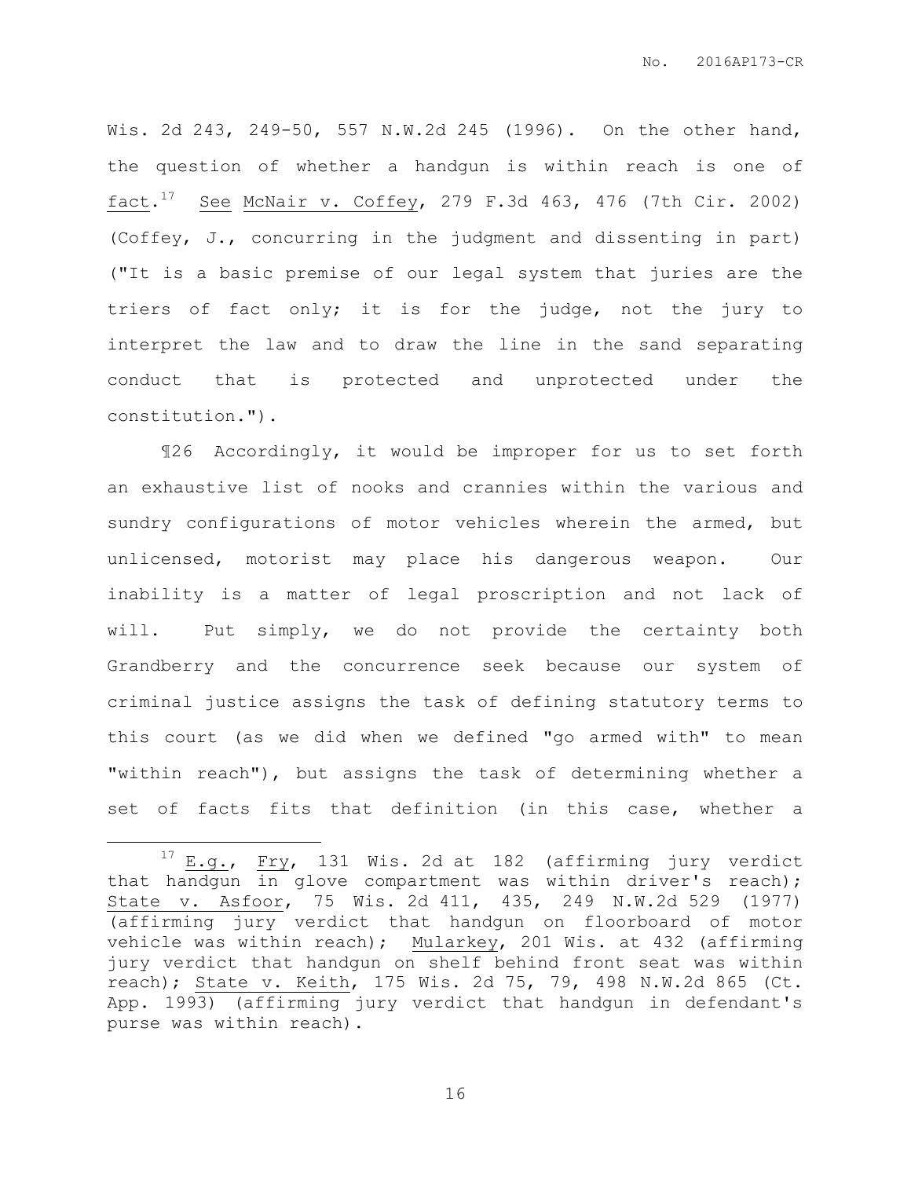Wis. 2d 243, 249-50, 557 N.W.2d 245 (1996). On the other hand, the question of whether a handgun is within reach is one of fact.[17] See McNair v. Coffey, 279 F.3d 463, 476 (7th Cir. 2002) (Coffey, J., concurring in the judgment and dissenting in part) ("It is a basic premise of our legal system that juries are the triers of fact only; it is for the judge, not the jury to interpret the law and to draw the line in the sand separating conduct that is protected and unprotected under the constitution.").

¶26 Accordingly, it would be improper for us to set forth an exhaustive list of nooks and crannies within the various and sundry configurations of motor vehicles wherein the armed, but unlicensed, motorist may place his dangerous weapon. Our inability is a matter of legal proscription and not lack of will. Put simply, we do not provide the certainty both Grandberry and the concurrence seek because our system of criminal justice assigns the task of defining statutory terms to this court (as we did when we defined "go armed with" to mean "within reach"), but assigns the task of determining whether a set of facts fits that definition (in this case, whether a

---

[17] E.g., Fry, 131 Wis. 2d at 182 (affirming jury verdict that handgun in glove compartment was within driver's reach); State v. Asfoor, 75 Wis. 2d 411, 435, 249 N.W.2d 529 (1977) (affirming jury verdict that handgun on floorboard of motor vehicle was within reach); Mularkey, 201 Wis. at 432 (affirming jury verdict that handgun on shelf behind front seat was within reach); State v. Keith, 175 Wis. 2d 75, 79, 498 N.W.2d 865 (Ct. App. 1993) (affirming jury verdict that handgun in defendant's purse was within reach).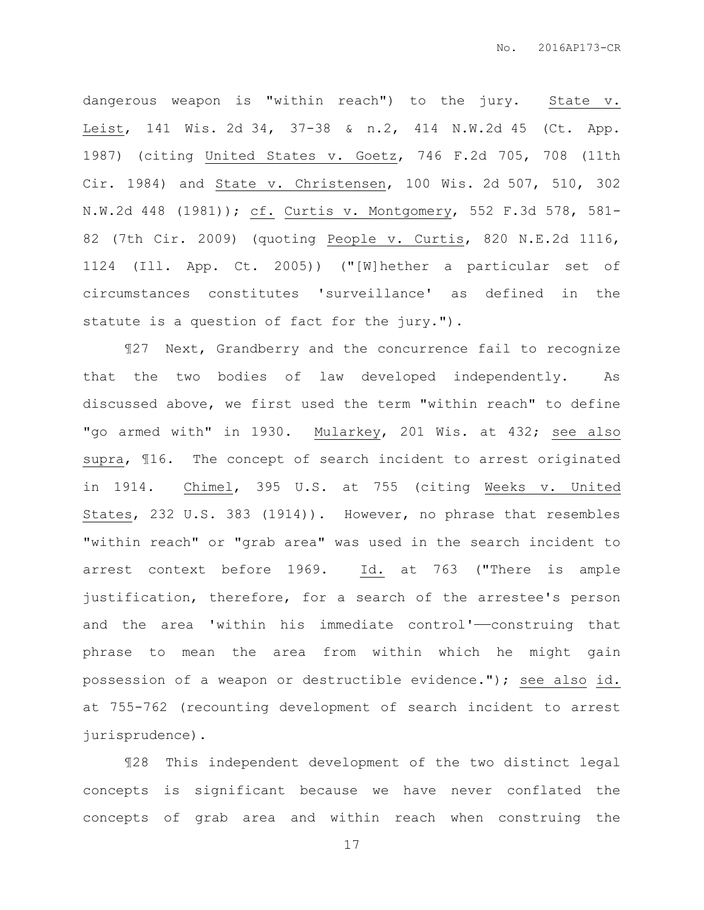dangerous weapon is "within reach") to the jury. State v. Leist, 141 Wis. 2d 34, 37-38 & n.2, 414 N.W.2d 45 (Ct. App. 1987) (citing United States v. Goetz, 746 F.2d 705, 708 (11th Cir. 1984) and State v. Christensen, 100 Wis. 2d 507, 510, 302 N.W.2d 448 (1981)); cf. Curtis v. Montgomery, 552 F.3d 578, 581-82 (7th Cir. 2009) (quoting People v. Curtis, 820 N.E.2d 1116, 1124 (Ill. App. Ct. 2005)) ("[W]hether a particular set of circumstances constitutes 'surveillance' as defined in the statute is a question of fact for the jury.").

¶27 Next, Grandberry and the concurrence fail to recognize that the two bodies of law developed independently. As discussed above, we first used the term "within reach" to define "go armed with" in 1930. Mularkey, 201 Wis. at 432; see also supra, ¶16. The concept of search incident to arrest originated in 1914. Chimel, 395 U.S. at 755 (citing Weeks v. United States, 232 U.S. 383 (1914)). However, no phrase that resembles "within reach" or "grab area" was used in the search incident to arrest context before 1969. Id. at 763 ("There is ample justification, therefore, for a search of the arrestee's person and the area 'within his immediate control'——construing that phrase to mean the area from within which he might gain possession of a weapon or destructible evidence."); see also id. at 755-762 (recounting development of search incident to arrest jurisprudence).

¶28 This independent development of the two distinct legal concepts is significant because we have never conflated the concepts of grab area and within reach when construing the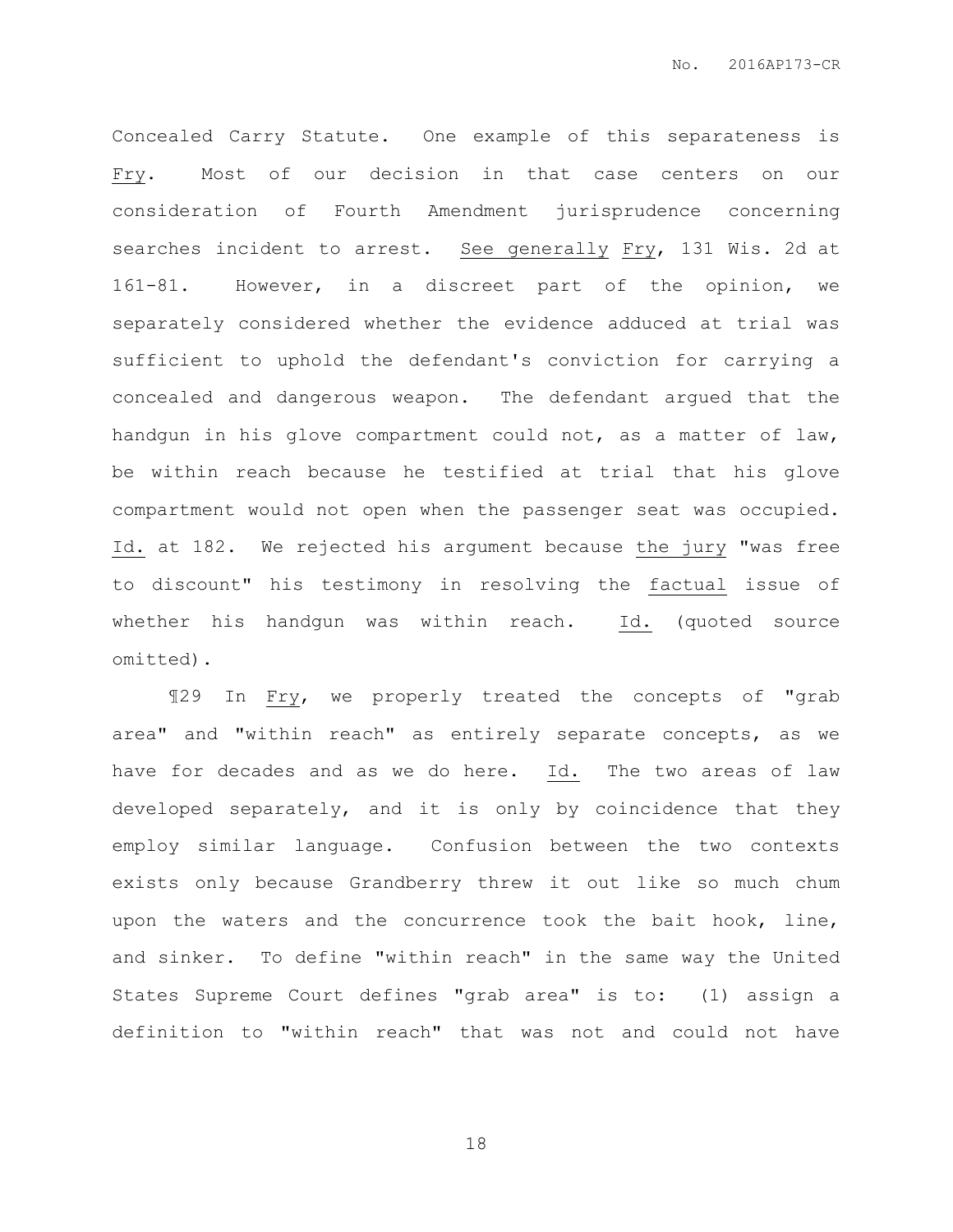Concealed Carry Statute. One example of this separateness is <u>Fry</u>. Most of our decision in that case centers on our consideration of Fourth Amendment jurisprudence concerning searches incident to arrest. <u>See generally</u> <u>Fry</u>, 131 Wis. 2d at 161-81. However, in a discreet part of the opinion, we separately considered whether the evidence adduced at trial was sufficient to uphold the defendant's conviction for carrying a concealed and dangerous weapon. The defendant argued that the handgun in his glove compartment could not, as a matter of law, be within reach because he testified at trial that his glove compartment would not open when the passenger seat was occupied. <u>Id.</u> at 182. We rejected his argument because <u>the jury</u> "was free to discount" his testimony in resolving the <u>factual</u> issue of whether his handgun was within reach. <u>Id.</u> (quoted source omitted).

¶29 In <u>Fry</u>, we properly treated the concepts of "grab area" and "within reach" as entirely separate concepts, as we have for decades and as we do here. <u>Id.</u> The two areas of law developed separately, and it is only by coincidence that they employ similar language. Confusion between the two contexts exists only because Grandberry threw it out like so much chum upon the waters and the concurrence took the bait hook, line, and sinker. To define "within reach" in the same way the United States Supreme Court defines "grab area" is to: (1) assign a definition to "within reach" that was not and could not have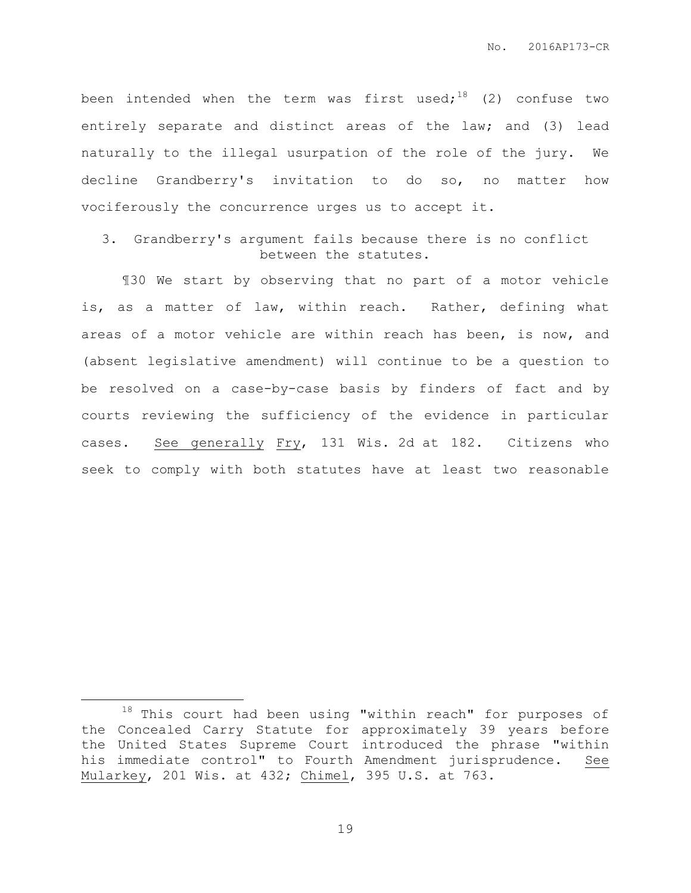been intended when the term was first used;[18] (2) confuse two entirely separate and distinct areas of the law; and (3) lead naturally to the illegal usurpation of the role of the jury. We decline Grandberry's invitation to do so, no matter how vociferously the concurrence urges us to accept it.

3. Grandberry's argument fails because there is no conflict between the statutes.

¶30 We start by observing that no part of a motor vehicle is, as a matter of law, within reach. Rather, defining what areas of a motor vehicle are within reach has been, is now, and (absent legislative amendment) will continue to be a question to be resolved on a case-by-case basis by finders of fact and by courts reviewing the sufficiency of the evidence in particular cases. See generally Fry, 131 Wis. 2d at 182. Citizens who seek to comply with both statutes have at least two reasonable

---

[18] This court had been using "within reach" for purposes of the Concealed Carry Statute for approximately 39 years before the United States Supreme Court introduced the phrase "within his immediate control" to Fourth Amendment jurisprudence. See Mularkey, 201 Wis. at 432; Chimel, 395 U.S. at 763.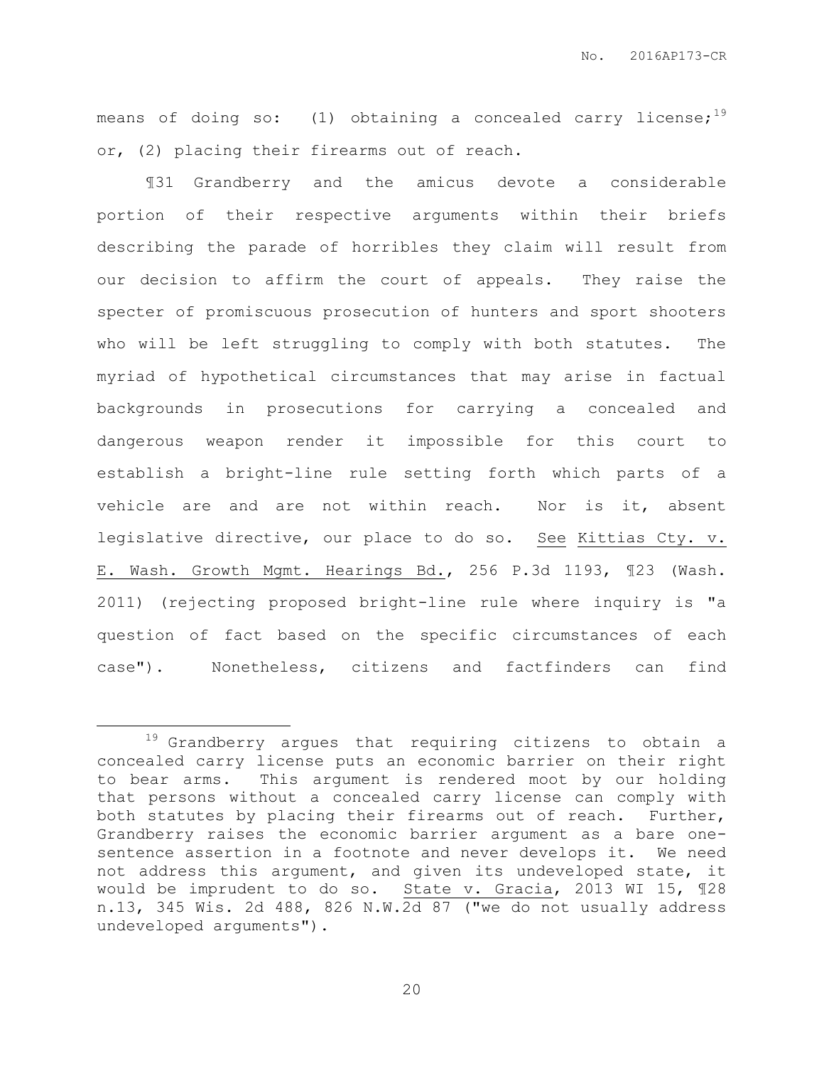means of doing so: (1) obtaining a concealed carry license;[19] or, (2) placing their firearms out of reach.

¶31 Grandberry and the amicus devote a considerable portion of their respective arguments within their briefs describing the parade of horribles they claim will result from our decision to affirm the court of appeals. They raise the specter of promiscuous prosecution of hunters and sport shooters who will be left struggling to comply with both statutes. The myriad of hypothetical circumstances that may arise in factual backgrounds in prosecutions for carrying a concealed and dangerous weapon render it impossible for this court to establish a bright-line rule setting forth which parts of a vehicle are and are not within reach. Nor is it, absent legislative directive, our place to do so. See Kittias Cty. v. E. Wash. Growth Mgmt. Hearings Bd., 256 P.3d 1193, ¶23 (Wash. 2011) (rejecting proposed bright-line rule where inquiry is "a question of fact based on the specific circumstances of each case"). Nonetheless, citizens and factfinders can find

---

[19] Grandberry argues that requiring citizens to obtain a concealed carry license puts an economic barrier on their right to bear arms. This argument is rendered moot by our holding that persons without a concealed carry license can comply with both statutes by placing their firearms out of reach. Further, Grandberry raises the economic barrier argument as a bare one-sentence assertion in a footnote and never develops it. We need not address this argument, and given its undeveloped state, it would be imprudent to do so. State v. Gracia, 2013 WI 15, ¶28 n.13, 345 Wis. 2d 488, 826 N.W.2d 87 ("we do not usually address undeveloped arguments").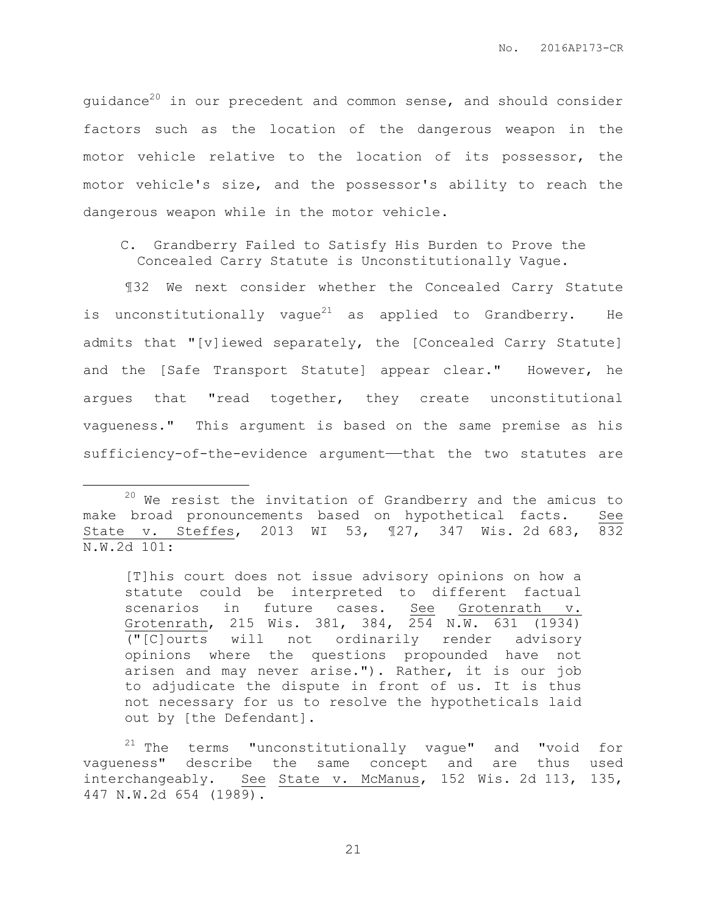guidance[20] in our precedent and common sense, and should consider factors such as the location of the dangerous weapon in the motor vehicle relative to the location of its possessor, the motor vehicle's size, and the possessor's ability to reach the dangerous weapon while in the motor vehicle.

### C. Grandberry Failed to Satisfy His Burden to Prove the Concealed Carry Statute is Unconstitutionally Vague.

¶32 We next consider whether the Concealed Carry Statute is unconstitutionally vague[21] as applied to Grandberry. He admits that "[v]iewed separately, the [Concealed Carry Statute] and the [Safe Transport Statute] appear clear." However, he argues that "read together, they create unconstitutional vagueness." This argument is based on the same premise as his sufficiency-of-the-evidence argument——that the two statutes are

---

[20] We resist the invitation of Grandberry and the amicus to make broad pronouncements based on hypothetical facts. See State v. Steffes, 2013 WI 53, ¶27, 347 Wis. 2d 683, 832 N.W.2d 101:

> [T]his court does not issue advisory opinions on how a statute could be interpreted to different factual scenarios in future cases. See Grotenrath v. Grotenrath, 215 Wis. 381, 384, 254 N.W. 631 (1934) ("[C]ourts will not ordinarily render advisory opinions where the questions propounded have not arisen and may never arise."). Rather, it is our job to adjudicate the dispute in front of us. It is thus not necessary for us to resolve the hypotheticals laid out by [the Defendant].

[21] The terms "unconstitutionally vague" and "void for vagueness" describe the same concept and are thus used interchangeably. See State v. McManus, 152 Wis. 2d 113, 135, 447 N.W.2d 654 (1989).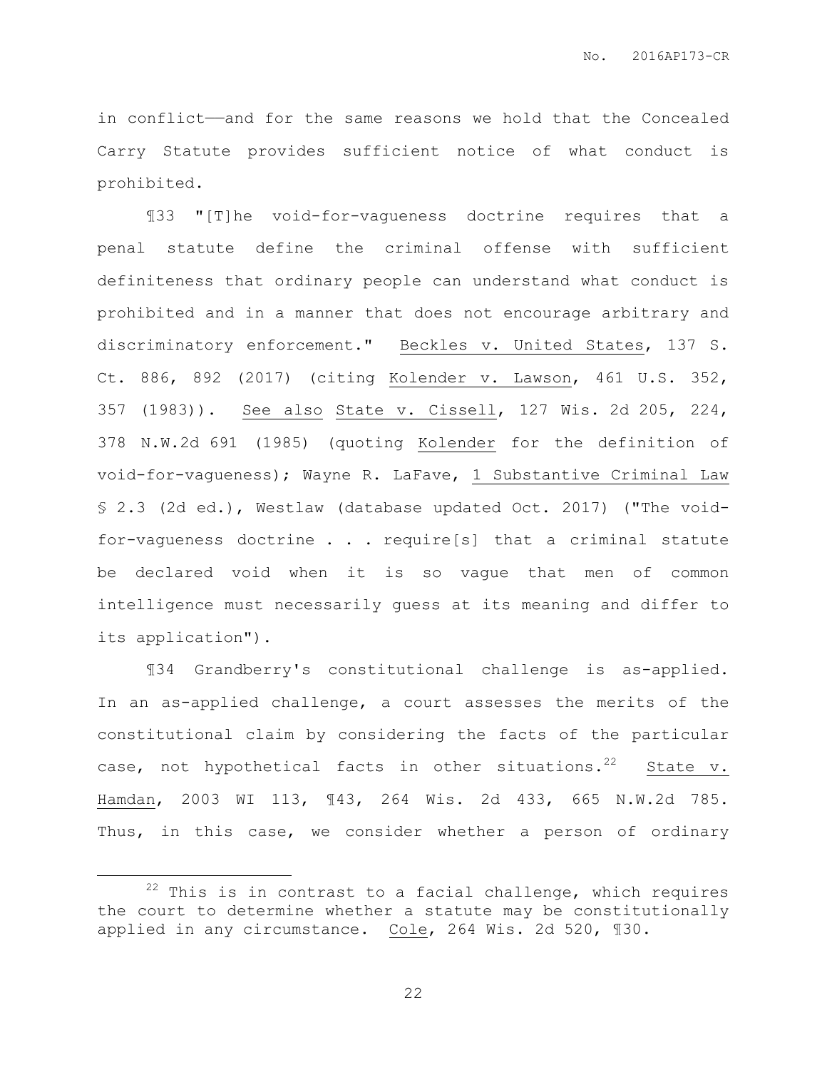in conflict——and for the same reasons we hold that the Concealed Carry Statute provides sufficient notice of what conduct is prohibited.

¶33 "[T]he void-for-vagueness doctrine requires that a penal statute define the criminal offense with sufficient definiteness that ordinary people can understand what conduct is prohibited and in a manner that does not encourage arbitrary and discriminatory enforcement." Beckles v. United States, 137 S. Ct. 886, 892 (2017) (citing Kolender v. Lawson, 461 U.S. 352, 357 (1983)). See also State v. Cissell, 127 Wis. 2d 205, 224, 378 N.W.2d 691 (1985) (quoting Kolender for the definition of void-for-vagueness); Wayne R. LaFave, 1 Substantive Criminal Law § 2.3 (2d ed.), Westlaw (database updated Oct. 2017) ("The void-for-vagueness doctrine . . . require[s] that a criminal statute be declared void when it is so vague that men of common intelligence must necessarily guess at its meaning and differ to its application").

¶34 Grandberry's constitutional challenge is as-applied. In an as-applied challenge, a court assesses the merits of the constitutional claim by considering the facts of the particular case, not hypothetical facts in other situations.[22] State v. Hamdan, 2003 WI 113, ¶43, 264 Wis. 2d 433, 665 N.W.2d 785. Thus, in this case, we consider whether a person of ordinary

---

[22] This is in contrast to a facial challenge, which requires the court to determine whether a statute may be constitutionally applied in any circumstance. Cole, 264 Wis. 2d 520, ¶30.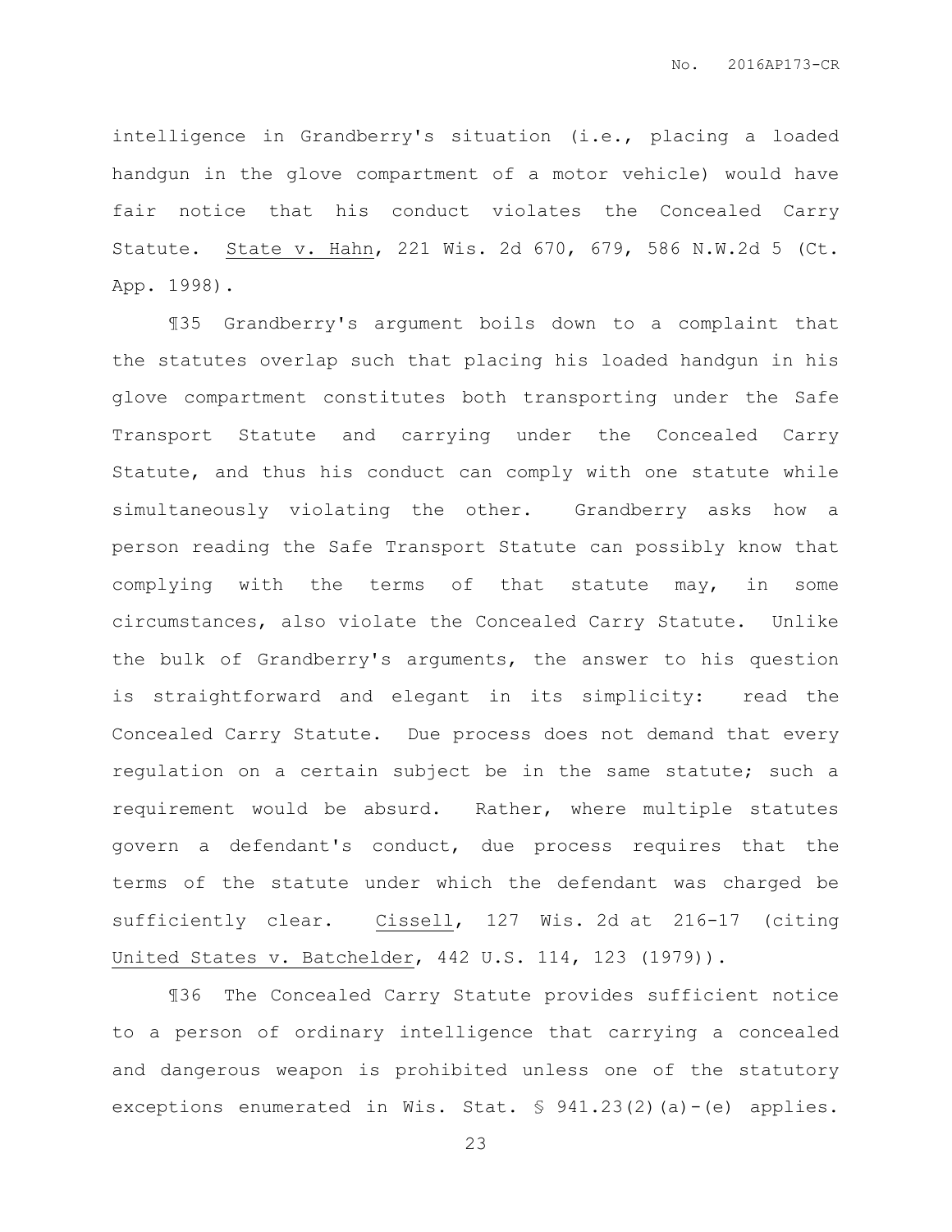intelligence in Grandberry's situation (i.e., placing a loaded handgun in the glove compartment of a motor vehicle) would have fair notice that his conduct violates the Concealed Carry Statute. State v. Hahn, 221 Wis. 2d 670, 679, 586 N.W.2d 5 (Ct. App. 1998).

¶35 Grandberry's argument boils down to a complaint that the statutes overlap such that placing his loaded handgun in his glove compartment constitutes both transporting under the Safe Transport Statute and carrying under the Concealed Carry Statute, and thus his conduct can comply with one statute while simultaneously violating the other. Grandberry asks how a person reading the Safe Transport Statute can possibly know that complying with the terms of that statute may, in some circumstances, also violate the Concealed Carry Statute. Unlike the bulk of Grandberry's arguments, the answer to his question is straightforward and elegant in its simplicity: read the Concealed Carry Statute. Due process does not demand that every regulation on a certain subject be in the same statute; such a requirement would be absurd. Rather, where multiple statutes govern a defendant's conduct, due process requires that the terms of the statute under which the defendant was charged be sufficiently clear. Cissell, 127 Wis. 2d at 216-17 (citing United States v. Batchelder, 442 U.S. 114, 123 (1979)).

¶36 The Concealed Carry Statute provides sufficient notice to a person of ordinary intelligence that carrying a concealed and dangerous weapon is prohibited unless one of the statutory exceptions enumerated in Wis. Stat. § 941.23(2)(a)-(e) applies.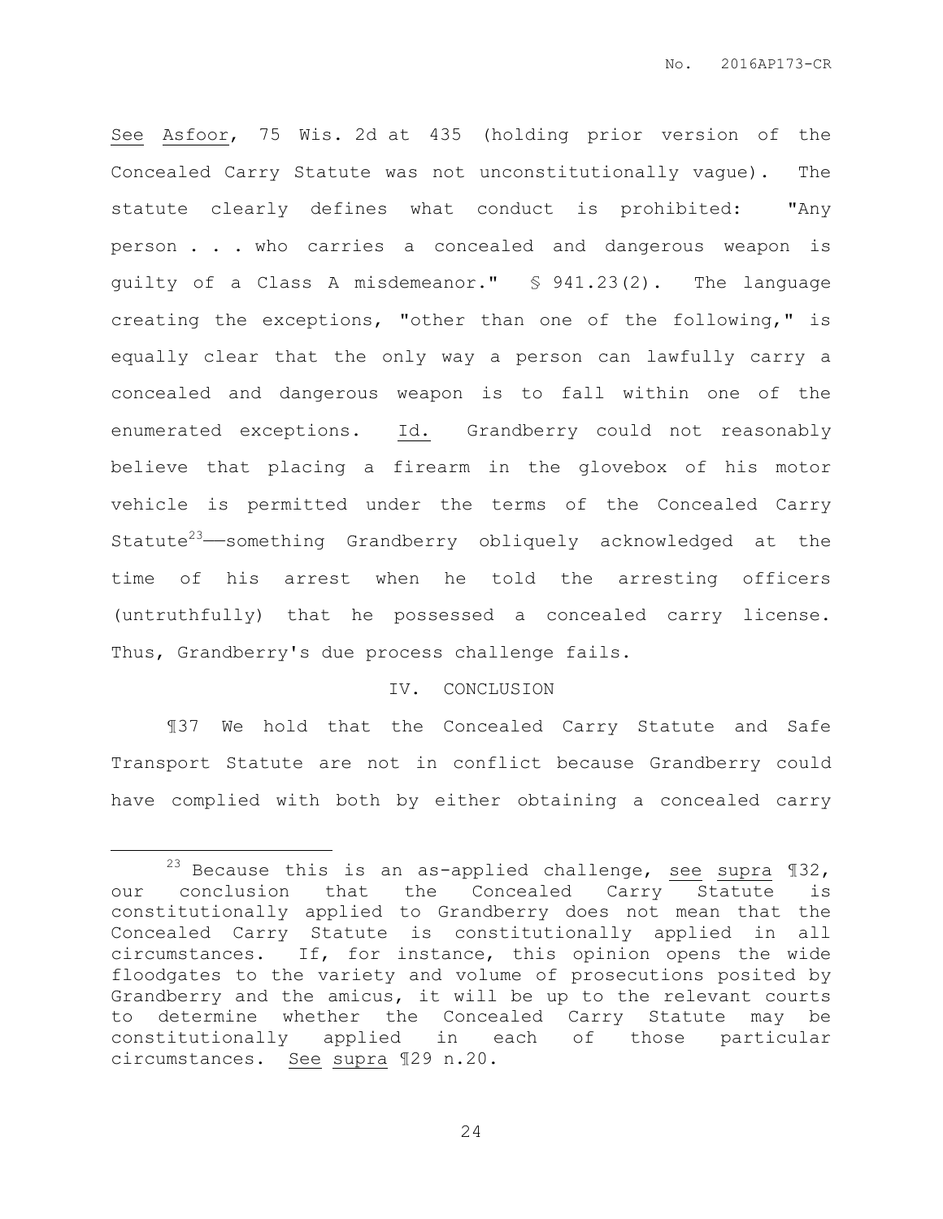See Asfoor, 75 Wis. 2d at 435 (holding prior version of the Concealed Carry Statute was not unconstitutionally vague). The statute clearly defines what conduct is prohibited: "Any person . . . who carries a concealed and dangerous weapon is guilty of a Class A misdemeanor." § 941.23(2). The language creating the exceptions, "other than one of the following," is equally clear that the only way a person can lawfully carry a concealed and dangerous weapon is to fall within one of the enumerated exceptions. Id. Grandberry could not reasonably believe that placing a firearm in the glovebox of his motor vehicle is permitted under the terms of the Concealed Carry Statute[23]——something Grandberry obliquely acknowledged at the time of his arrest when he told the arresting officers (untruthfully) that he possessed a concealed carry license. Thus, Grandberry's due process challenge fails.

## IV. CONCLUSION

¶37 We hold that the Concealed Carry Statute and Safe Transport Statute are not in conflict because Grandberry could have complied with both by either obtaining a concealed carry

[23] Because this is an as-applied challenge, see supra ¶32, our conclusion that the Concealed Carry Statute is constitutionally applied to Grandberry does not mean that the Concealed Carry Statute is constitutionally applied in all circumstances. If, for instance, this opinion opens the wide floodgates to the variety and volume of prosecutions posited by Grandberry and the amicus, it will be up to the relevant courts to determine whether the Concealed Carry Statute may be constitutionally applied in each of those particular circumstances. See supra ¶29 n.20.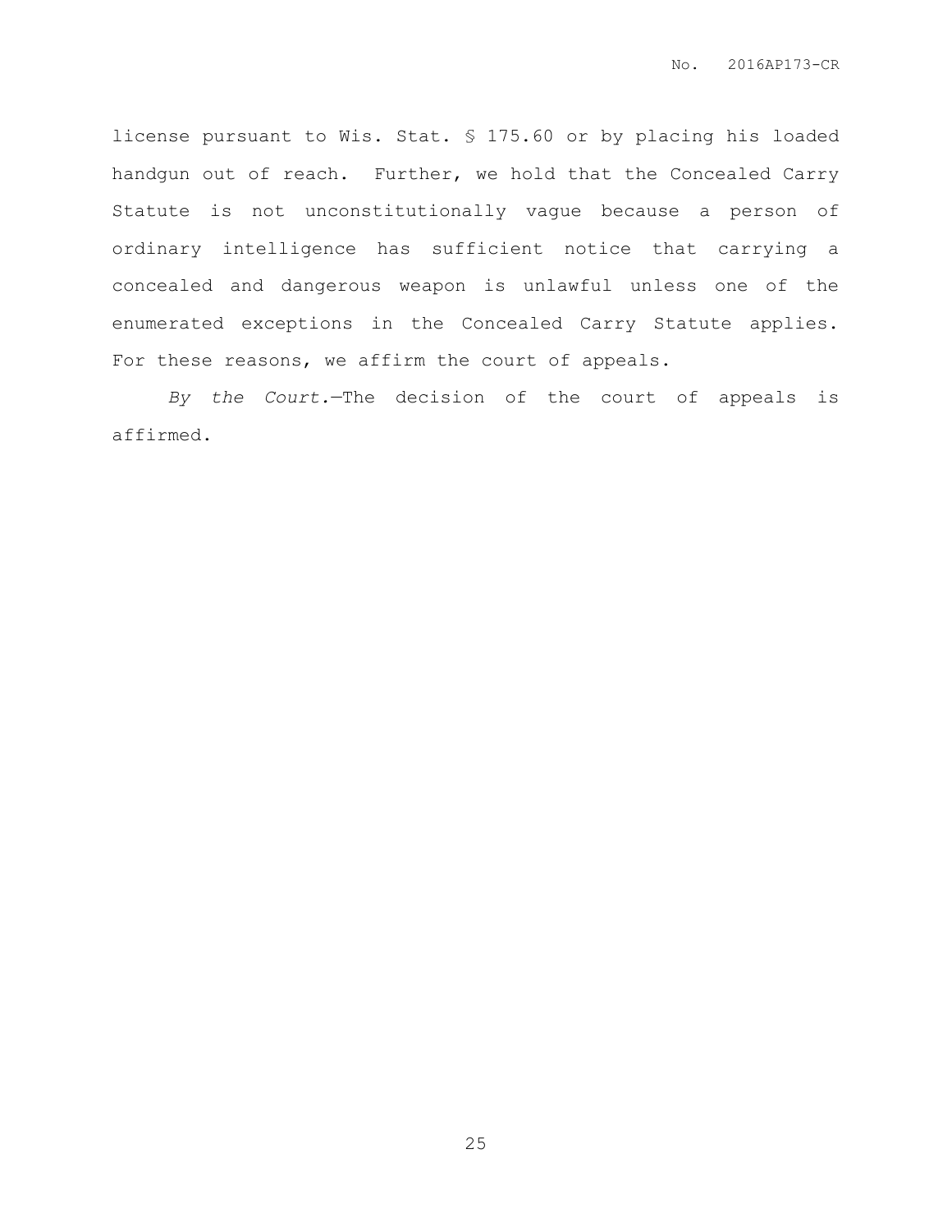license pursuant to Wis. Stat. § 175.60 or by placing his loaded handgun out of reach. Further, we hold that the Concealed Carry Statute is not unconstitutionally vague because a person of ordinary intelligence has sufficient notice that carrying a concealed and dangerous weapon is unlawful unless one of the enumerated exceptions in the Concealed Carry Statute applies. For these reasons, we affirm the court of appeals.

*By the Court.*—The decision of the court of appeals is affirmed.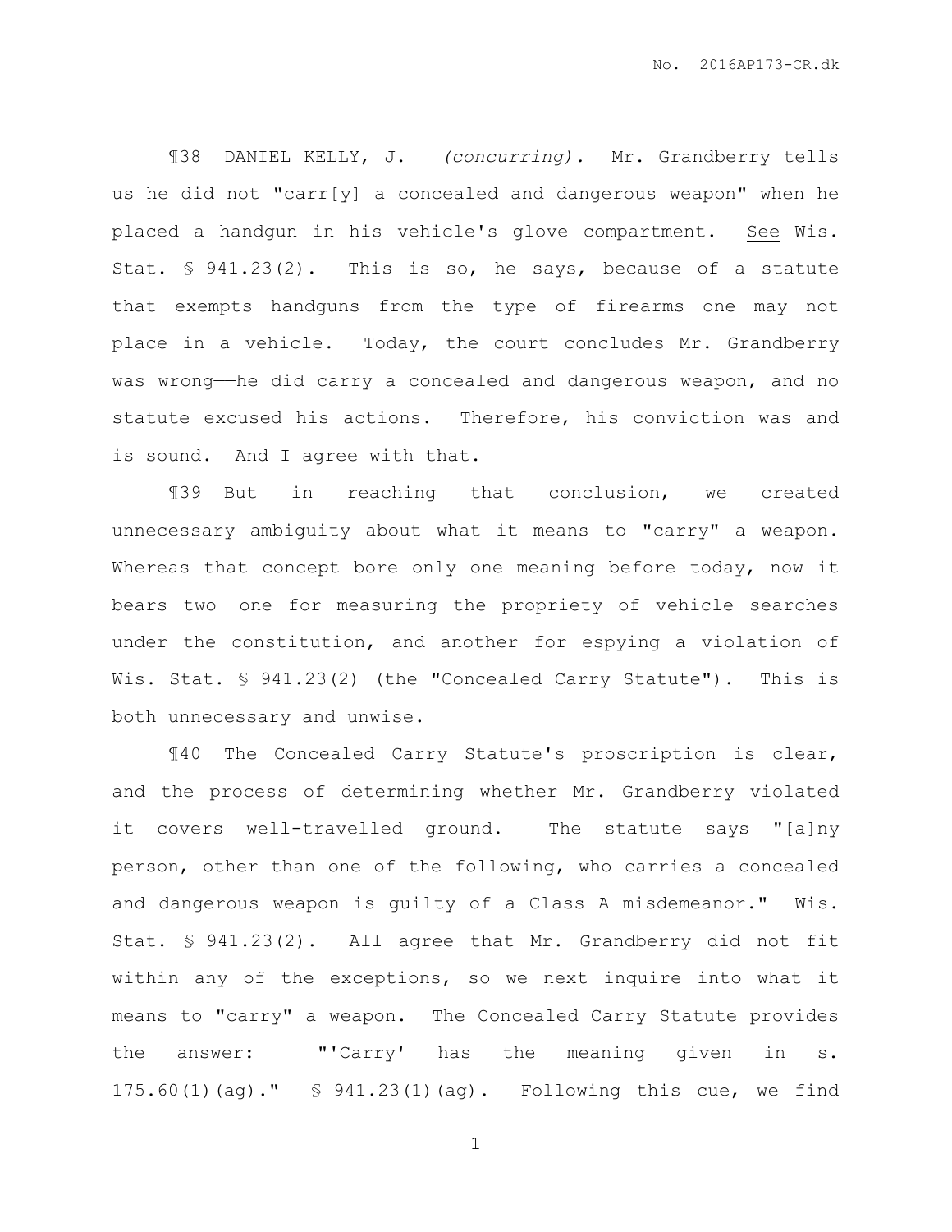¶38 DANIEL KELLY, J. *(concurring).* Mr. Grandberry tells us he did not "carr[y] a concealed and dangerous weapon" when he placed a handgun in his vehicle's glove compartment. See Wis. Stat. § 941.23(2). This is so, he says, because of a statute that exempts handguns from the type of firearms one may not place in a vehicle. Today, the court concludes Mr. Grandberry was wrong——he did carry a concealed and dangerous weapon, and no statute excused his actions. Therefore, his conviction was and is sound. And I agree with that.

¶39 But in reaching that conclusion, we created unnecessary ambiguity about what it means to "carry" a weapon. Whereas that concept bore only one meaning before today, now it bears two——one for measuring the propriety of vehicle searches under the constitution, and another for espying a violation of Wis. Stat. § 941.23(2) (the "Concealed Carry Statute"). This is both unnecessary and unwise.

¶40 The Concealed Carry Statute's proscription is clear, and the process of determining whether Mr. Grandberry violated it covers well-travelled ground. The statute says "[a]ny person, other than one of the following, who carries a concealed and dangerous weapon is guilty of a Class A misdemeanor." Wis. Stat. § 941.23(2). All agree that Mr. Grandberry did not fit within any of the exceptions, so we next inquire into what it means to "carry" a weapon. The Concealed Carry Statute provides the answer: "'Carry' has the meaning given in s. 175.60(1)(ag)." § 941.23(1)(ag). Following this cue, we find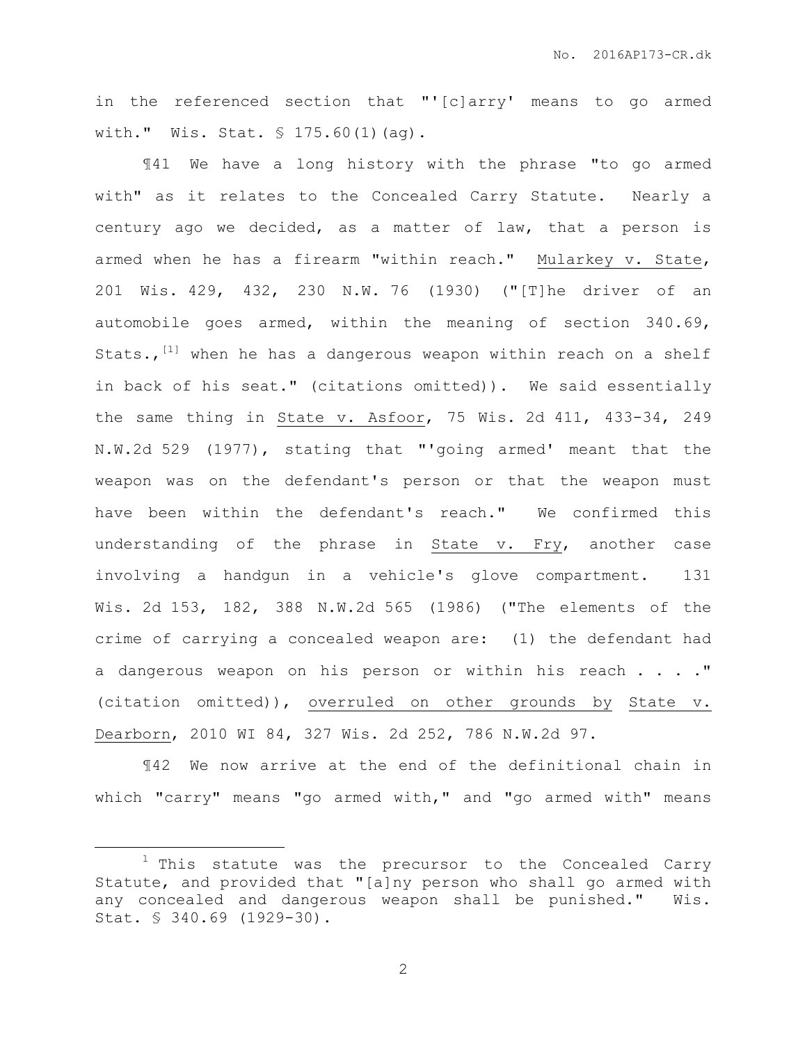in the referenced section that "'[c]arry' means to go armed with." Wis. Stat. § 175.60(1)(ag).

¶41 We have a long history with the phrase "to go armed with" as it relates to the Concealed Carry Statute. Nearly a century ago we decided, as a matter of law, that a person is armed when he has a firearm "within reach." Mularkey v. State, 201 Wis. 429, 432, 230 N.W. 76 (1930) ("[T]he driver of an automobile goes armed, within the meaning of section 340.69, Stats.,[1] when he has a dangerous weapon within reach on a shelf in back of his seat." (citations omitted)). We said essentially the same thing in State v. Asfoor, 75 Wis. 2d 411, 433-34, 249 N.W.2d 529 (1977), stating that "'going armed' meant that the weapon was on the defendant's person or that the weapon must have been within the defendant's reach." We confirmed this understanding of the phrase in State v. Fry, another case involving a handgun in a vehicle's glove compartment. 131 Wis. 2d 153, 182, 388 N.W.2d 565 (1986) ("The elements of the crime of carrying a concealed weapon are: (1) the defendant had a dangerous weapon on his person or within his reach . . . ." (citation omitted)), overruled on other grounds by State v. Dearborn, 2010 WI 84, 327 Wis. 2d 252, 786 N.W.2d 97.

¶42 We now arrive at the end of the definitional chain in which "carry" means "go armed with," and "go armed with" means

[1] This statute was the precursor to the Concealed Carry Statute, and provided that "[a]ny person who shall go armed with any concealed and dangerous weapon shall be punished." Wis. Stat. § 340.69 (1929-30).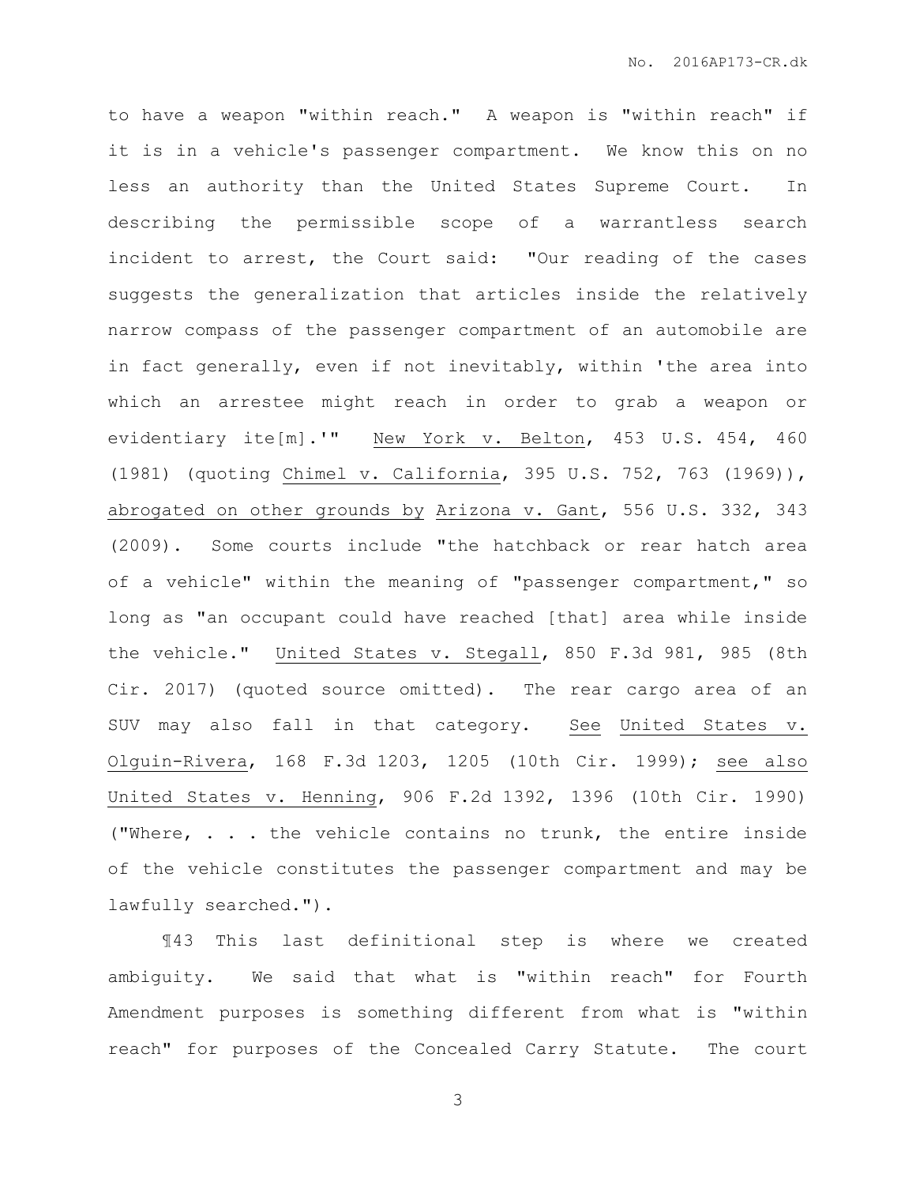to have a weapon "within reach." A weapon is "within reach" if it is in a vehicle's passenger compartment. We know this on no less an authority than the United States Supreme Court. In describing the permissible scope of a warrantless search incident to arrest, the Court said: "Our reading of the cases suggests the generalization that articles inside the relatively narrow compass of the passenger compartment of an automobile are in fact generally, even if not inevitably, within 'the area into which an arrestee might reach in order to grab a weapon or evidentiary ite[m].'" New York v. Belton, 453 U.S. 454, 460 (1981) (quoting Chimel v. California, 395 U.S. 752, 763 (1969)), abrogated on other grounds by Arizona v. Gant, 556 U.S. 332, 343 (2009). Some courts include "the hatchback or rear hatch area of a vehicle" within the meaning of "passenger compartment," so long as "an occupant could have reached [that] area while inside the vehicle." United States v. Stegall, 850 F.3d 981, 985 (8th Cir. 2017) (quoted source omitted). The rear cargo area of an SUV may also fall in that category. See United States v. Olguin-Rivera, 168 F.3d 1203, 1205 (10th Cir. 1999); see also United States v. Henning, 906 F.2d 1392, 1396 (10th Cir. 1990) ("Where, . . . the vehicle contains no trunk, the entire inside of the vehicle constitutes the passenger compartment and may be lawfully searched.").

¶43 This last definitional step is where we created ambiguity. We said that what is "within reach" for Fourth Amendment purposes is something different from what is "within reach" for purposes of the Concealed Carry Statute. The court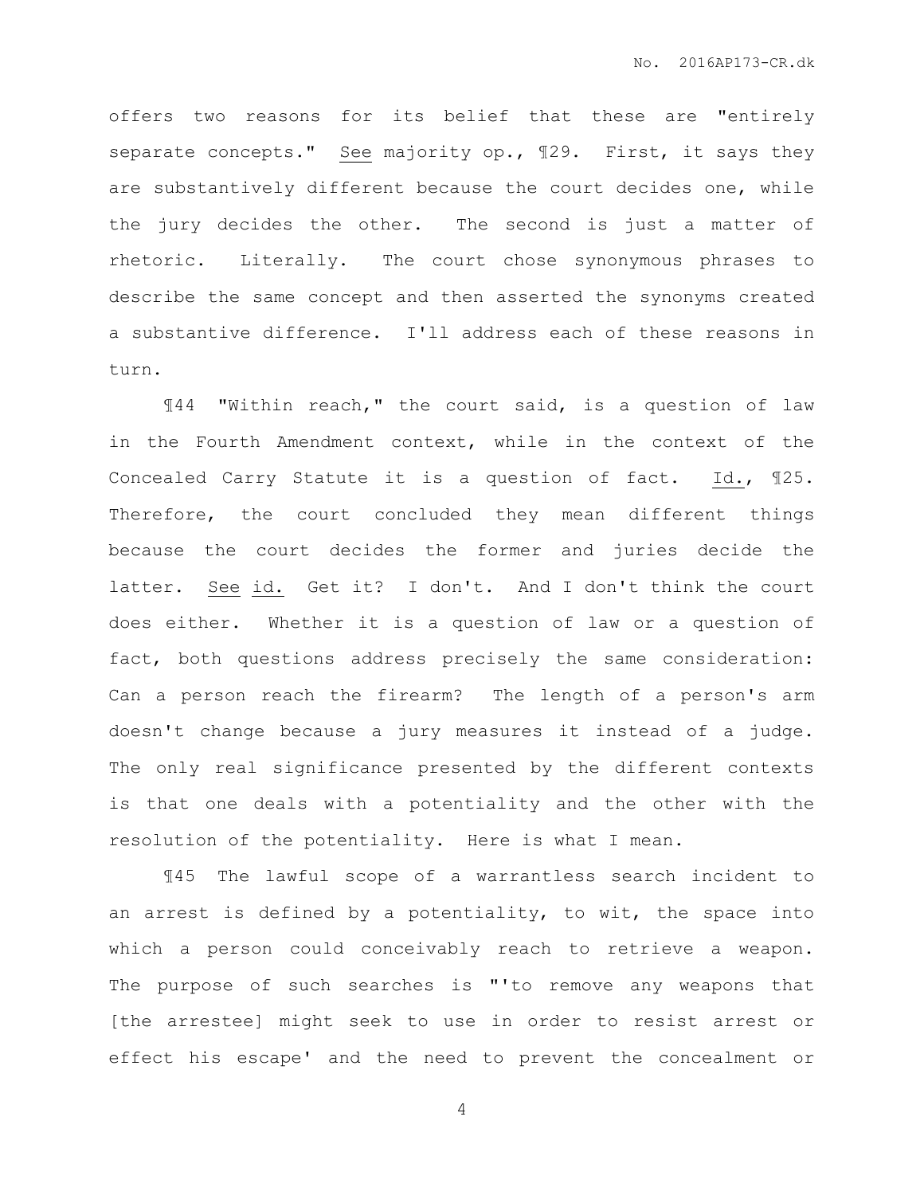offers two reasons for its belief that these are "entirely separate concepts." See majority op., ¶29. First, it says they are substantively different because the court decides one, while the jury decides the other. The second is just a matter of rhetoric. Literally. The court chose synonymous phrases to describe the same concept and then asserted the synonyms created a substantive difference. I'll address each of these reasons in turn.

¶44 "Within reach," the court said, is a question of law in the Fourth Amendment context, while in the context of the Concealed Carry Statute it is a question of fact. Id., ¶25. Therefore, the court concluded they mean different things because the court decides the former and juries decide the latter. See id. Get it? I don't. And I don't think the court does either. Whether it is a question of law or a question of fact, both questions address precisely the same consideration: Can a person reach the firearm? The length of a person's arm doesn't change because a jury measures it instead of a judge. The only real significance presented by the different contexts is that one deals with a potentiality and the other with the resolution of the potentiality. Here is what I mean.

¶45 The lawful scope of a warrantless search incident to an arrest is defined by a potentiality, to wit, the space into which a person could conceivably reach to retrieve a weapon. The purpose of such searches is "'to remove any weapons that [the arrestee] might seek to use in order to resist arrest or effect his escape' and the need to prevent the concealment or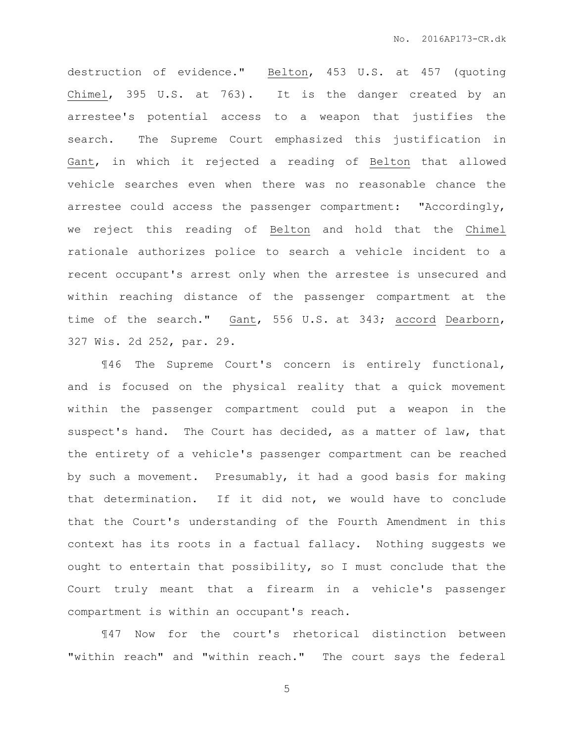destruction of evidence." Belton, 453 U.S. at 457 (quoting Chimel, 395 U.S. at 763). It is the danger created by an arrestee's potential access to a weapon that justifies the search. The Supreme Court emphasized this justification in Gant, in which it rejected a reading of Belton that allowed vehicle searches even when there was no reasonable chance the arrestee could access the passenger compartment: "Accordingly, we reject this reading of Belton and hold that the Chimel rationale authorizes police to search a vehicle incident to a recent occupant's arrest only when the arrestee is unsecured and within reaching distance of the passenger compartment at the time of the search." Gant, 556 U.S. at 343; accord Dearborn, 327 Wis. 2d 252, par. 29.

¶46 The Supreme Court's concern is entirely functional, and is focused on the physical reality that a quick movement within the passenger compartment could put a weapon in the suspect's hand. The Court has decided, as a matter of law, that the entirety of a vehicle's passenger compartment can be reached by such a movement. Presumably, it had a good basis for making that determination. If it did not, we would have to conclude that the Court's understanding of the Fourth Amendment in this context has its roots in a factual fallacy. Nothing suggests we ought to entertain that possibility, so I must conclude that the Court truly meant that a firearm in a vehicle's passenger compartment is within an occupant's reach.

¶47 Now for the court's rhetorical distinction between "within reach" and "within reach." The court says the federal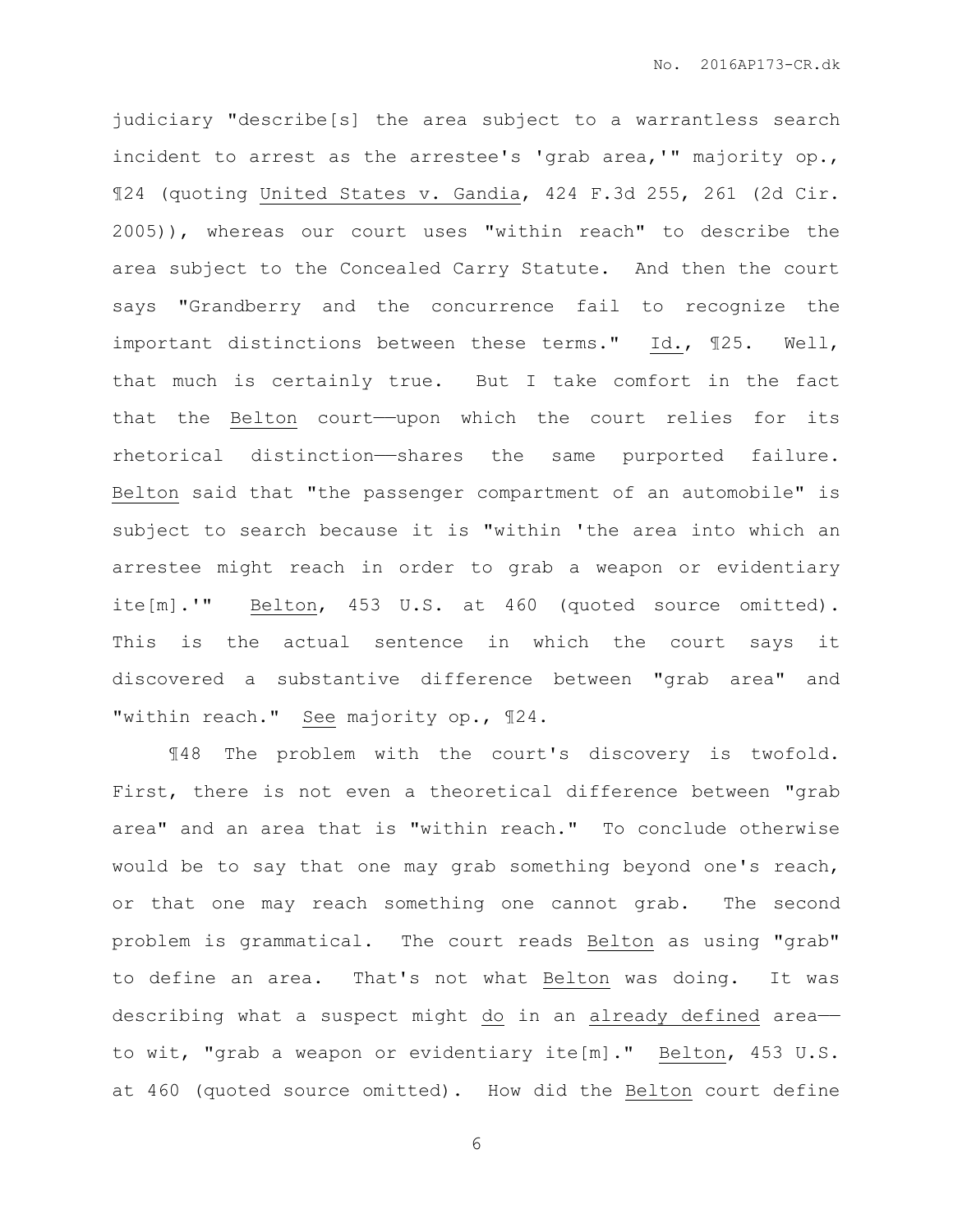judiciary "describe[s] the area subject to a warrantless search incident to arrest as the arrestee's 'grab area,'" majority op., ¶24 (quoting United States v. Gandia, 424 F.3d 255, 261 (2d Cir. 2005)), whereas our court uses "within reach" to describe the area subject to the Concealed Carry Statute. And then the court says "Grandberry and the concurrence fail to recognize the important distinctions between these terms." Id., ¶25. Well, that much is certainly true. But I take comfort in the fact that the Belton court——upon which the court relies for its rhetorical distinction——shares the same purported failure. Belton said that "the passenger compartment of an automobile" is subject to search because it is "within 'the area into which an arrestee might reach in order to grab a weapon or evidentiary ite[m].'" Belton, 453 U.S. at 460 (quoted source omitted). This is the actual sentence in which the court says it discovered a substantive difference between "grab area" and "within reach." See majority op., ¶24.

¶48 The problem with the court's discovery is twofold. First, there is not even a theoretical difference between "grab area" and an area that is "within reach." To conclude otherwise would be to say that one may grab something beyond one's reach, or that one may reach something one cannot grab. The second problem is grammatical. The court reads Belton as using "grab" to define an area. That's not what Belton was doing. It was describing what a suspect might _do_ in an _already defined_ area—— to wit, "grab a weapon or evidentiary ite[m]." Belton, 453 U.S. at 460 (quoted source omitted). How did the Belton court define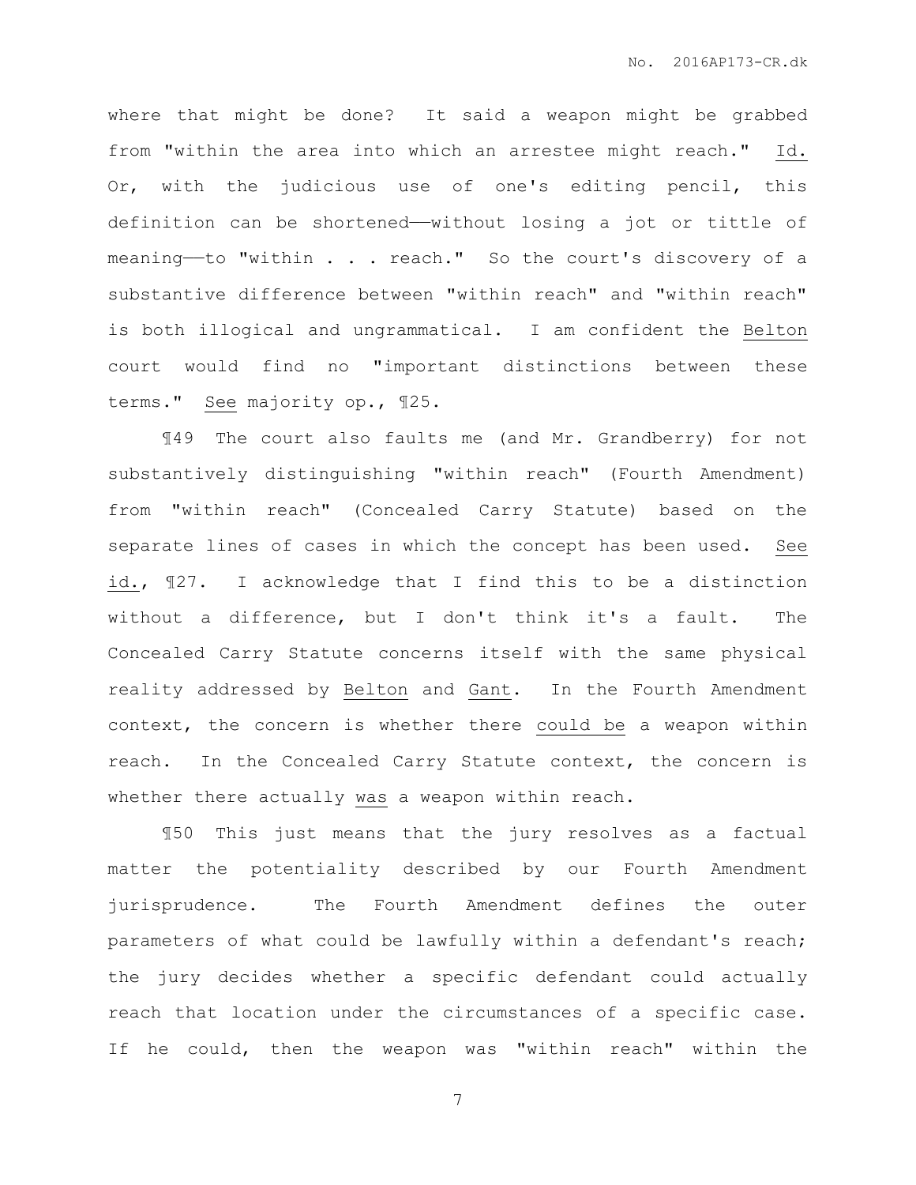where that might be done? It said a weapon might be grabbed from "within the area into which an arrestee might reach." Id. Or, with the judicious use of one's editing pencil, this definition can be shortened——without losing a jot or tittle of meaning——to "within . . . reach." So the court's discovery of a substantive difference between "within reach" and "within reach" is both illogical and ungrammatical. I am confident the Belton court would find no "important distinctions between these terms." See majority op., ¶25.

¶49 The court also faults me (and Mr. Grandberry) for not substantively distinguishing "within reach" (Fourth Amendment) from "within reach" (Concealed Carry Statute) based on the separate lines of cases in which the concept has been used. See id., ¶27. I acknowledge that I find this to be a distinction without a difference, but I don't think it's a fault. The Concealed Carry Statute concerns itself with the same physical reality addressed by Belton and Gant. In the Fourth Amendment context, the concern is whether there could be a weapon within reach. In the Concealed Carry Statute context, the concern is whether there actually was a weapon within reach.

¶50 This just means that the jury resolves as a factual matter the potentiality described by our Fourth Amendment jurisprudence. The Fourth Amendment defines the outer parameters of what could be lawfully within a defendant's reach; the jury decides whether a specific defendant could actually reach that location under the circumstances of a specific case. If he could, then the weapon was "within reach" within the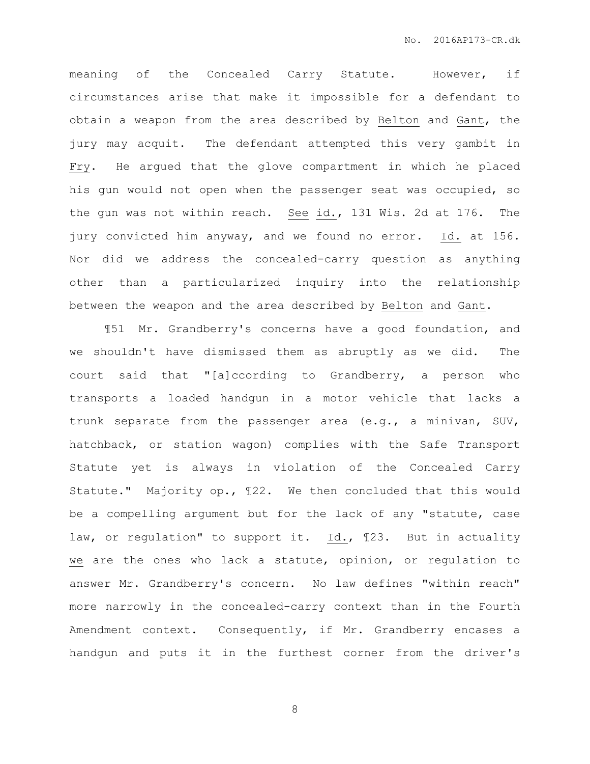meaning of the Concealed Carry Statute. However, if circumstances arise that make it impossible for a defendant to obtain a weapon from the area described by Belton and Gant, the jury may acquit. The defendant attempted this very gambit in Fry. He argued that the glove compartment in which he placed his gun would not open when the passenger seat was occupied, so the gun was not within reach. See id., 131 Wis. 2d at 176. The jury convicted him anyway, and we found no error. Id. at 156. Nor did we address the concealed-carry question as anything other than a particularized inquiry into the relationship between the weapon and the area described by Belton and Gant.

¶51 Mr. Grandberry's concerns have a good foundation, and we shouldn't have dismissed them as abruptly as we did. The court said that "[a]ccording to Grandberry, a person who transports a loaded handgun in a motor vehicle that lacks a trunk separate from the passenger area (e.g., a minivan, SUV, hatchback, or station wagon) complies with the Safe Transport Statute yet is always in violation of the Concealed Carry Statute." Majority op., ¶22. We then concluded that this would be a compelling argument but for the lack of any "statute, case law, or regulation" to support it. Id., ¶23. But in actuality we are the ones who lack a statute, opinion, or regulation to answer Mr. Grandberry's concern. No law defines "within reach" more narrowly in the concealed-carry context than in the Fourth Amendment context. Consequently, if Mr. Grandberry encases a handgun and puts it in the furthest corner from the driver's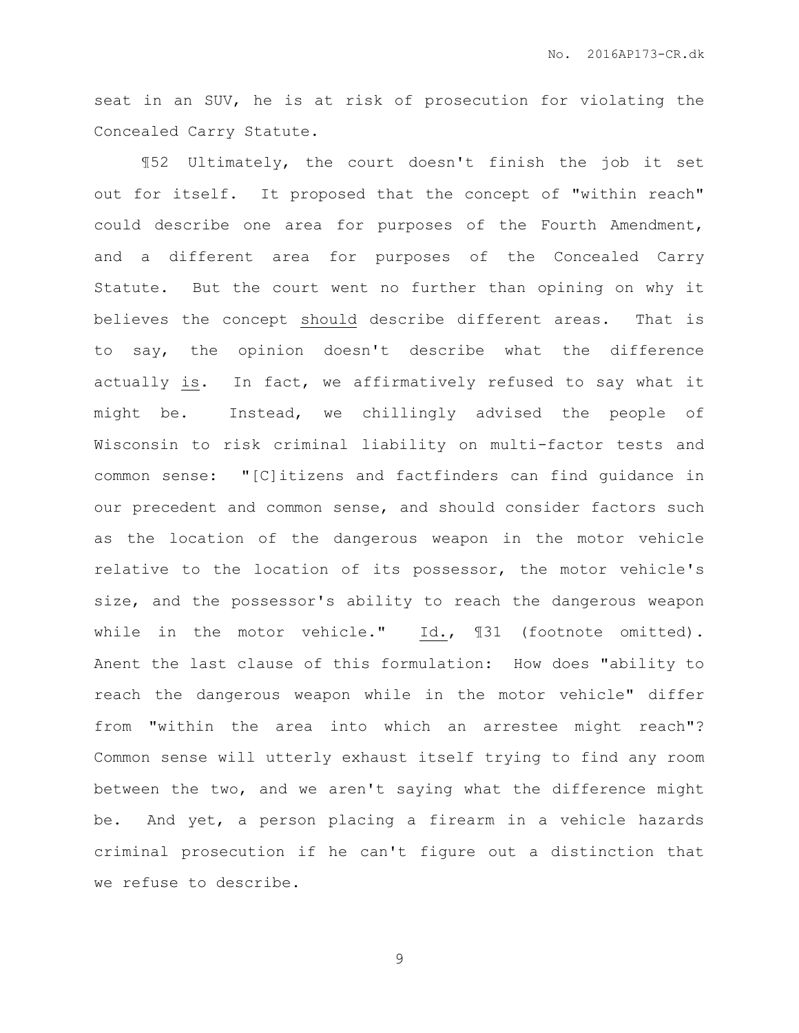seat in an SUV, he is at risk of prosecution for violating the Concealed Carry Statute.

¶52 Ultimately, the court doesn't finish the job it set out for itself. It proposed that the concept of "within reach" could describe one area for purposes of the Fourth Amendment, and a different area for purposes of the Concealed Carry Statute. But the court went no further than opining on why it believes the concept <u>should</u> describe different areas. That is to say, the opinion doesn't describe what the difference actually <u>is</u>. In fact, we affirmatively refused to say what it might be. Instead, we chillingly advised the people of Wisconsin to risk criminal liability on multi-factor tests and common sense: "[C]itizens and factfinders can find guidance in our precedent and common sense, and should consider factors such as the location of the dangerous weapon in the motor vehicle relative to the location of its possessor, the motor vehicle's size, and the possessor's ability to reach the dangerous weapon while in the motor vehicle." <u>Id.</u>, ¶31 (footnote omitted). Anent the last clause of this formulation: How does "ability to reach the dangerous weapon while in the motor vehicle" differ from "within the area into which an arrestee might reach"? Common sense will utterly exhaust itself trying to find any room between the two, and we aren't saying what the difference might be. And yet, a person placing a firearm in a vehicle hazards criminal prosecution if he can't figure out a distinction that we refuse to describe.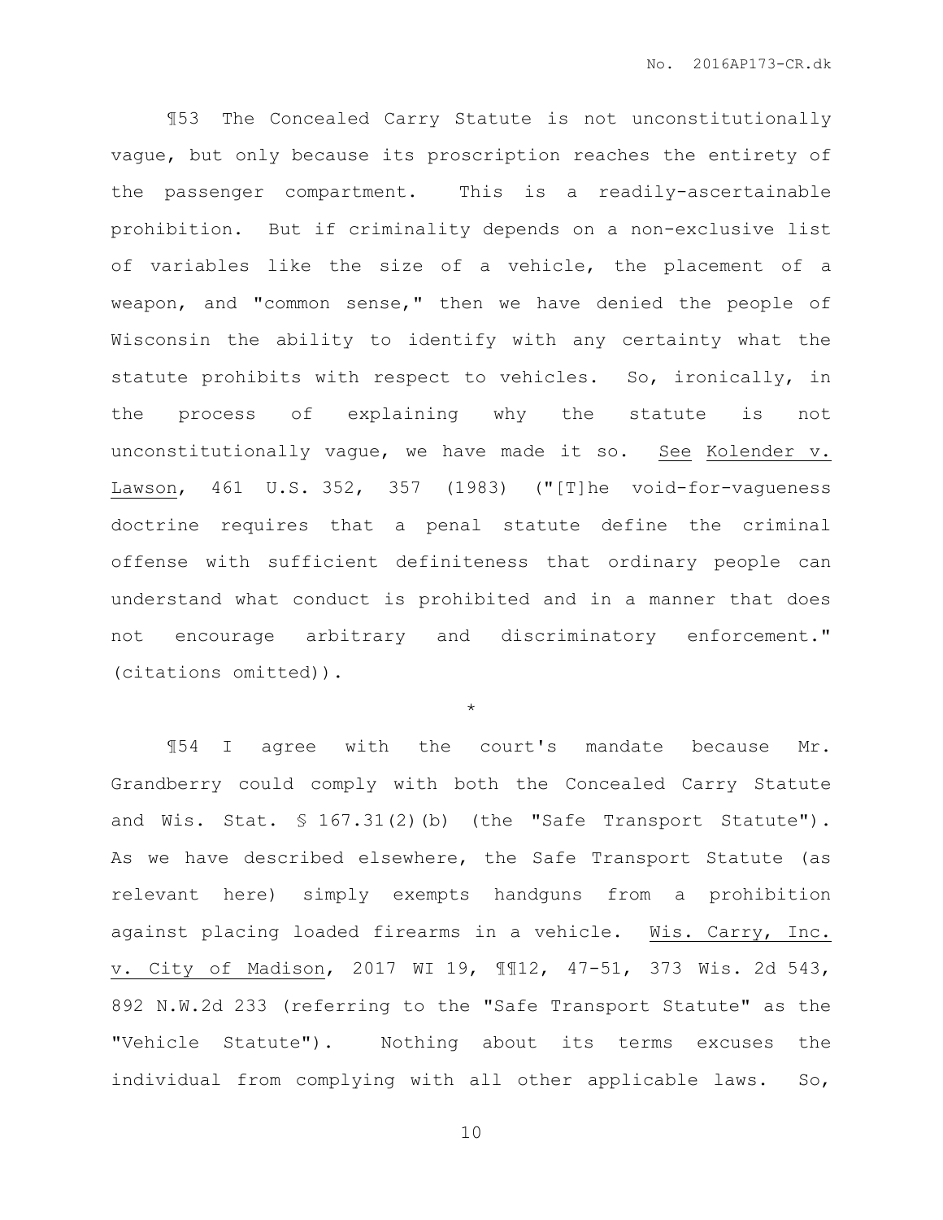¶53 The Concealed Carry Statute is not unconstitutionally vague, but only because its proscription reaches the entirety of the passenger compartment. This is a readily-ascertainable prohibition. But if criminality depends on a non-exclusive list of variables like the size of a vehicle, the placement of a weapon, and "common sense," then we have denied the people of Wisconsin the ability to identify with any certainty what the statute prohibits with respect to vehicles. So, ironically, in the process of explaining why the statute is not unconstitutionally vague, we have made it so. See Kolender v. Lawson, 461 U.S. 352, 357 (1983) ("[T]he void-for-vagueness doctrine requires that a penal statute define the criminal offense with sufficient definiteness that ordinary people can understand what conduct is prohibited and in a manner that does not encourage arbitrary and discriminatory enforcement." (citations omitted)).

*

¶54 I agree with the court's mandate because Mr. Grandberry could comply with both the Concealed Carry Statute and Wis. Stat. § 167.31(2)(b) (the "Safe Transport Statute"). As we have described elsewhere, the Safe Transport Statute (as relevant here) simply exempts handguns from a prohibition against placing loaded firearms in a vehicle. Wis. Carry, Inc. v. City of Madison, 2017 WI 19, ¶¶12, 47-51, 373 Wis. 2d 543, 892 N.W.2d 233 (referring to the "Safe Transport Statute" as the "Vehicle Statute"). Nothing about its terms excuses the individual from complying with all other applicable laws. So,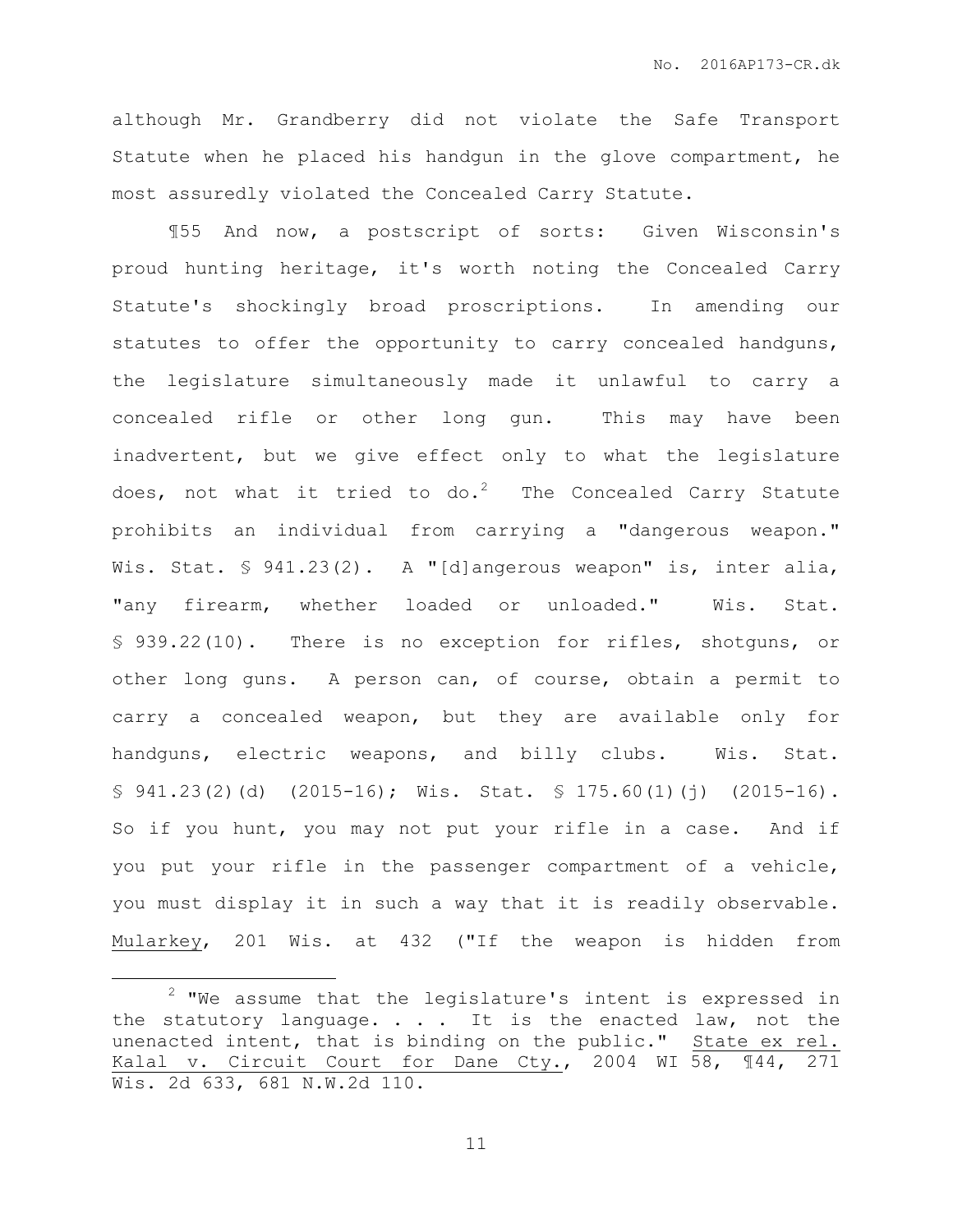although Mr. Grandberry did not violate the Safe Transport Statute when he placed his handgun in the glove compartment, he most assuredly violated the Concealed Carry Statute.

¶55 And now, a postscript of sorts: Given Wisconsin's proud hunting heritage, it's worth noting the Concealed Carry Statute's shockingly broad proscriptions. In amending our statutes to offer the opportunity to carry concealed handguns, the legislature simultaneously made it unlawful to carry a concealed rifle or other long gun. This may have been inadvertent, but we give effect only to what the legislature does, not what it tried to do.[2] The Concealed Carry Statute prohibits an individual from carrying a "dangerous weapon." Wis. Stat. § 941.23(2). A "[d]angerous weapon" is, inter alia, "any firearm, whether loaded or unloaded." Wis. Stat. § 939.22(10). There is no exception for rifles, shotguns, or other long guns. A person can, of course, obtain a permit to carry a concealed weapon, but they are available only for handguns, electric weapons, and billy clubs. Wis. Stat. § 941.23(2)(d) (2015-16); Wis. Stat. § 175.60(1)(j) (2015-16). So if you hunt, you may not put your rifle in a case. And if you put your rifle in the passenger compartment of a vehicle, you must display it in such a way that it is readily observable. Mularkey, 201 Wis. at 432 ("If the weapon is hidden from

---

[2] "We assume that the legislature's intent is expressed in the statutory language. . . . It is the enacted law, not the unenacted intent, that is binding on the public." State ex rel. Kalal v. Circuit Court for Dane Cty., 2004 WI 58, ¶44, 271 Wis. 2d 633, 681 N.W.2d 110.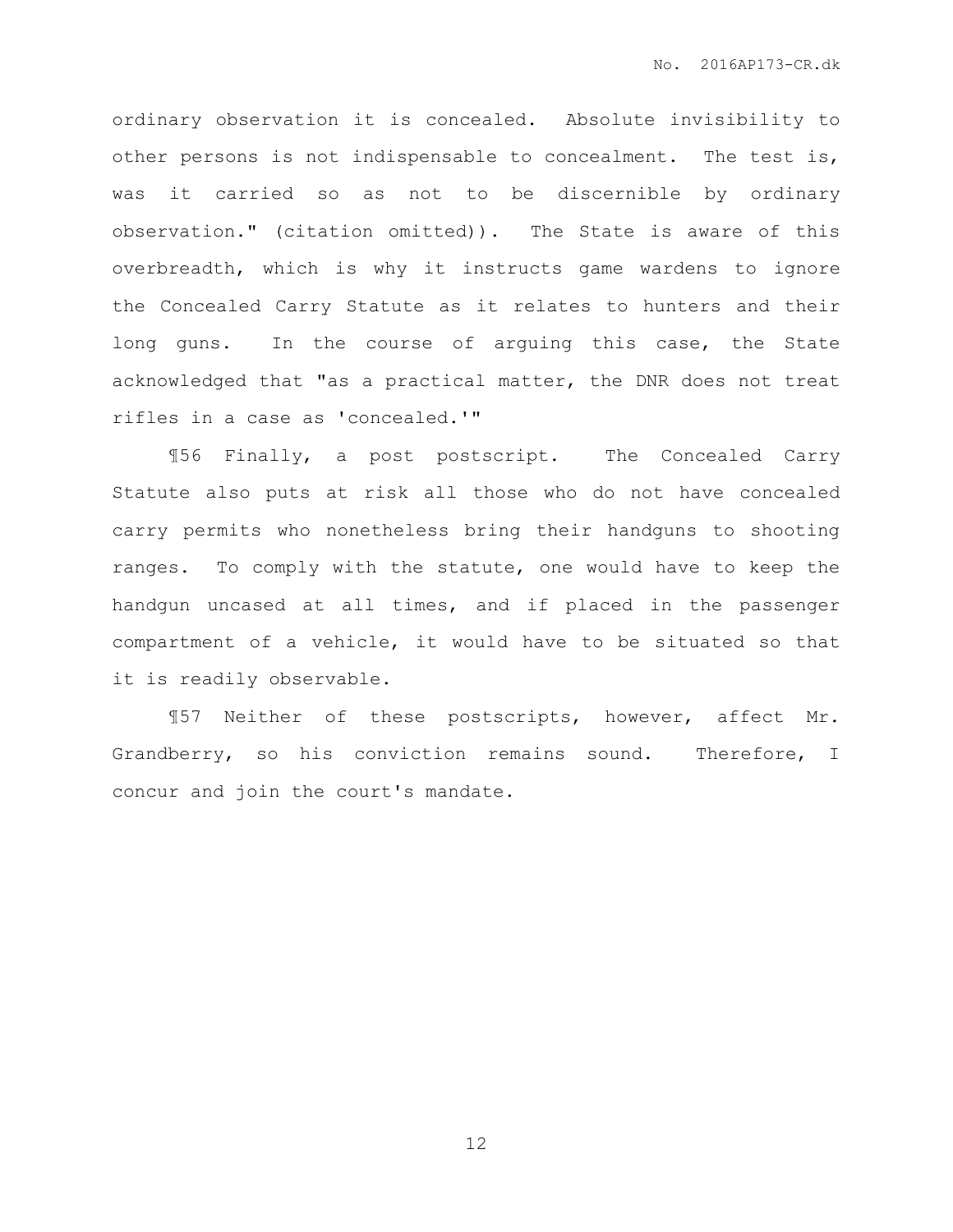ordinary observation it is concealed. Absolute invisibility to other persons is not indispensable to concealment. The test is, was it carried so as not to be discernible by ordinary observation." (citation omitted)). The State is aware of this overbreadth, which is why it instructs game wardens to ignore the Concealed Carry Statute as it relates to hunters and their long guns. In the course of arguing this case, the State acknowledged that "as a practical matter, the DNR does not treat rifles in a case as 'concealed.'"

¶56 Finally, a post postscript. The Concealed Carry Statute also puts at risk all those who do not have concealed carry permits who nonetheless bring their handguns to shooting ranges. To comply with the statute, one would have to keep the handgun uncased at all times, and if placed in the passenger compartment of a vehicle, it would have to be situated so that it is readily observable.

¶57 Neither of these postscripts, however, affect Mr. Grandberry, so his conviction remains sound. Therefore, I concur and join the court's mandate.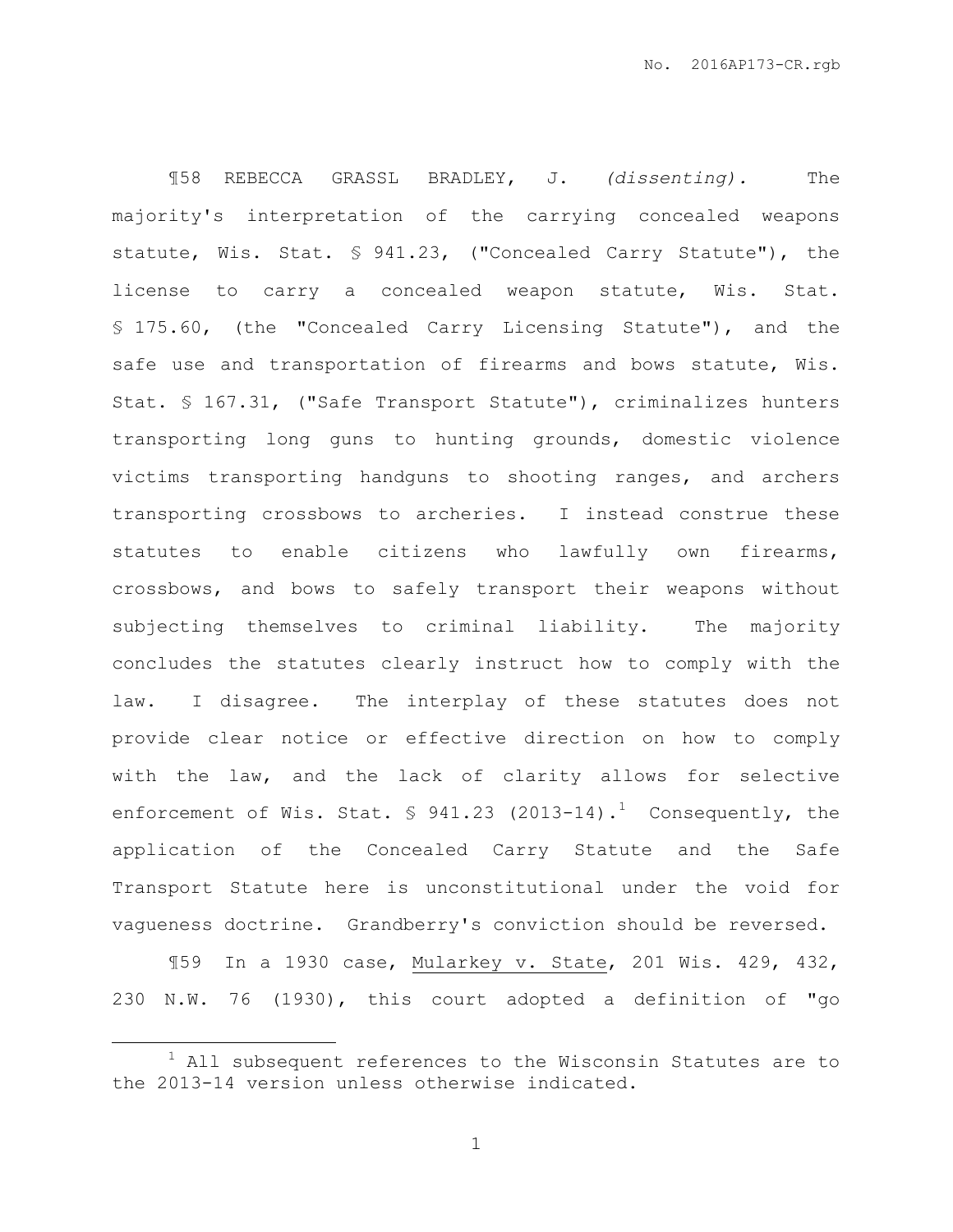¶58 REBECCA GRASSL BRADLEY, J. *(dissenting).* The majority's interpretation of the carrying concealed weapons statute, Wis. Stat. § 941.23, ("Concealed Carry Statute"), the license to carry a concealed weapon statute, Wis. Stat. § 175.60, (the "Concealed Carry Licensing Statute"), and the safe use and transportation of firearms and bows statute, Wis. Stat. § 167.31, ("Safe Transport Statute"), criminalizes hunters transporting long guns to hunting grounds, domestic violence victims transporting handguns to shooting ranges, and archers transporting crossbows to archeries. I instead construe these statutes to enable citizens who lawfully own firearms, crossbows, and bows to safely transport their weapons without subjecting themselves to criminal liability. The majority concludes the statutes clearly instruct how to comply with the law. I disagree. The interplay of these statutes does not provide clear notice or effective direction on how to comply with the law, and the lack of clarity allows for selective enforcement of Wis. Stat. § 941.23 (2013-14).[1] Consequently, the application of the Concealed Carry Statute and the Safe Transport Statute here is unconstitutional under the void for vagueness doctrine. Grandberry's conviction should be reversed.

¶59 In a 1930 case, Mularkey v. State, 201 Wis. 429, 432, 230 N.W. 76 (1930), this court adopted a definition of "go

[1] All subsequent references to the Wisconsin Statutes are to the 2013-14 version unless otherwise indicated.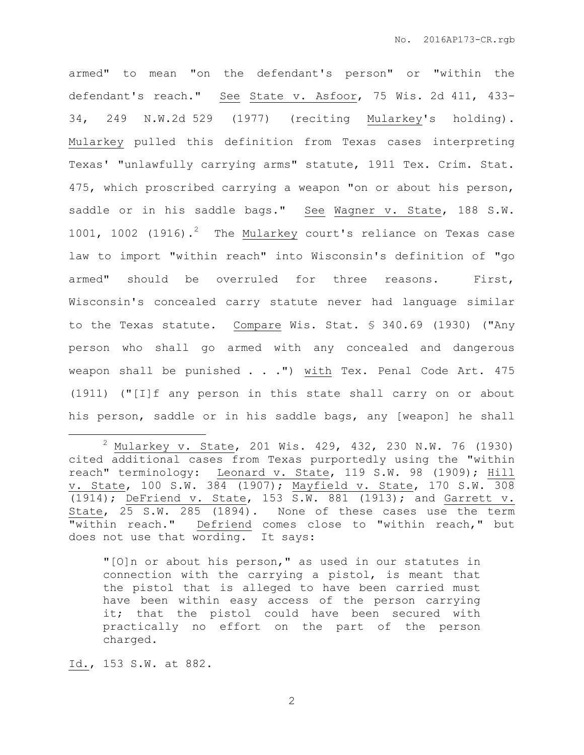armed" to mean "on the defendant's person" or "within the defendant's reach." See State v. Asfoor, 75 Wis. 2d 411, 433-34, 249 N.W.2d 529 (1977) (reciting Mularkey's holding). Mularkey pulled this definition from Texas cases interpreting Texas' "unlawfully carrying arms" statute, 1911 Tex. Crim. Stat. 475, which proscribed carrying a weapon "on or about his person, saddle or in his saddle bags." See Wagner v. State, 188 S.W. 1001, 1002 (1916).[2] The Mularkey court's reliance on Texas case law to import "within reach" into Wisconsin's definition of "go armed" should be overruled for three reasons. First, Wisconsin's concealed carry statute never had language similar to the Texas statute. Compare Wis. Stat. § 340.69 (1930) ("Any person who shall go armed with any concealed and dangerous weapon shall be punished . . .") with Tex. Penal Code Art. 475 (1911) ("[I]f any person in this state shall carry on or about his person, saddle or in his saddle bags, any [weapon] he shall

---

[2] Mularkey v. State, 201 Wis. 429, 432, 230 N.W. 76 (1930) cited additional cases from Texas purportedly using the "within reach" terminology: Leonard v. State, 119 S.W. 98 (1909); Hill v. State, 100 S.W. 384 (1907); Mayfield v. State, 170 S.W. 308 (1914); DeFriend v. State, 153 S.W. 881 (1913); and Garrett v. State, 25 S.W. 285 (1894). None of these cases use the term "within reach." Defriend comes close to "within reach," but does not use that wording. It says:

> "[O]n or about his person," as used in our statutes in connection with the carrying a pistol, is meant that the pistol that is alleged to have been carried must have been within easy access of the person carrying it; that the pistol could have been secured with practically no effort on the part of the person charged.

Id., 153 S.W. at 882.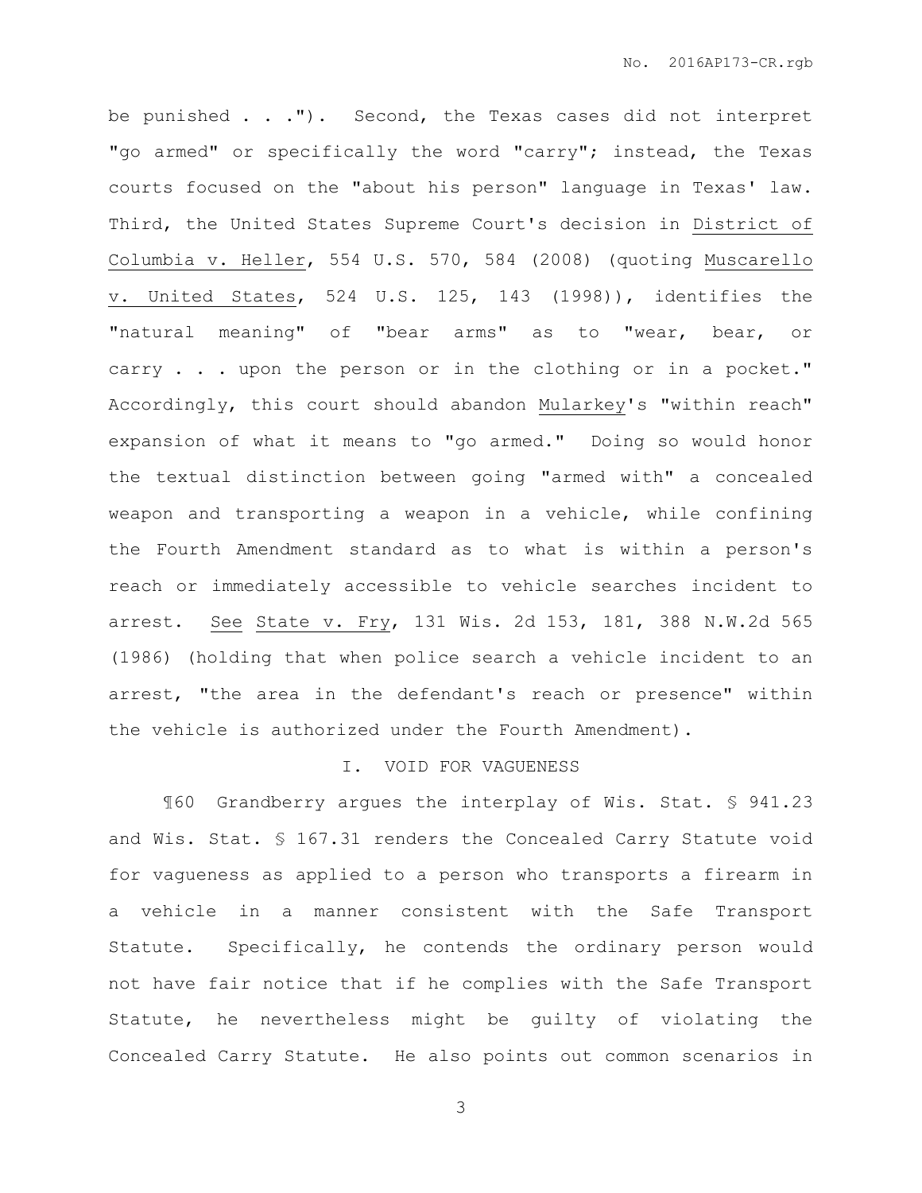be punished . . ."). Second, the Texas cases did not interpret "go armed" or specifically the word "carry"; instead, the Texas courts focused on the "about his person" language in Texas' law. Third, the United States Supreme Court's decision in District of Columbia v. Heller, 554 U.S. 570, 584 (2008) (quoting Muscarello v. United States, 524 U.S. 125, 143 (1998)), identifies the "natural meaning" of "bear arms" as to "wear, bear, or carry . . . upon the person or in the clothing or in a pocket." Accordingly, this court should abandon Mularkey's "within reach" expansion of what it means to "go armed." Doing so would honor the textual distinction between going "armed with" a concealed weapon and transporting a weapon in a vehicle, while confining the Fourth Amendment standard as to what is within a person's reach or immediately accessible to vehicle searches incident to arrest. See State v. Fry, 131 Wis. 2d 153, 181, 388 N.W.2d 565 (1986) (holding that when police search a vehicle incident to an arrest, "the area in the defendant's reach or presence" within the vehicle is authorized under the Fourth Amendment).

## I. VOID FOR VAGUENESS

¶60 Grandberry argues the interplay of Wis. Stat. § 941.23 and Wis. Stat. § 167.31 renders the Concealed Carry Statute void for vagueness as applied to a person who transports a firearm in a vehicle in a manner consistent with the Safe Transport Statute. Specifically, he contends the ordinary person would not have fair notice that if he complies with the Safe Transport Statute, he nevertheless might be guilty of violating the Concealed Carry Statute. He also points out common scenarios in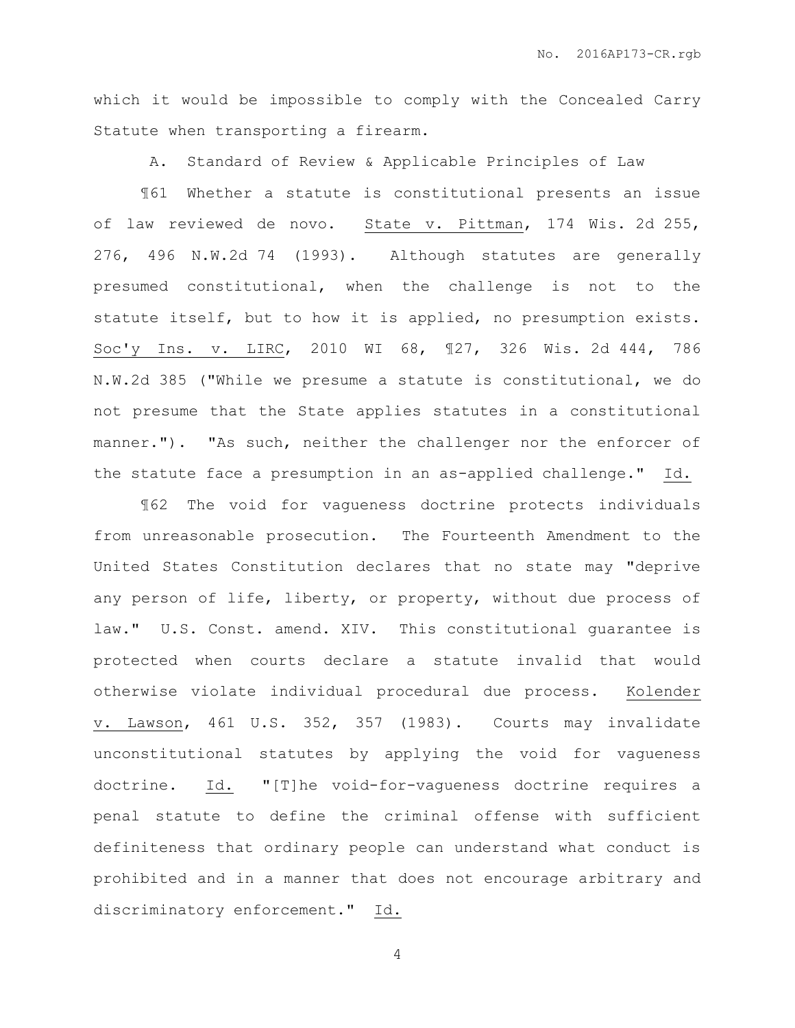which it would be impossible to comply with the Concealed Carry Statute when transporting a firearm.

A. Standard of Review & Applicable Principles of Law

¶61 Whether a statute is constitutional presents an issue of law reviewed de novo. State v. Pittman, 174 Wis. 2d 255, 276, 496 N.W.2d 74 (1993). Although statutes are generally presumed constitutional, when the challenge is not to the statute itself, but to how it is applied, no presumption exists. Soc'y Ins. v. LIRC, 2010 WI 68, ¶27, 326 Wis. 2d 444, 786 N.W.2d 385 ("While we presume a statute is constitutional, we do not presume that the State applies statutes in a constitutional manner."). "As such, neither the challenger nor the enforcer of the statute face a presumption in an as-applied challenge." Id.

¶62 The void for vagueness doctrine protects individuals from unreasonable prosecution. The Fourteenth Amendment to the United States Constitution declares that no state may "deprive any person of life, liberty, or property, without due process of law." U.S. Const. amend. XIV. This constitutional guarantee is protected when courts declare a statute invalid that would otherwise violate individual procedural due process. Kolender v. Lawson, 461 U.S. 352, 357 (1983). Courts may invalidate unconstitutional statutes by applying the void for vagueness doctrine. Id. "[T]he void-for-vagueness doctrine requires a penal statute to define the criminal offense with sufficient definiteness that ordinary people can understand what conduct is prohibited and in a manner that does not encourage arbitrary and discriminatory enforcement." Id.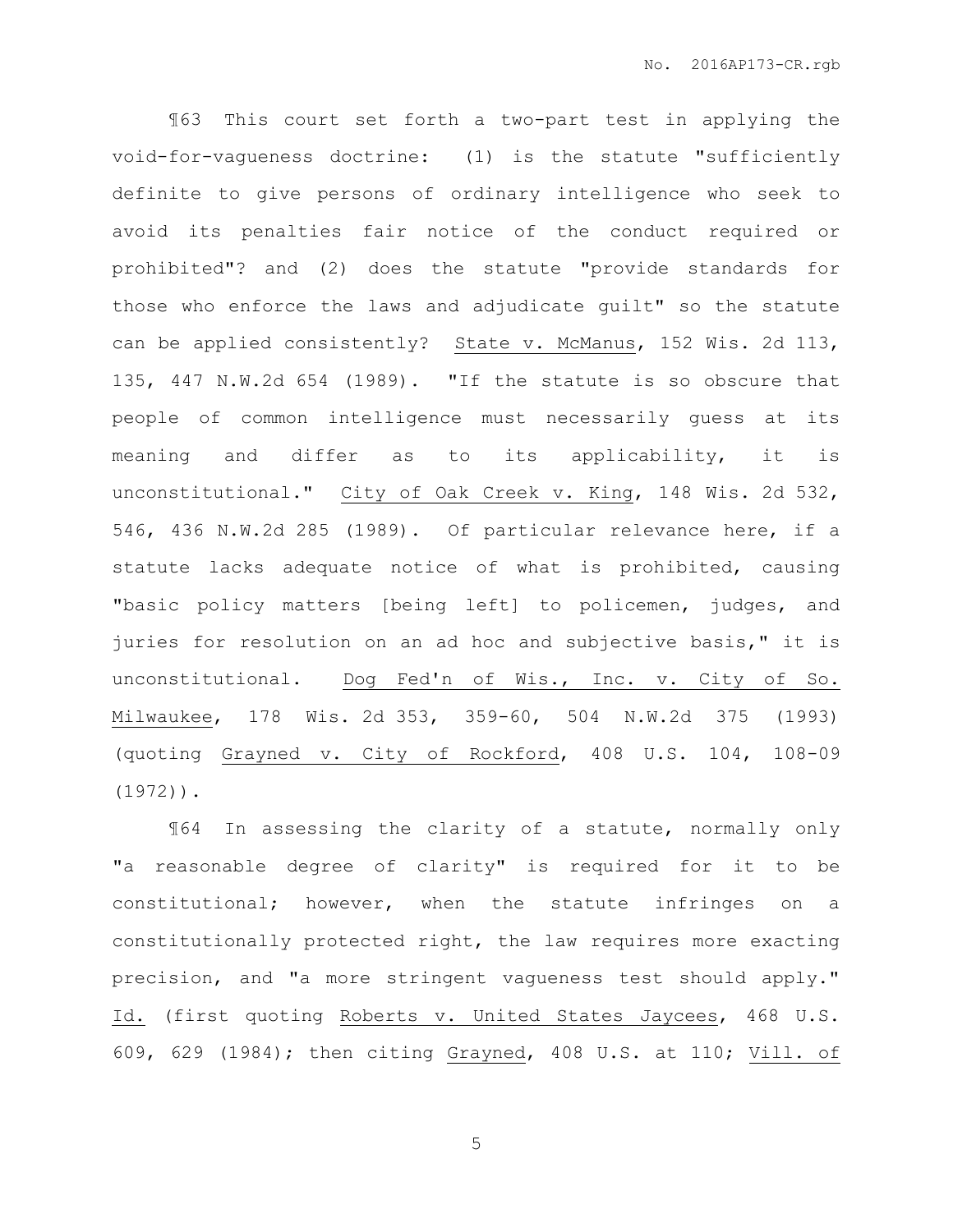¶63 This court set forth a two-part test in applying the void-for-vagueness doctrine: (1) is the statute "sufficiently definite to give persons of ordinary intelligence who seek to avoid its penalties fair notice of the conduct required or prohibited"? and (2) does the statute "provide standards for those who enforce the laws and adjudicate guilt" so the statute can be applied consistently? State v. McManus, 152 Wis. 2d 113, 135, 447 N.W.2d 654 (1989). "If the statute is so obscure that people of common intelligence must necessarily guess at its meaning and differ as to its applicability, it is unconstitutional." City of Oak Creek v. King, 148 Wis. 2d 532, 546, 436 N.W.2d 285 (1989). Of particular relevance here, if a statute lacks adequate notice of what is prohibited, causing "basic policy matters [being left] to policemen, judges, and juries for resolution on an ad hoc and subjective basis," it is unconstitutional. Dog Fed'n of Wis., Inc. v. City of So. Milwaukee, 178 Wis. 2d 353, 359-60, 504 N.W.2d 375 (1993) (quoting Grayned v. City of Rockford, 408 U.S. 104, 108-09 (1972)).

¶64 In assessing the clarity of a statute, normally only "a reasonable degree of clarity" is required for it to be constitutional; however, when the statute infringes on a constitutionally protected right, the law requires more exacting precision, and "a more stringent vagueness test should apply." Id. (first quoting Roberts v. United States Jaycees, 468 U.S. 609, 629 (1984); then citing Grayned, 408 U.S. at 110; Vill. of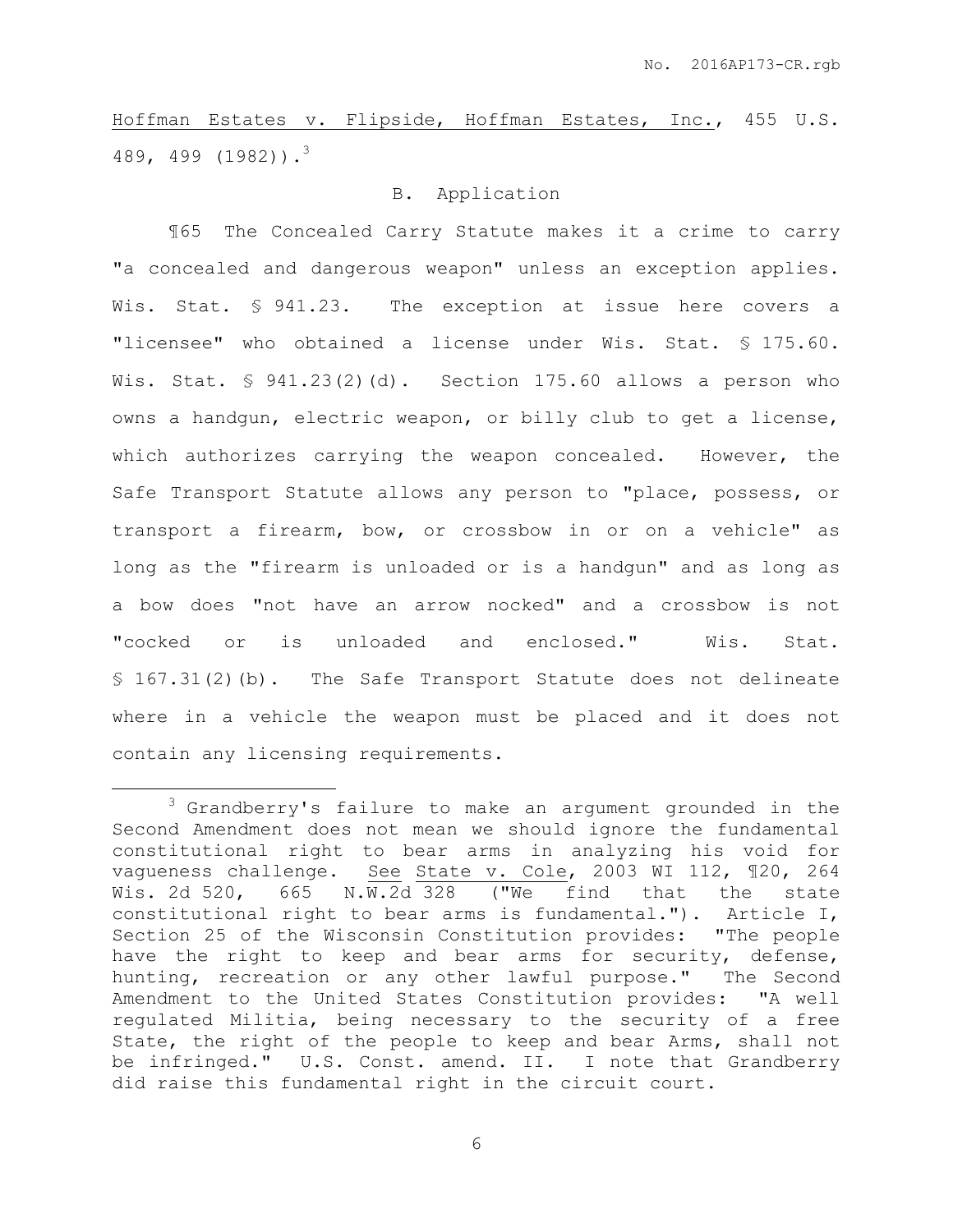Hoffman Estates v. Flipside, Hoffman Estates, Inc., 455 U.S. 489, 499 (1982)).[3]

### B. Application

¶65 The Concealed Carry Statute makes it a crime to carry "a concealed and dangerous weapon" unless an exception applies. Wis. Stat. § 941.23. The exception at issue here covers a "licensee" who obtained a license under Wis. Stat. § 175.60. Wis. Stat. § 941.23(2)(d). Section 175.60 allows a person who owns a handgun, electric weapon, or billy club to get a license, which authorizes carrying the weapon concealed. However, the Safe Transport Statute allows any person to "place, possess, or transport a firearm, bow, or crossbow in or on a vehicle" as long as the "firearm is unloaded or is a handgun" and as long as a bow does "not have an arrow nocked" and a crossbow is not "cocked or is unloaded and enclosed." Wis. Stat. § 167.31(2)(b). The Safe Transport Statute does not delineate where in a vehicle the weapon must be placed and it does not contain any licensing requirements.

---

[3] Grandberry's failure to make an argument grounded in the Second Amendment does not mean we should ignore the fundamental constitutional right to bear arms in analyzing his void for vagueness challenge. See State v. Cole, 2003 WI 112, ¶20, 264 Wis. 2d 520, 665 N.W.2d 328 ("We find that the state constitutional right to bear arms is fundamental."). Article I, Section 25 of the Wisconsin Constitution provides: "The people have the right to keep and bear arms for security, defense, hunting, recreation or any other lawful purpose." The Second Amendment to the United States Constitution provides: "A well regulated Militia, being necessary to the security of a free State, the right of the people to keep and bear Arms, shall not be infringed." U.S. Const. amend. II. I note that Grandberry did raise this fundamental right in the circuit court.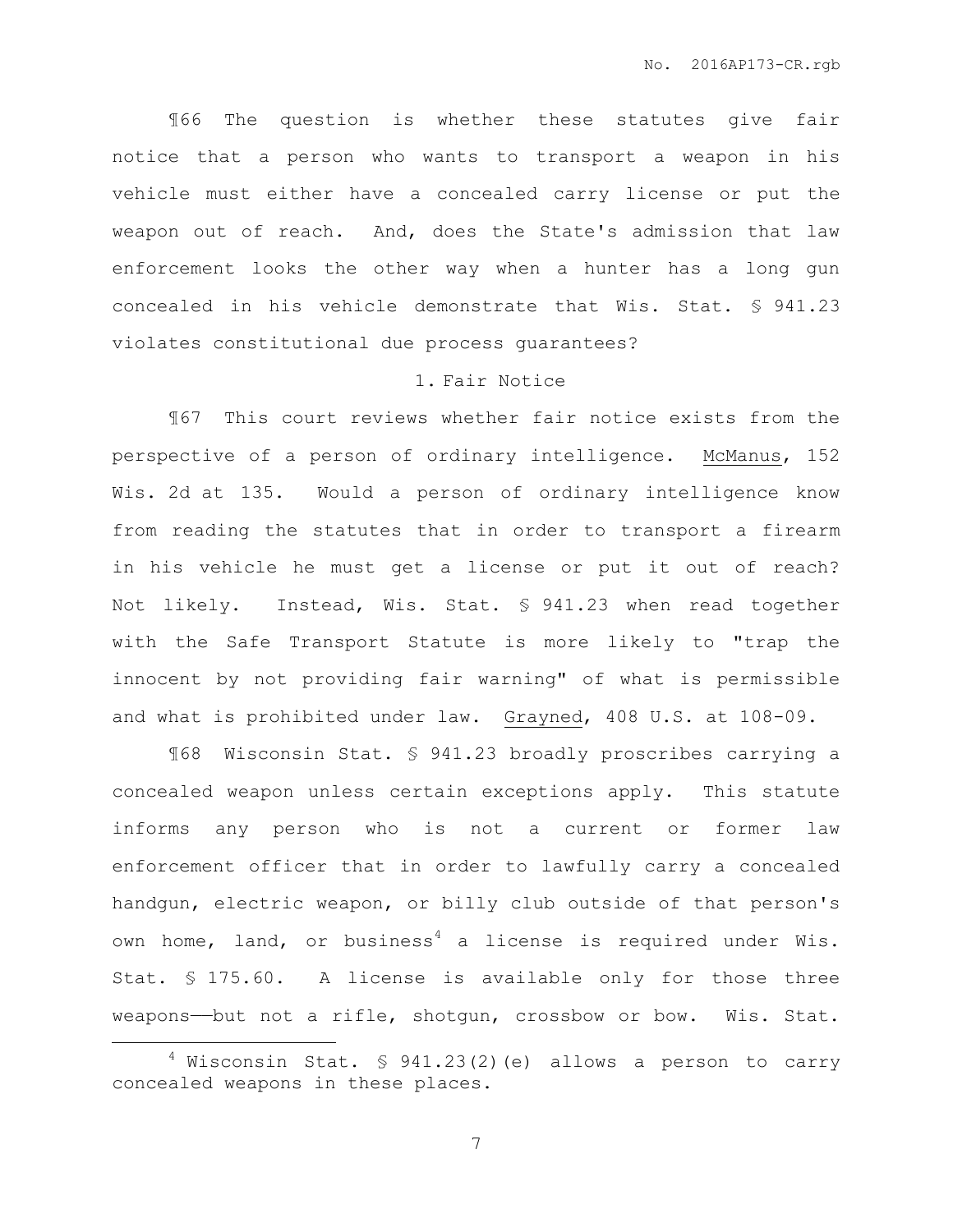¶66 The question is whether these statutes give fair notice that a person who wants to transport a weapon in his vehicle must either have a concealed carry license or put the weapon out of reach. And, does the State's admission that law enforcement looks the other way when a hunter has a long gun concealed in his vehicle demonstrate that Wis. Stat. § 941.23 violates constitutional due process guarantees?

1. Fair Notice

¶67 This court reviews whether fair notice exists from the perspective of a person of ordinary intelligence. McManus, 152 Wis. 2d at 135. Would a person of ordinary intelligence know from reading the statutes that in order to transport a firearm in his vehicle he must get a license or put it out of reach? Not likely. Instead, Wis. Stat. § 941.23 when read together with the Safe Transport Statute is more likely to "trap the innocent by not providing fair warning" of what is permissible and what is prohibited under law. Grayned, 408 U.S. at 108-09.

¶68 Wisconsin Stat. § 941.23 broadly proscribes carrying a concealed weapon unless certain exceptions apply. This statute informs any person who is not a current or former law enforcement officer that in order to lawfully carry a concealed handgun, electric weapon, or billy club outside of that person's own home, land, or business[4] a license is required under Wis. Stat. § 175.60. A license is available only for those three weapons——but not a rifle, shotgun, crossbow or bow. Wis. Stat.

[4] Wisconsin Stat. § 941.23(2)(e) allows a person to carry concealed weapons in these places.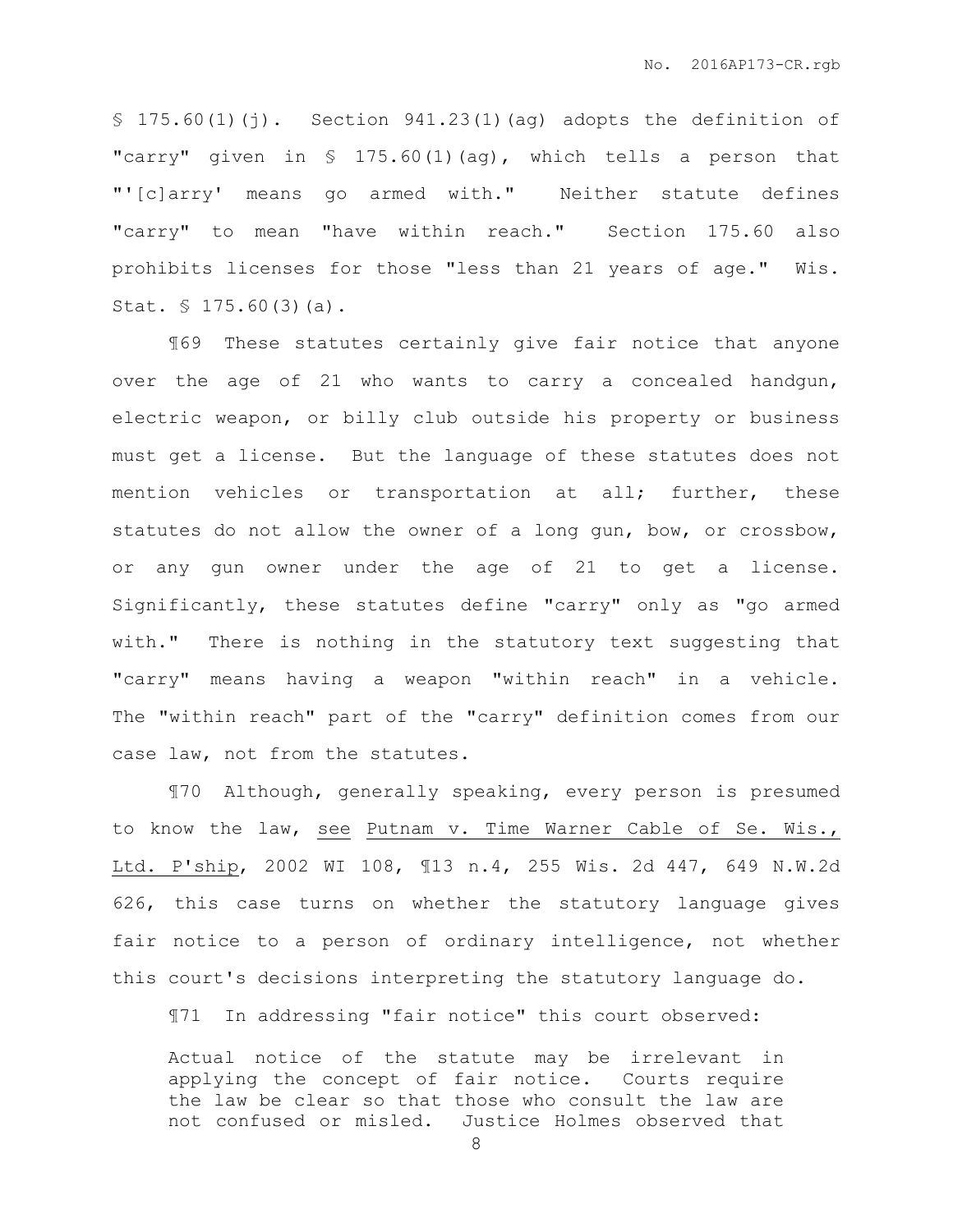§ 175.60(1)(j). Section 941.23(1)(ag) adopts the definition of "carry" given in § 175.60(1)(ag), which tells a person that "'[c]arry' means go armed with." Neither statute defines "carry" to mean "have within reach." Section 175.60 also prohibits licenses for those "less than 21 years of age." Wis. Stat. § 175.60(3)(a).

¶69 These statutes certainly give fair notice that anyone over the age of 21 who wants to carry a concealed handgun, electric weapon, or billy club outside his property or business must get a license. But the language of these statutes does not mention vehicles or transportation at all; further, these statutes do not allow the owner of a long gun, bow, or crossbow, or any gun owner under the age of 21 to get a license. Significantly, these statutes define "carry" only as "go armed with." There is nothing in the statutory text suggesting that "carry" means having a weapon "within reach" in a vehicle. The "within reach" part of the "carry" definition comes from our case law, not from the statutes.

¶70 Although, generally speaking, every person is presumed to know the law, see <u>Putnam v. Time Warner Cable of Se. Wis., Ltd. P'ship</u>, 2002 WI 108, ¶13 n.4, 255 Wis. 2d 447, 649 N.W.2d 626, this case turns on whether the statutory language gives fair notice to a person of ordinary intelligence, not whether this court's decisions interpreting the statutory language do.

¶71 In addressing "fair notice" this court observed:

> Actual notice of the statute may be irrelevant in applying the concept of fair notice. Courts require the law be clear so that those who consult the law are not confused or misled. Justice Holmes observed that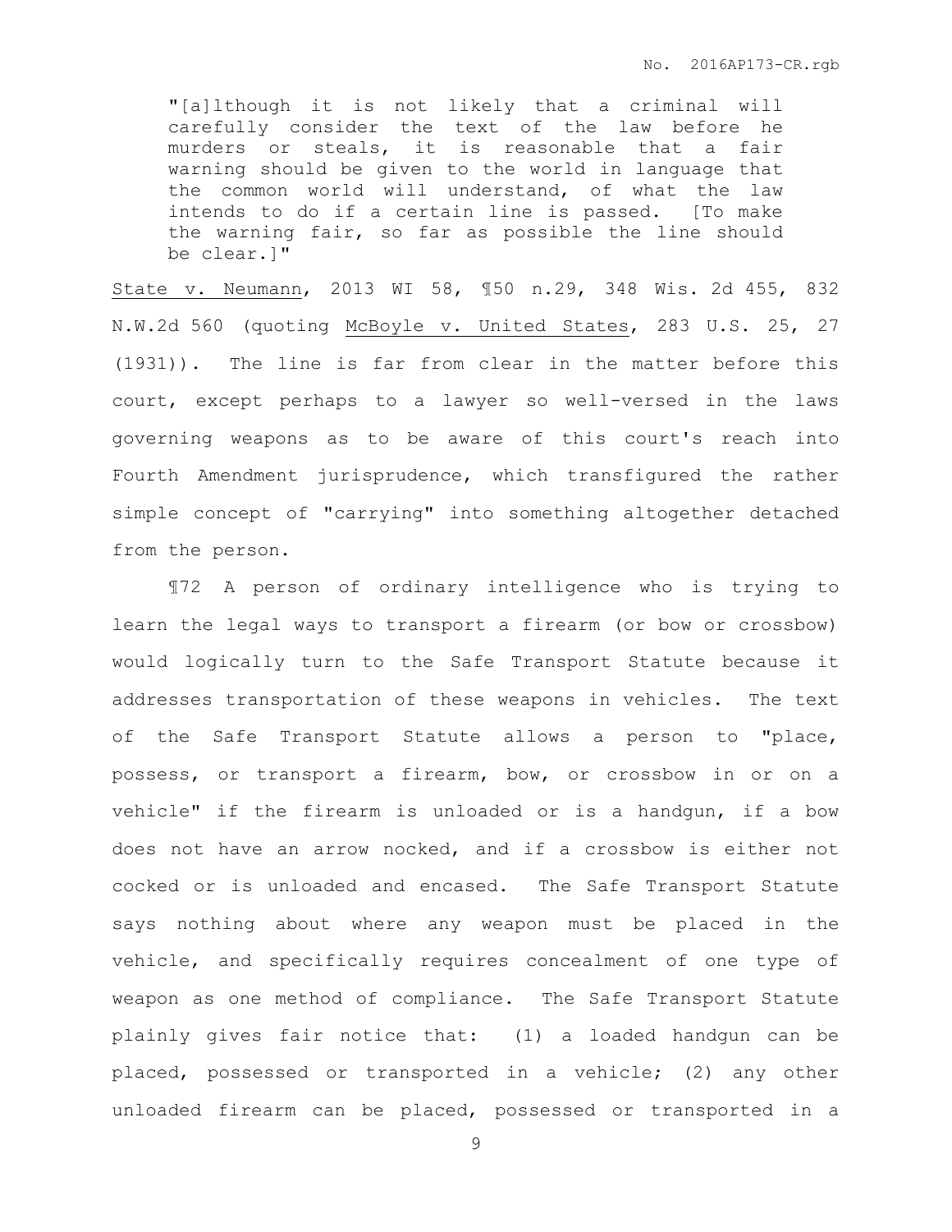> "[a]lthough it is not likely that a criminal will carefully consider the text of the law before he murders or steals, it is reasonable that a fair warning should be given to the world in language that the common world will understand, of what the law intends to do if a certain line is passed. [To make the warning fair, so far as possible the line should be clear.]"

State v. Neumann, 2013 WI 58, ¶50 n.29, 348 Wis. 2d 455, 832 N.W.2d 560 (quoting McBoyle v. United States, 283 U.S. 25, 27 (1931)). The line is far from clear in the matter before this court, except perhaps to a lawyer so well-versed in the laws governing weapons as to be aware of this court's reach into Fourth Amendment jurisprudence, which transfigured the rather simple concept of "carrying" into something altogether detached from the person.

¶72 A person of ordinary intelligence who is trying to learn the legal ways to transport a firearm (or bow or crossbow) would logically turn to the Safe Transport Statute because it addresses transportation of these weapons in vehicles. The text of the Safe Transport Statute allows a person to "place, possess, or transport a firearm, bow, or crossbow in or on a vehicle" if the firearm is unloaded or is a handgun, if a bow does not have an arrow nocked, and if a crossbow is either not cocked or is unloaded and encased. The Safe Transport Statute says nothing about where any weapon must be placed in the vehicle, and specifically requires concealment of one type of weapon as one method of compliance. The Safe Transport Statute plainly gives fair notice that: (1) a loaded handgun can be placed, possessed or transported in a vehicle; (2) any other unloaded firearm can be placed, possessed or transported in a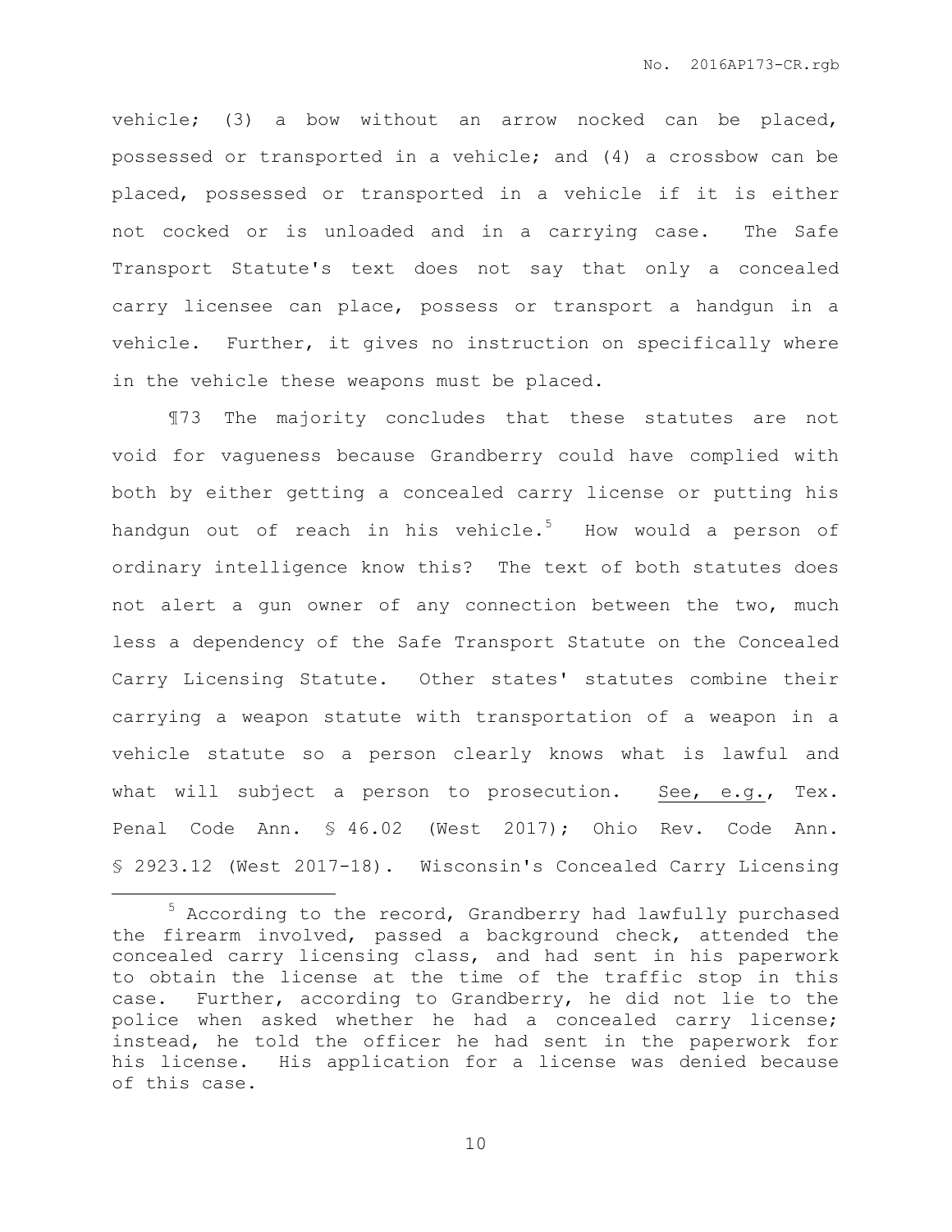vehicle; (3) a bow without an arrow nocked can be placed, possessed or transported in a vehicle; and (4) a crossbow can be placed, possessed or transported in a vehicle if it is either not cocked or is unloaded and in a carrying case. The Safe Transport Statute's text does not say that only a concealed carry licensee can place, possess or transport a handgun in a vehicle. Further, it gives no instruction on specifically where in the vehicle these weapons must be placed.

¶73 The majority concludes that these statutes are not void for vagueness because Grandberry could have complied with both by either getting a concealed carry license or putting his handgun out of reach in his vehicle.[5] How would a person of ordinary intelligence know this? The text of both statutes does not alert a gun owner of any connection between the two, much less a dependency of the Safe Transport Statute on the Concealed Carry Licensing Statute. Other states' statutes combine their carrying a weapon statute with transportation of a weapon in a vehicle statute so a person clearly knows what is lawful and what will subject a person to prosecution. <u>See, e.g.</u>, Tex. Penal Code Ann. § 46.02 (West 2017); Ohio Rev. Code Ann. § 2923.12 (West 2017-18). Wisconsin's Concealed Carry Licensing

---

[5] According to the record, Grandberry had lawfully purchased the firearm involved, passed a background check, attended the concealed carry licensing class, and had sent in his paperwork to obtain the license at the time of the traffic stop in this case. Further, according to Grandberry, he did not lie to the police when asked whether he had a concealed carry license; instead, he told the officer he had sent in the paperwork for his license. His application for a license was denied because of this case.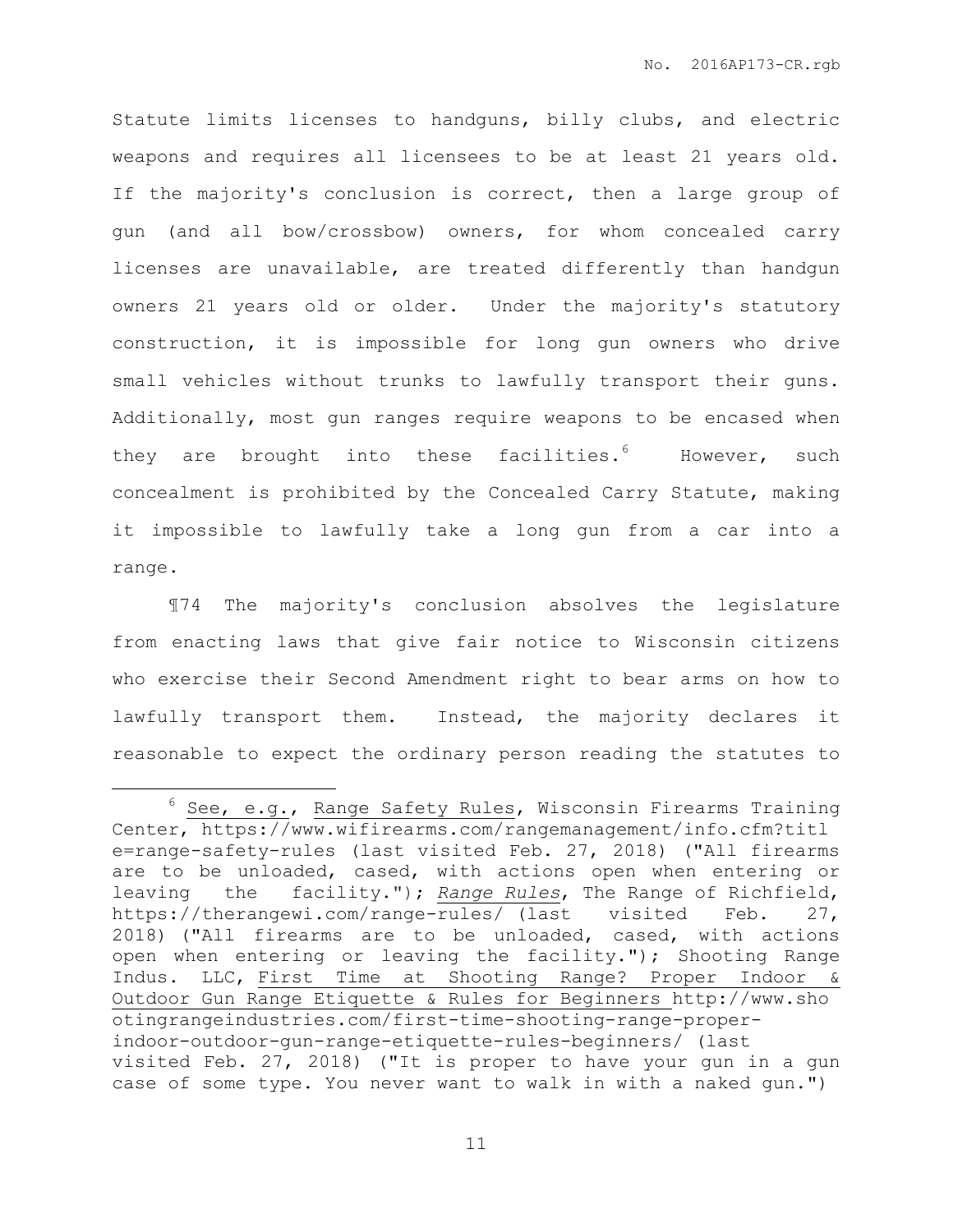Statute limits licenses to handguns, billy clubs, and electric weapons and requires all licensees to be at least 21 years old. If the majority's conclusion is correct, then a large group of gun (and all bow/crossbow) owners, for whom concealed carry licenses are unavailable, are treated differently than handgun owners 21 years old or older. Under the majority's statutory construction, it is impossible for long gun owners who drive small vehicles without trunks to lawfully transport their guns. Additionally, most gun ranges require weapons to be encased when they are brought into these facilities.[6] However, such concealment is prohibited by the Concealed Carry Statute, making it impossible to lawfully take a long gun from a car into a range.

¶74 The majority's conclusion absolves the legislature from enacting laws that give fair notice to Wisconsin citizens who exercise their Second Amendment right to bear arms on how to lawfully transport them. Instead, the majority declares it reasonable to expect the ordinary person reading the statutes to

---

[6] See, e.g., Range Safety Rules, Wisconsin Firearms Training Center, https://www.wifirearms.com/rangemanagement/info.cfm?title=range-safety-rules (last visited Feb. 27, 2018) ("All firearms are to be unloaded, cased, with actions open when entering or leaving the facility."); *Range Rules*, The Range of Richfield, https://therangewi.com/range-rules/ (last visited Feb. 27, 2018) ("All firearms are to be unloaded, cased, with actions open when entering or leaving the facility."); Shooting Range Indus. LLC, First Time at Shooting Range? Proper Indoor & Outdoor Gun Range Etiquette & Rules for Beginners http://www.shootingrangeindustries.com/first-time-shooting-range-proper-indoor-outdoor-gun-range-etiquette-rules-beginners/ (last visited Feb. 27, 2018) ("It is proper to have your gun in a gun case of some type. You never want to walk in with a naked gun.")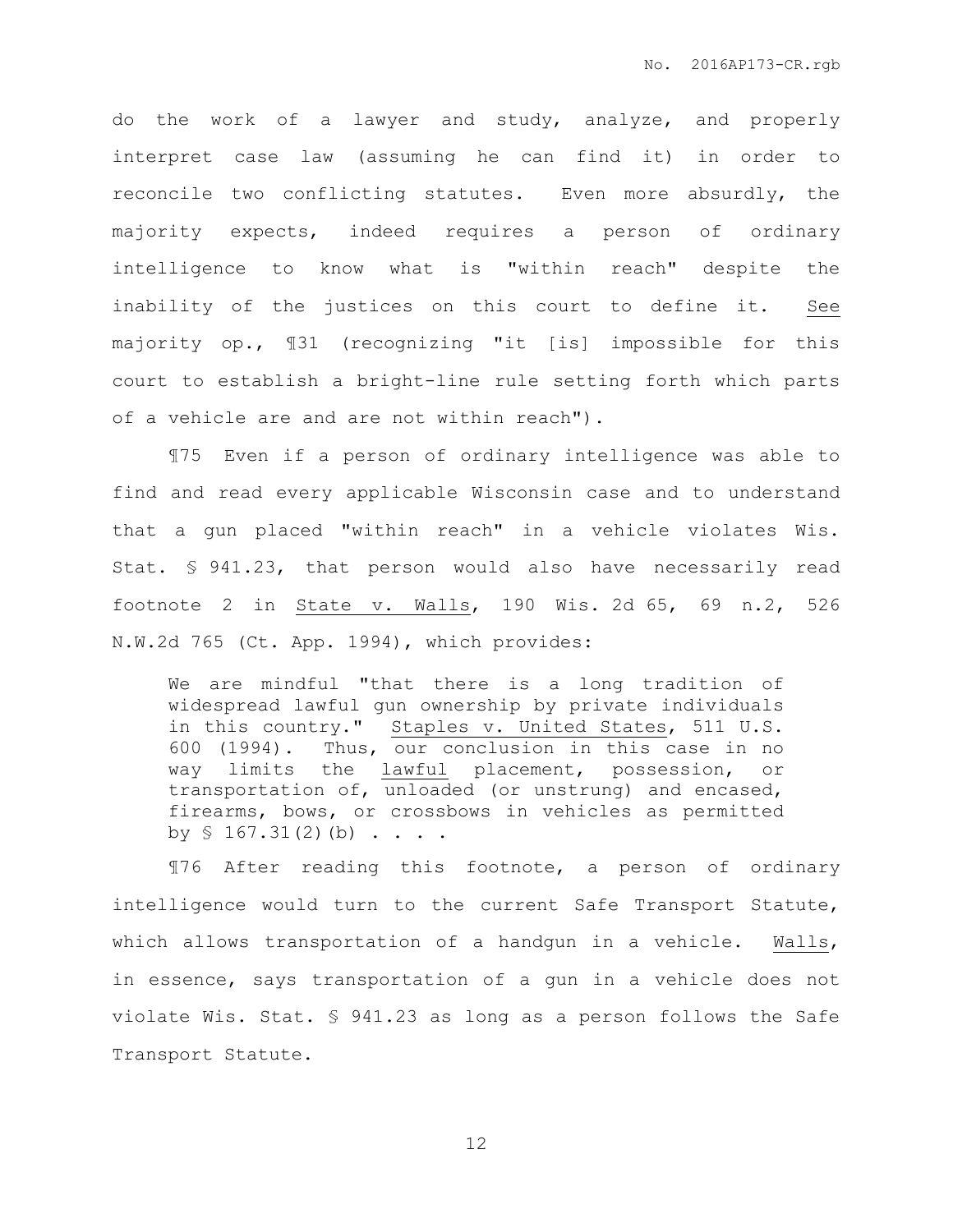do the work of a lawyer and study, analyze, and properly interpret case law (assuming he can find it) in order to reconcile two conflicting statutes. Even more absurdly, the majority expects, indeed requires a person of ordinary intelligence to know what is "within reach" despite the inability of the justices on this court to define it. See majority op., ¶31 (recognizing "it [is] impossible for this court to establish a bright-line rule setting forth which parts of a vehicle are and are not within reach").

¶75 Even if a person of ordinary intelligence was able to find and read every applicable Wisconsin case and to understand that a gun placed "within reach" in a vehicle violates Wis. Stat. § 941.23, that person would also have necessarily read footnote 2 in State v. Walls, 190 Wis. 2d 65, 69 n.2, 526 N.W.2d 765 (Ct. App. 1994), which provides:

> We are mindful "that there is a long tradition of widespread lawful gun ownership by private individuals in this country." Staples v. United States, 511 U.S. 600 (1994). Thus, our conclusion in this case in no way limits the lawful placement, possession, or transportation of, unloaded (or unstrung) and encased, firearms, bows, or crossbows in vehicles as permitted by § 167.31(2)(b) . . . .

¶76 After reading this footnote, a person of ordinary intelligence would turn to the current Safe Transport Statute, which allows transportation of a handgun in a vehicle. Walls, in essence, says transportation of a gun in a vehicle does not violate Wis. Stat. § 941.23 as long as a person follows the Safe Transport Statute.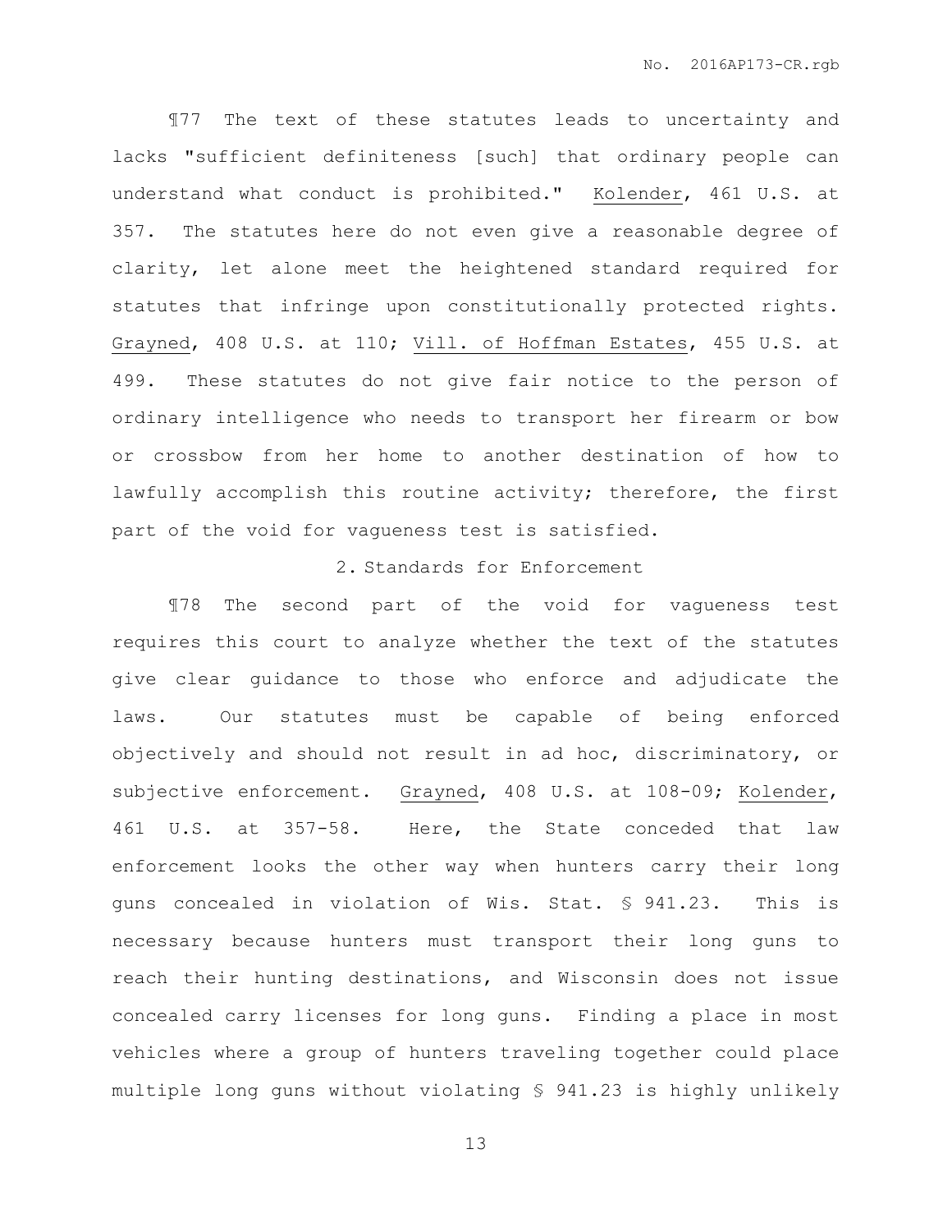¶77 The text of these statutes leads to uncertainty and lacks "sufficient definiteness [such] that ordinary people can understand what conduct is prohibited." Kolender, 461 U.S. at 357. The statutes here do not even give a reasonable degree of clarity, let alone meet the heightened standard required for statutes that infringe upon constitutionally protected rights. Grayned, 408 U.S. at 110; Vill. of Hoffman Estates, 455 U.S. at 499. These statutes do not give fair notice to the person of ordinary intelligence who needs to transport her firearm or bow or crossbow from her home to another destination of how to lawfully accomplish this routine activity; therefore, the first part of the void for vagueness test is satisfied.

### 2. Standards for Enforcement

¶78 The second part of the void for vagueness test requires this court to analyze whether the text of the statutes give clear guidance to those who enforce and adjudicate the laws. Our statutes must be capable of being enforced objectively and should not result in ad hoc, discriminatory, or subjective enforcement. Grayned, 408 U.S. at 108-09; Kolender, 461 U.S. at 357-58. Here, the State conceded that law enforcement looks the other way when hunters carry their long guns concealed in violation of Wis. Stat. § 941.23. This is necessary because hunters must transport their long guns to reach their hunting destinations, and Wisconsin does not issue concealed carry licenses for long guns. Finding a place in most vehicles where a group of hunters traveling together could place multiple long guns without violating § 941.23 is highly unlikely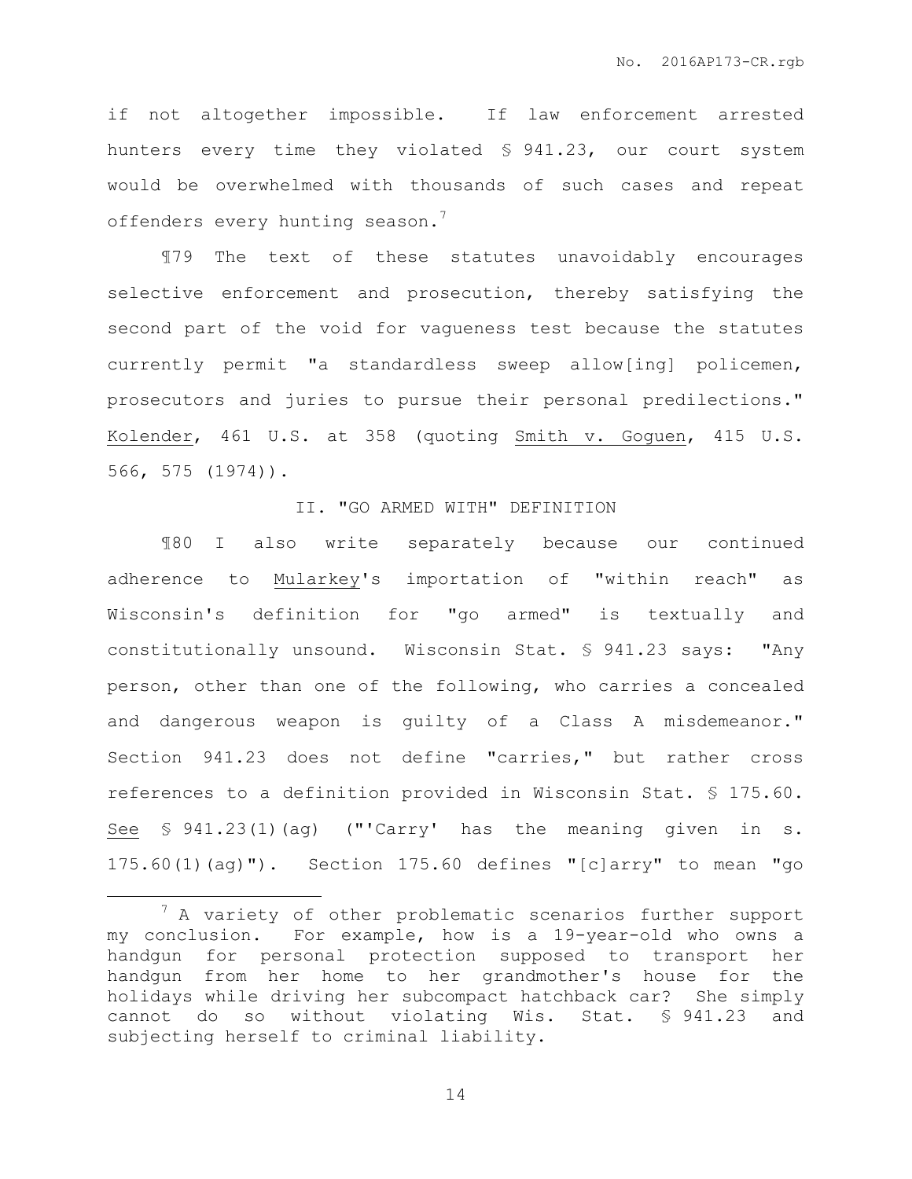if not altogether impossible. If law enforcement arrested hunters every time they violated § 941.23, our court system would be overwhelmed with thousands of such cases and repeat offenders every hunting season.[7]

¶79 The text of these statutes unavoidably encourages selective enforcement and prosecution, thereby satisfying the second part of the void for vagueness test because the statutes currently permit "a standardless sweep allow[ing] policemen, prosecutors and juries to pursue their personal predilections." Kolender, 461 U.S. at 358 (quoting Smith v. Goguen, 415 U.S. 566, 575 (1974)).

## II. "GO ARMED WITH" DEFINITION

¶80 I also write separately because our continued adherence to Mularkey's importation of "within reach" as Wisconsin's definition for "go armed" is textually and constitutionally unsound. Wisconsin Stat. § 941.23 says: "Any person, other than one of the following, who carries a concealed and dangerous weapon is guilty of a Class A misdemeanor." Section 941.23 does not define "carries," but rather cross references to a definition provided in Wisconsin Stat. § 175.60. See § 941.23(1)(ag) ("'Carry' has the meaning given in s. 175.60(1)(ag)"). Section 175.60 defines "[c]arry" to mean "go

---

[7] A variety of other problematic scenarios further support my conclusion. For example, how is a 19-year-old who owns a handgun for personal protection supposed to transport her handgun from her home to her grandmother's house for the holidays while driving her subcompact hatchback car? She simply cannot do so without violating Wis. Stat. § 941.23 and subjecting herself to criminal liability.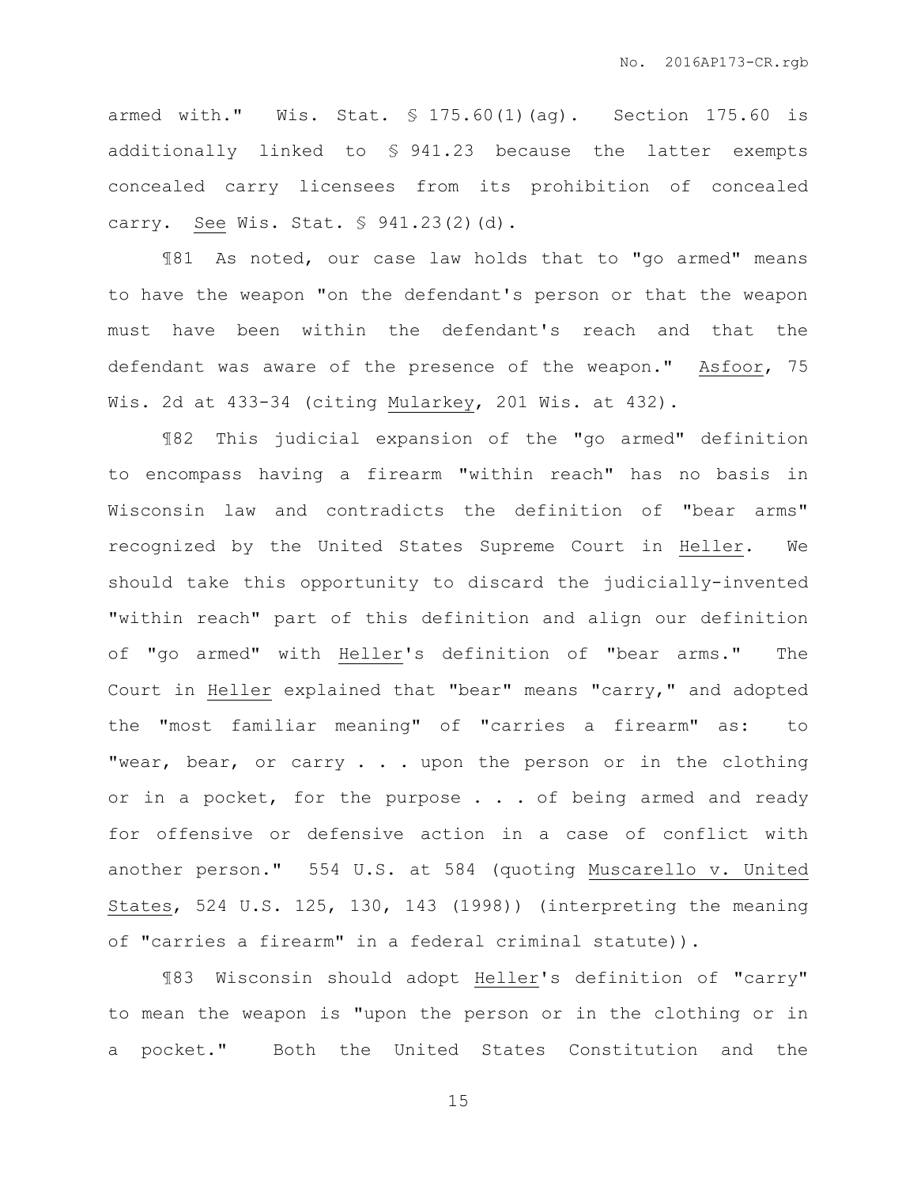armed with." Wis. Stat. § 175.60(1)(ag). Section 175.60 is additionally linked to § 941.23 because the latter exempts concealed carry licensees from its prohibition of concealed carry. See Wis. Stat. § 941.23(2)(d).

¶81 As noted, our case law holds that to "go armed" means to have the weapon "on the defendant's person or that the weapon must have been within the defendant's reach and that the defendant was aware of the presence of the weapon." Asfoor, 75 Wis. 2d at 433-34 (citing Mularkey, 201 Wis. at 432).

¶82 This judicial expansion of the "go armed" definition to encompass having a firearm "within reach" has no basis in Wisconsin law and contradicts the definition of "bear arms" recognized by the United States Supreme Court in Heller. We should take this opportunity to discard the judicially-invented "within reach" part of this definition and align our definition of "go armed" with Heller's definition of "bear arms." The Court in Heller explained that "bear" means "carry," and adopted the "most familiar meaning" of "carries a firearm" as: to "wear, bear, or carry . . . upon the person or in the clothing or in a pocket, for the purpose . . . of being armed and ready for offensive or defensive action in a case of conflict with another person." 554 U.S. at 584 (quoting Muscarello v. United States, 524 U.S. 125, 130, 143 (1998)) (interpreting the meaning of "carries a firearm" in a federal criminal statute)).

¶83 Wisconsin should adopt Heller's definition of "carry" to mean the weapon is "upon the person or in the clothing or in a pocket." Both the United States Constitution and the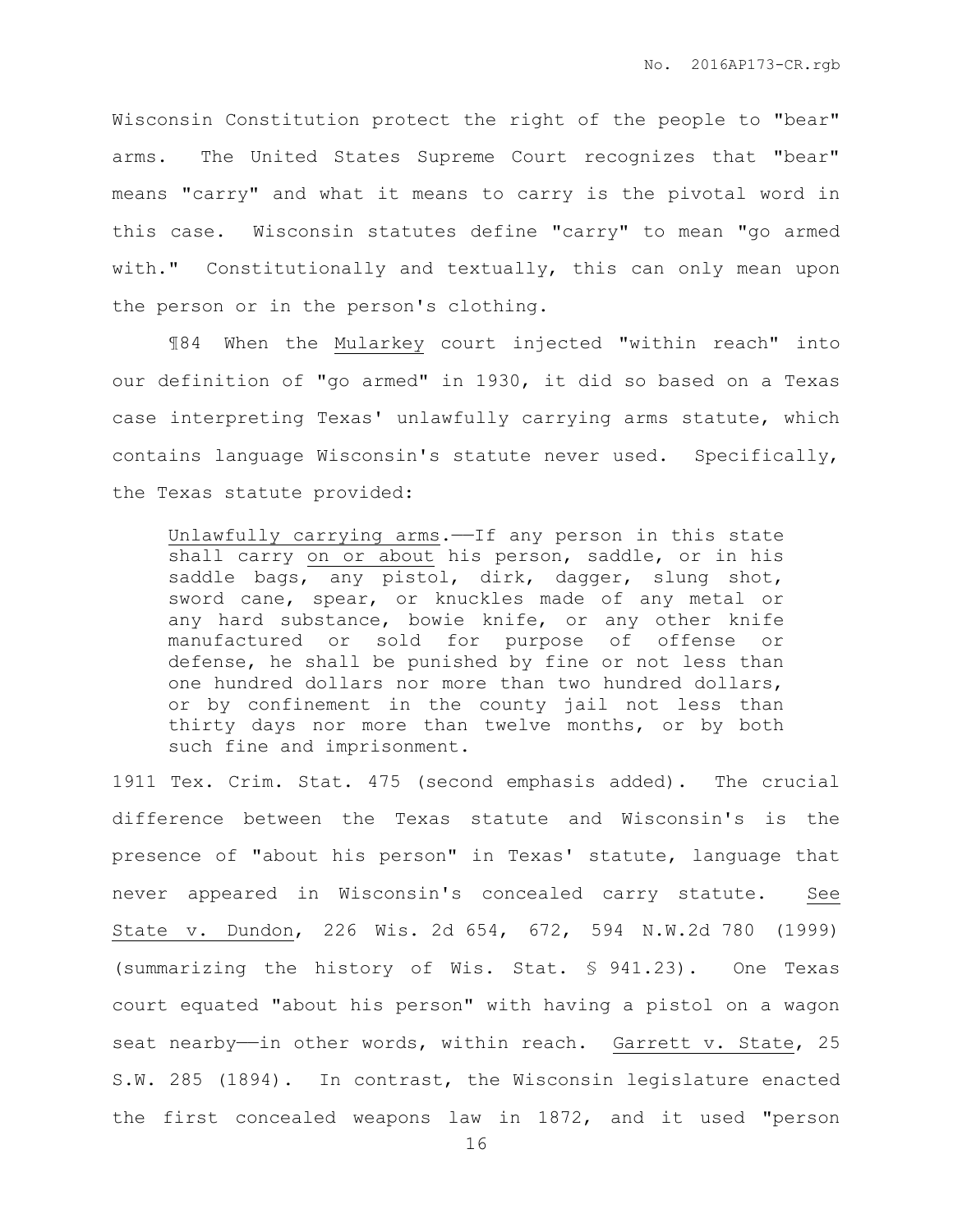Wisconsin Constitution protect the right of the people to "bear" arms. The United States Supreme Court recognizes that "bear" means "carry" and what it means to carry is the pivotal word in this case. Wisconsin statutes define "carry" to mean "go armed with." Constitutionally and textually, this can only mean upon the person or in the person's clothing.

¶84 When the Mularkey court injected "within reach" into our definition of "go armed" in 1930, it did so based on a Texas case interpreting Texas' unlawfully carrying arms statute, which contains language Wisconsin's statute never used. Specifically, the Texas statute provided:

> Unlawfully carrying arms.——If any person in this state shall carry on or about his person, saddle, or in his saddle bags, any pistol, dirk, dagger, slung shot, sword cane, spear, or knuckles made of any metal or any hard substance, bowie knife, or any other knife manufactured or sold for purpose of offense or defense, he shall be punished by fine or not less than one hundred dollars nor more than two hundred dollars, or by confinement in the county jail not less than thirty days nor more than twelve months, or by both such fine and imprisonment.

1911 Tex. Crim. Stat. 475 (second emphasis added). The crucial difference between the Texas statute and Wisconsin's is the presence of "about his person" in Texas' statute, language that never appeared in Wisconsin's concealed carry statute. See State v. Dundon, 226 Wis. 2d 654, 672, 594 N.W.2d 780 (1999) (summarizing the history of Wis. Stat. § 941.23). One Texas court equated "about his person" with having a pistol on a wagon seat nearby——in other words, within reach. Garrett v. State, 25 S.W. 285 (1894). In contrast, the Wisconsin legislature enacted the first concealed weapons law in 1872, and it used "person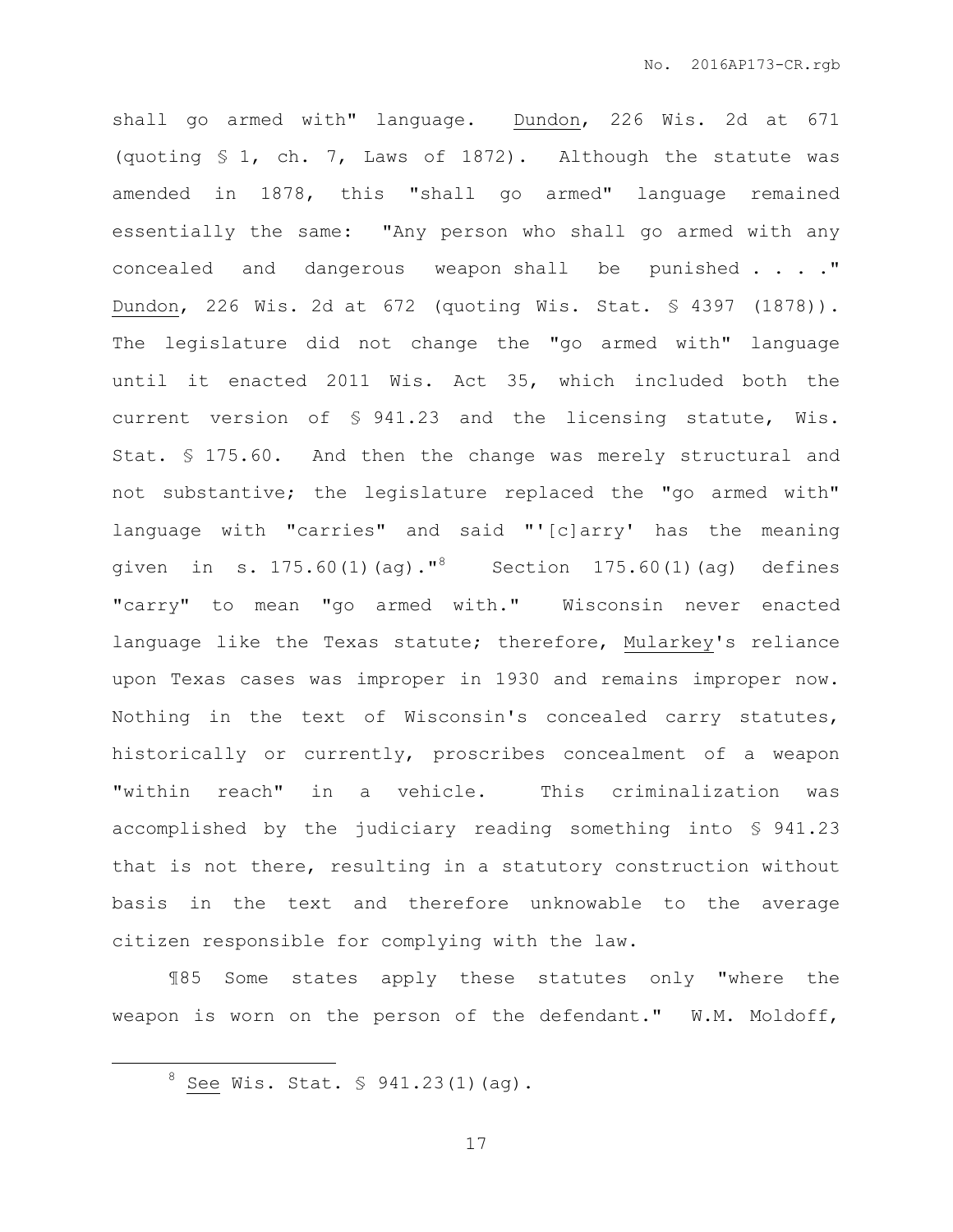shall go armed with" language. Dundon, 226 Wis. 2d at 671 (quoting § 1, ch. 7, Laws of 1872). Although the statute was amended in 1878, this "shall go armed" language remained essentially the same: "Any person who shall go armed with any concealed and dangerous weapon shall be punished . . . ." Dundon, 226 Wis. 2d at 672 (quoting Wis. Stat. § 4397 (1878)). The legislature did not change the "go armed with" language until it enacted 2011 Wis. Act 35, which included both the current version of § 941.23 and the licensing statute, Wis. Stat. § 175.60. And then the change was merely structural and not substantive; the legislature replaced the "go armed with" language with "carries" and said "'[c]arry' has the meaning given in s. 175.60(1)(ag)."[8] Section 175.60(1)(ag) defines "carry" to mean "go armed with." Wisconsin never enacted language like the Texas statute; therefore, Mularkey's reliance upon Texas cases was improper in 1930 and remains improper now. Nothing in the text of Wisconsin's concealed carry statutes, historically or currently, proscribes concealment of a weapon "within reach" in a vehicle. This criminalization was accomplished by the judiciary reading something into § 941.23 that is not there, resulting in a statutory construction without basis in the text and therefore unknowable to the average citizen responsible for complying with the law.

¶85 Some states apply these statutes only "where the weapon is worn on the person of the defendant." W.M. Moldoff,

[8] See Wis. Stat. § 941.23(1)(ag).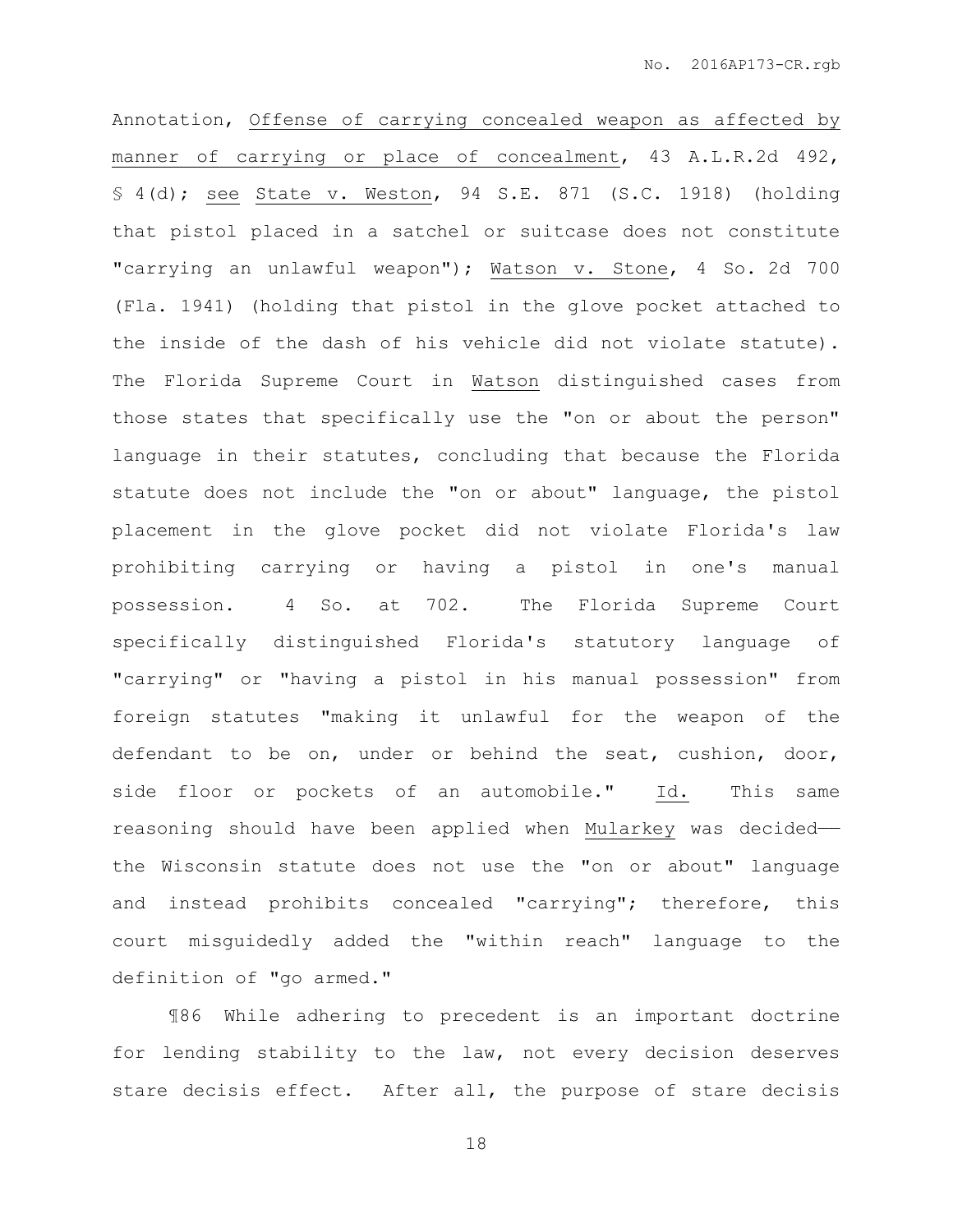Annotation, Offense of carrying concealed weapon as affected by manner of carrying or place of concealment, 43 A.L.R.2d 492, § 4(d); see State v. Weston, 94 S.E. 871 (S.C. 1918) (holding that pistol placed in a satchel or suitcase does not constitute "carrying an unlawful weapon"); Watson v. Stone, 4 So. 2d 700 (Fla. 1941) (holding that pistol in the glove pocket attached to the inside of the dash of his vehicle did not violate statute). The Florida Supreme Court in Watson distinguished cases from those states that specifically use the "on or about the person" language in their statutes, concluding that because the Florida statute does not include the "on or about" language, the pistol placement in the glove pocket did not violate Florida's law prohibiting carrying or having a pistol in one's manual possession. 4 So. at 702. The Florida Supreme Court specifically distinguished Florida's statutory language of "carrying" or "having a pistol in his manual possession" from foreign statutes "making it unlawful for the weapon of the defendant to be on, under or behind the seat, cushion, door, side floor or pockets of an automobile." Id. This same reasoning should have been applied when Mularkey was decided—the Wisconsin statute does not use the "on or about" language and instead prohibits concealed "carrying"; therefore, this court misguidedly added the "within reach" language to the definition of "go armed."

¶86 While adhering to precedent is an important doctrine for lending stability to the law, not every decision deserves stare decisis effect. After all, the purpose of stare decisis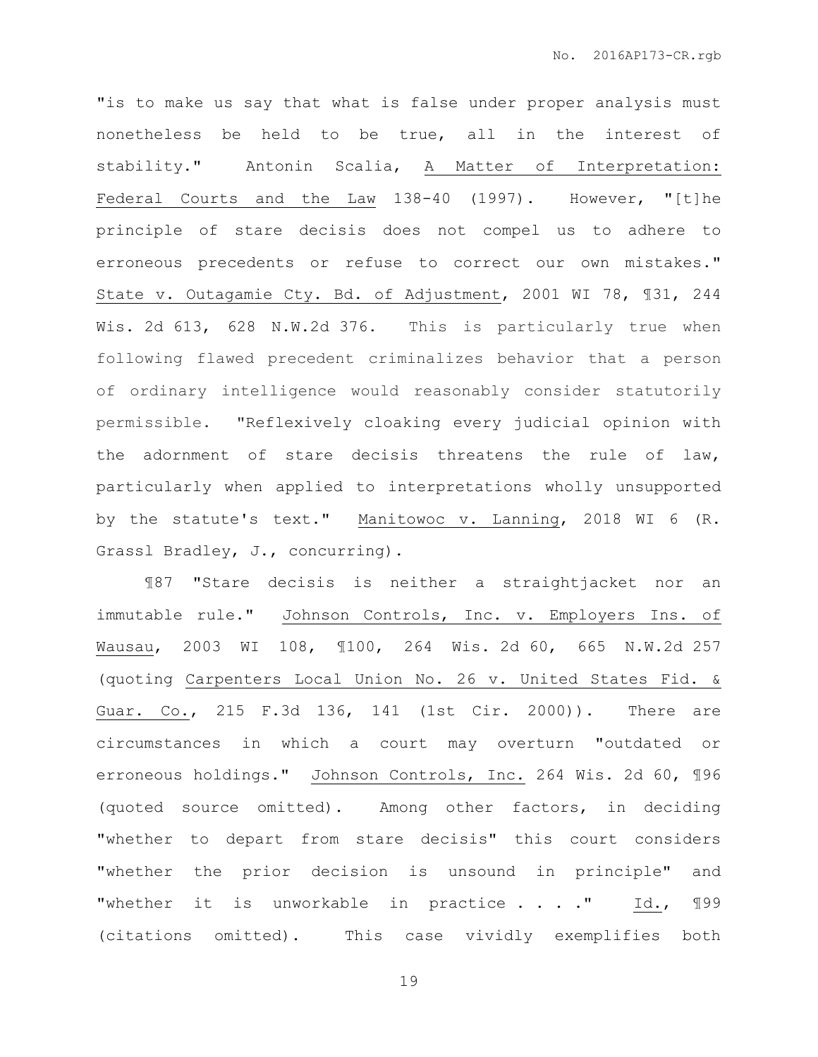"is to make us say that what is false under proper analysis must nonetheless be held to be true, all in the interest of stability." Antonin Scalia, A Matter of Interpretation: Federal Courts and the Law 138-40 (1997). However, "[t]he principle of stare decisis does not compel us to adhere to erroneous precedents or refuse to correct our own mistakes." State v. Outagamie Cty. Bd. of Adjustment, 2001 WI 78, ¶31, 244 Wis. 2d 613, 628 N.W.2d 376. This is particularly true when following flawed precedent criminalizes behavior that a person of ordinary intelligence would reasonably consider statutorily permissible. "Reflexively cloaking every judicial opinion with the adornment of stare decisis threatens the rule of law, particularly when applied to interpretations wholly unsupported by the statute's text." Manitowoc v. Lanning, 2018 WI 6 (R. Grassl Bradley, J., concurring).

¶87 "Stare decisis is neither a straightjacket nor an immutable rule." Johnson Controls, Inc. v. Employers Ins. of Wausau, 2003 WI 108, ¶100, 264 Wis. 2d 60, 665 N.W.2d 257 (quoting Carpenters Local Union No. 26 v. United States Fid. & Guar. Co., 215 F.3d 136, 141 (1st Cir. 2000)). There are circumstances in which a court may overturn "outdated or erroneous holdings." Johnson Controls, Inc. 264 Wis. 2d 60, ¶96 (quoted source omitted). Among other factors, in deciding "whether to depart from stare decisis" this court considers "whether the prior decision is unsound in principle" and "whether it is unworkable in practice . . . ." Id., ¶99 (citations omitted). This case vividly exemplifies both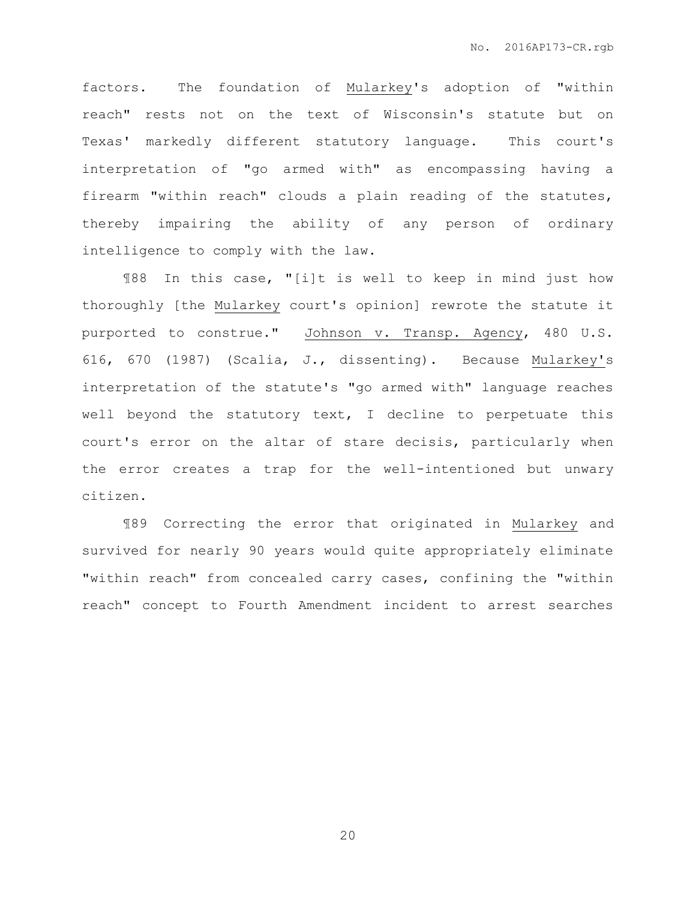factors. The foundation of Mularkey's adoption of "within reach" rests not on the text of Wisconsin's statute but on Texas' markedly different statutory language. This court's interpretation of "go armed with" as encompassing having a firearm "within reach" clouds a plain reading of the statutes, thereby impairing the ability of any person of ordinary intelligence to comply with the law.

¶88 In this case, "[i]t is well to keep in mind just how thoroughly [the Mularkey court's opinion] rewrote the statute it purported to construe." Johnson v. Transp. Agency, 480 U.S. 616, 670 (1987) (Scalia, J., dissenting). Because Mularkey's interpretation of the statute's "go armed with" language reaches well beyond the statutory text, I decline to perpetuate this court's error on the altar of stare decisis, particularly when the error creates a trap for the well-intentioned but unwary citizen.

¶89 Correcting the error that originated in Mularkey and survived for nearly 90 years would quite appropriately eliminate "within reach" from concealed carry cases, confining the "within reach" concept to Fourth Amendment incident to arrest searches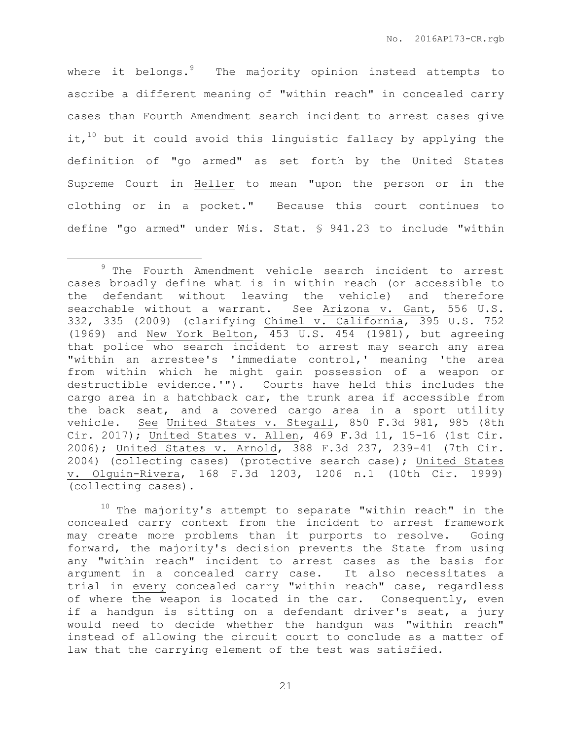where it belongs.[9] The majority opinion instead attempts to ascribe a different meaning of "within reach" in concealed carry cases than Fourth Amendment search incident to arrest cases give it,[10] but it could avoid this linguistic fallacy by applying the definition of "go armed" as set forth by the United States Supreme Court in Heller to mean "upon the person or in the clothing or in a pocket." Because this court continues to define "go armed" under Wis. Stat. § 941.23 to include "within

---

[9] The Fourth Amendment vehicle search incident to arrest cases broadly define what is in within reach (or accessible to the defendant without leaving the vehicle) and therefore searchable without a warrant. See Arizona v. Gant, 556 U.S. 332, 335 (2009) (clarifying Chimel v. California, 395 U.S. 752 (1969) and New York Belton, 453 U.S. 454 (1981), but agreeing that police who search incident to arrest may search any area "within an arrestee's 'immediate control,' meaning 'the area from within which he might gain possession of a weapon or destructible evidence.'"). Courts have held this includes the cargo area in a hatchback car, the trunk area if accessible from the back seat, and a covered cargo area in a sport utility vehicle. See United States v. Stegall, 850 F.3d 981, 985 (8th Cir. 2017); United States v. Allen, 469 F.3d 11, 15-16 (1st Cir. 2006); United States v. Arnold, 388 F.3d 237, 239-41 (7th Cir. 2004) (collecting cases) (protective search case); United States v. Olguin-Rivera, 168 F.3d 1203, 1206 n.1 (10th Cir. 1999) (collecting cases).

[10] The majority's attempt to separate "within reach" in the concealed carry context from the incident to arrest framework may create more problems than it purports to resolve. Going forward, the majority's decision prevents the State from using any "within reach" incident to arrest cases as the basis for argument in a concealed carry case. It also necessitates a trial in <u>every</u> concealed carry "within reach" case, regardless of where the weapon is located in the car. Consequently, even if a handgun is sitting on a defendant driver's seat, a jury would need to decide whether the handgun was "within reach" instead of allowing the circuit court to conclude as a matter of law that the carrying element of the test was satisfied.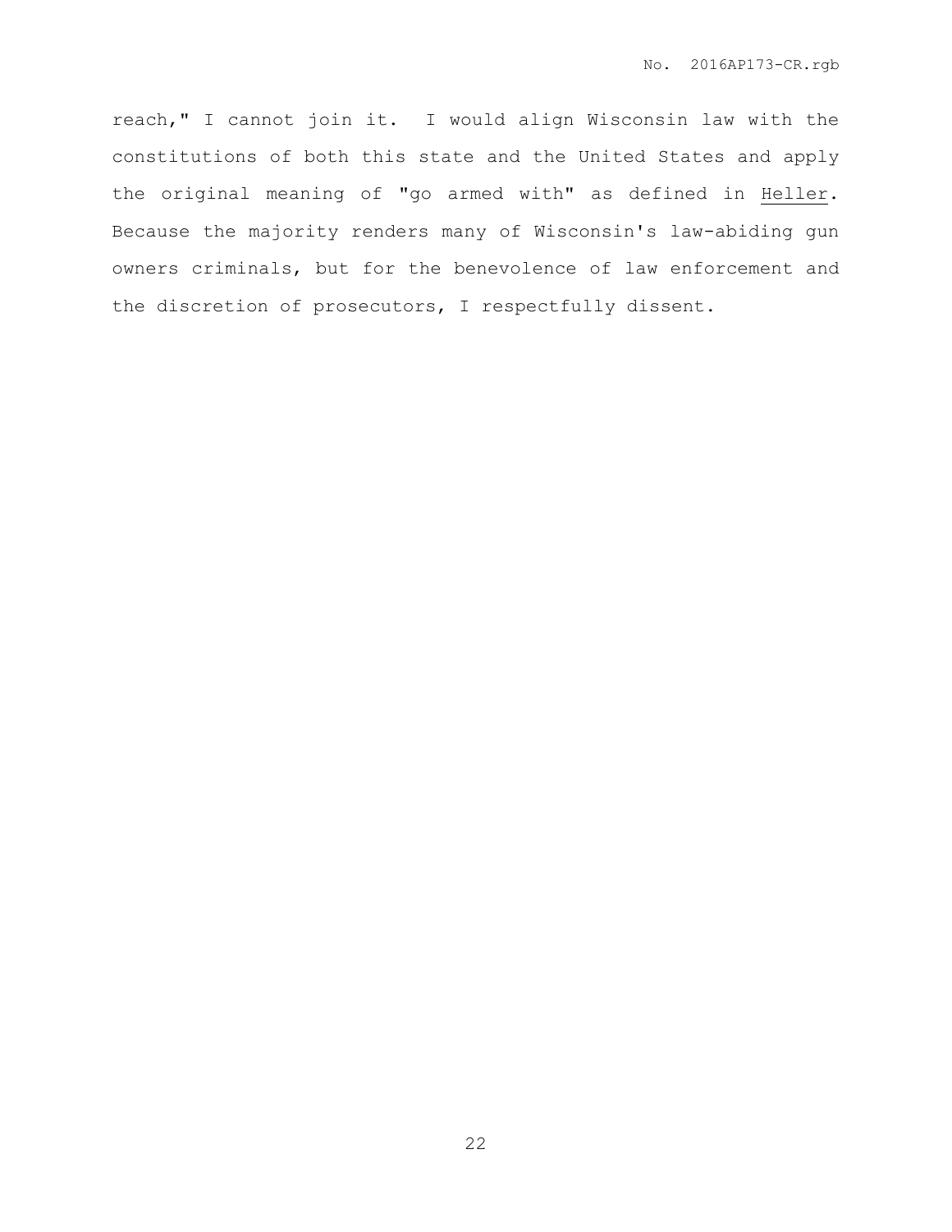reach," I cannot join it. I would align Wisconsin law with the constitutions of both this state and the United States and apply the original meaning of "go armed with" as defined in Heller. Because the majority renders many of Wisconsin's law-abiding gun owners criminals, but for the benevolence of law enforcement and the discretion of prosecutors, I respectfully dissent.